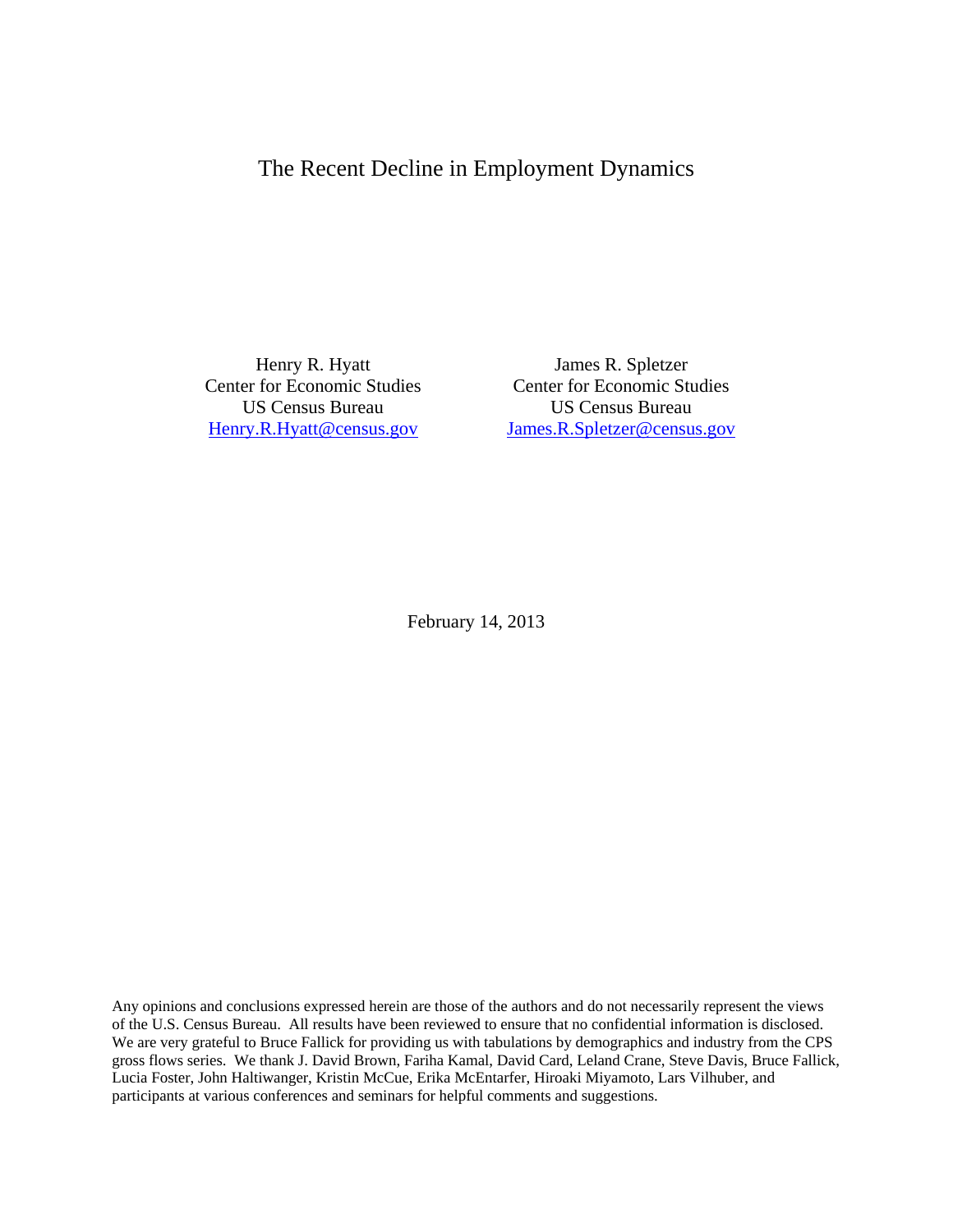# The Recent Decline in Employment Dynamics

Henry R. Hyatt
Center for Economic Studies
US Census Bureau
Henry.R.Hyatt@census.gov

James R. Spletzer
Center for Economic Studies
US Census Bureau
James.R.Spletzer@census.gov

February 14, 2013

Any opinions and conclusions expressed herein are those of the authors and do not necessarily represent the views of the U.S. Census Bureau. All results have been reviewed to ensure that no confidential information is disclosed. We are very grateful to Bruce Fallick for providing us with tabulations by demographics and industry from the CPS gross flows series. We thank J. David Brown, Fariha Kamal, David Card, Leland Crane, Steve Davis, Bruce Fallick, Lucia Foster, John Haltiwanger, Kristin McCue, Erika McEntarfer, Hiroaki Miyamoto, Lars Vilhuber, and participants at various conferences and seminars for helpful comments and suggestions.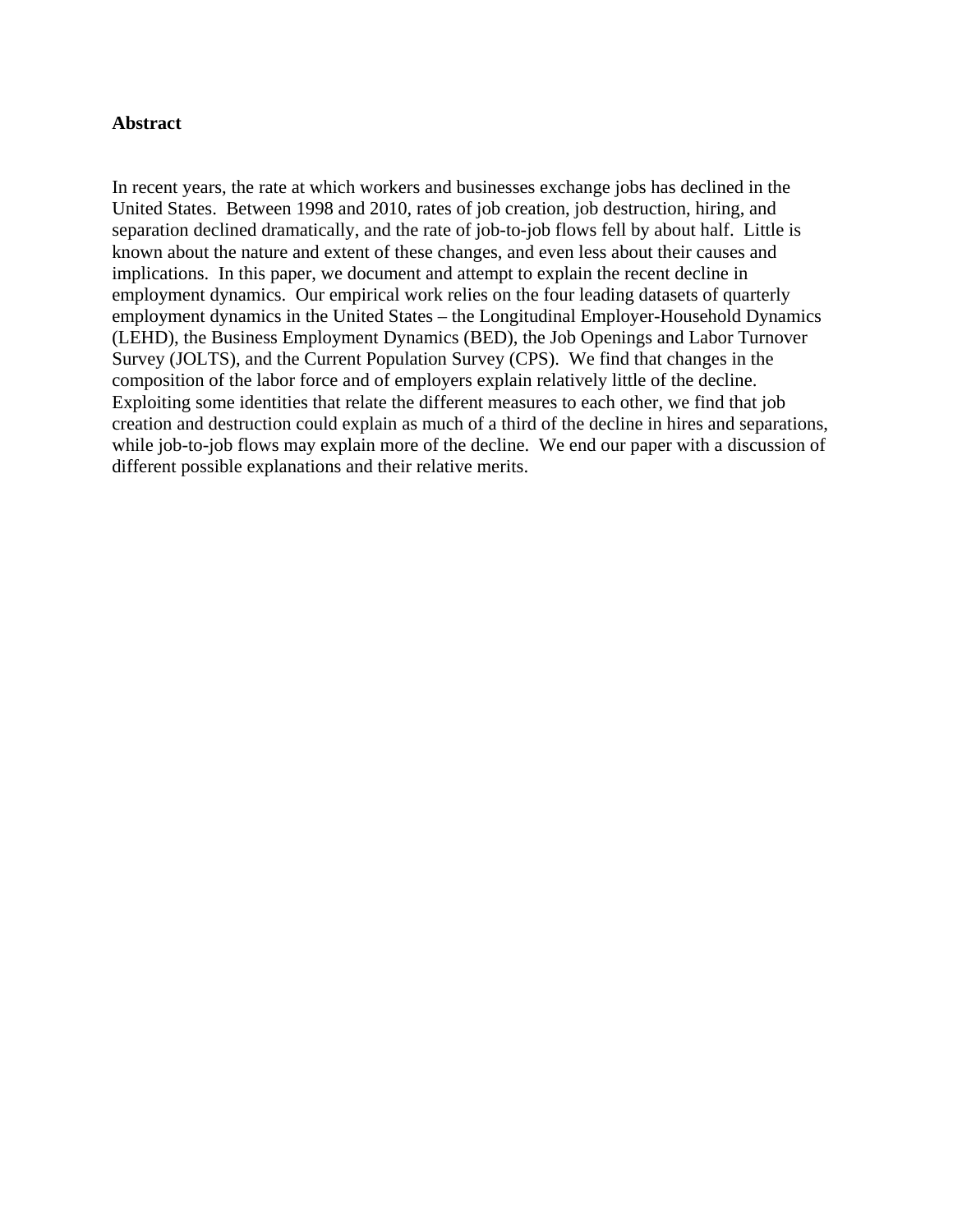**Abstract**

In recent years, the rate at which workers and businesses exchange jobs has declined in the United States. Between 1998 and 2010, rates of job creation, job destruction, hiring, and separation declined dramatically, and the rate of job-to-job flows fell by about half. Little is known about the nature and extent of these changes, and even less about their causes and implications. In this paper, we document and attempt to explain the recent decline in employment dynamics. Our empirical work relies on the four leading datasets of quarterly employment dynamics in the United States – the Longitudinal Employer-Household Dynamics (LEHD), the Business Employment Dynamics (BED), the Job Openings and Labor Turnover Survey (JOLTS), and the Current Population Survey (CPS). We find that changes in the composition of the labor force and of employers explain relatively little of the decline. Exploiting some identities that relate the different measures to each other, we find that job creation and destruction could explain as much of a third of the decline in hires and separations, while job-to-job flows may explain more of the decline. We end our paper with a discussion of different possible explanations and their relative merits.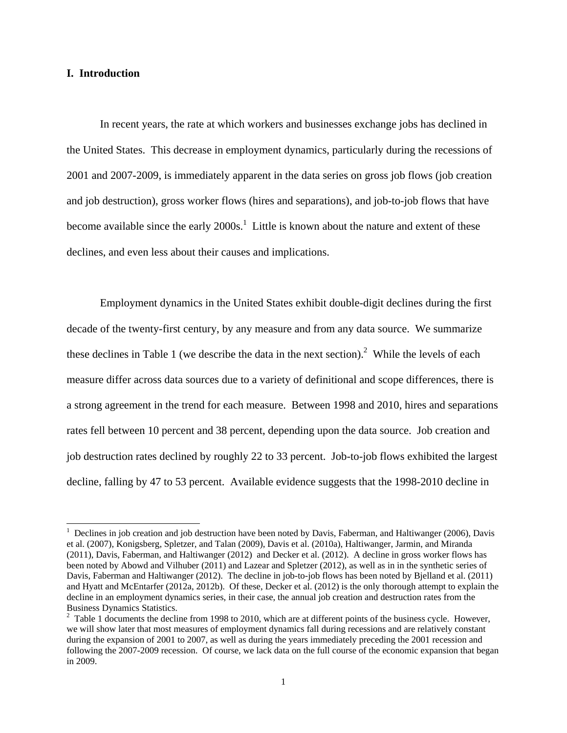## I. Introduction

In recent years, the rate at which workers and businesses exchange jobs has declined in the United States. This decrease in employment dynamics, particularly during the recessions of 2001 and 2007-2009, is immediately apparent in the data series on gross job flows (job creation and job destruction), gross worker flows (hires and separations), and job-to-job flows that have become available since the early 2000s.[1] Little is known about the nature and extent of these declines, and even less about their causes and implications.

Employment dynamics in the United States exhibit double-digit declines during the first decade of the twenty-first century, by any measure and from any data source. We summarize these declines in Table 1 (we describe the data in the next section).[2] While the levels of each measure differ across data sources due to a variety of definitional and scope differences, there is a strong agreement in the trend for each measure. Between 1998 and 2010, hires and separations rates fell between 10 percent and 38 percent, depending upon the data source. Job creation and job destruction rates declined by roughly 22 to 33 percent. Job-to-job flows exhibited the largest decline, falling by 47 to 53 percent. Available evidence suggests that the 1998-2010 decline in

---

[1] Declines in job creation and job destruction have been noted by Davis, Faberman, and Haltiwanger (2006), Davis et al. (2007), Konigsberg, Spletzer, and Talan (2009), Davis et al. (2010a), Haltiwanger, Jarmin, and Miranda (2011), Davis, Faberman, and Haltiwanger (2012) and Decker et al. (2012). A decline in gross worker flows has been noted by Abowd and Vilhuber (2011) and Lazear and Spletzer (2012), as well as in in the synthetic series of Davis, Faberman and Haltiwanger (2012). The decline in job-to-job flows has been noted by Bjelland et al. (2011) and Hyatt and McEntarfer (2012a, 2012b). Of these, Decker et al. (2012) is the only thorough attempt to explain the decline in an employment dynamics series, in their case, the annual job creation and destruction rates from the Business Dynamics Statistics.

[2] Table 1 documents the decline from 1998 to 2010, which are at different points of the business cycle. However, we will show later that most measures of employment dynamics fall during recessions and are relatively constant during the expansion of 2001 to 2007, as well as during the years immediately preceding the 2001 recession and following the 2007-2009 recession. Of course, we lack data on the full course of the economic expansion that began in 2009.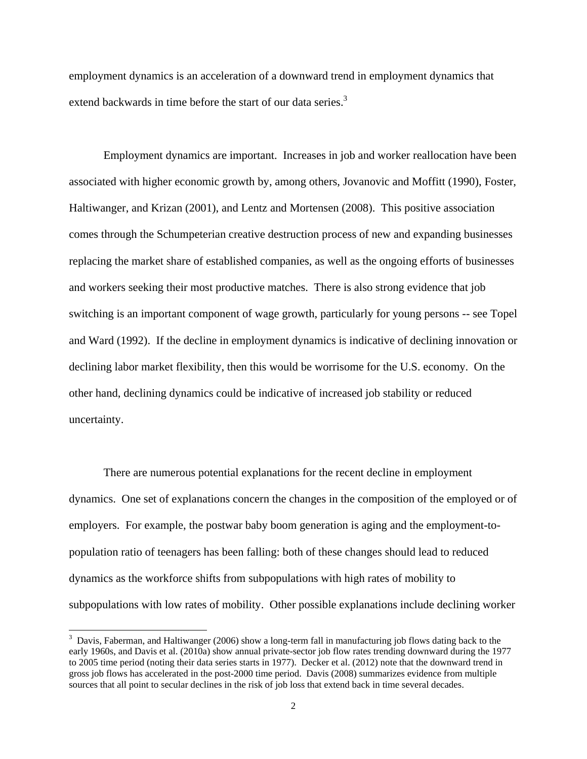employment dynamics is an acceleration of a downward trend in employment dynamics that extend backwards in time before the start of our data series.[3]

Employment dynamics are important. Increases in job and worker reallocation have been associated with higher economic growth by, among others, Jovanovic and Moffitt (1990), Foster, Haltiwanger, and Krizan (2001), and Lentz and Mortensen (2008). This positive association comes through the Schumpeterian creative destruction process of new and expanding businesses replacing the market share of established companies, as well as the ongoing efforts of businesses and workers seeking their most productive matches. There is also strong evidence that job switching is an important component of wage growth, particularly for young persons -- see Topel and Ward (1992). If the decline in employment dynamics is indicative of declining innovation or declining labor market flexibility, then this would be worrisome for the U.S. economy. On the other hand, declining dynamics could be indicative of increased job stability or reduced uncertainty.

There are numerous potential explanations for the recent decline in employment dynamics. One set of explanations concern the changes in the composition of the employed or of employers. For example, the postwar baby boom generation is aging and the employment-to-population ratio of teenagers has been falling: both of these changes should lead to reduced dynamics as the workforce shifts from subpopulations with high rates of mobility to subpopulations with low rates of mobility. Other possible explanations include declining worker

[3] Davis, Faberman, and Haltiwanger (2006) show a long-term fall in manufacturing job flows dating back to the early 1960s, and Davis et al. (2010a) show annual private-sector job flow rates trending downward during the 1977 to 2005 time period (noting their data series starts in 1977). Decker et al. (2012) note that the downward trend in gross job flows has accelerated in the post-2000 time period. Davis (2008) summarizes evidence from multiple sources that all point to secular declines in the risk of job loss that extend back in time several decades.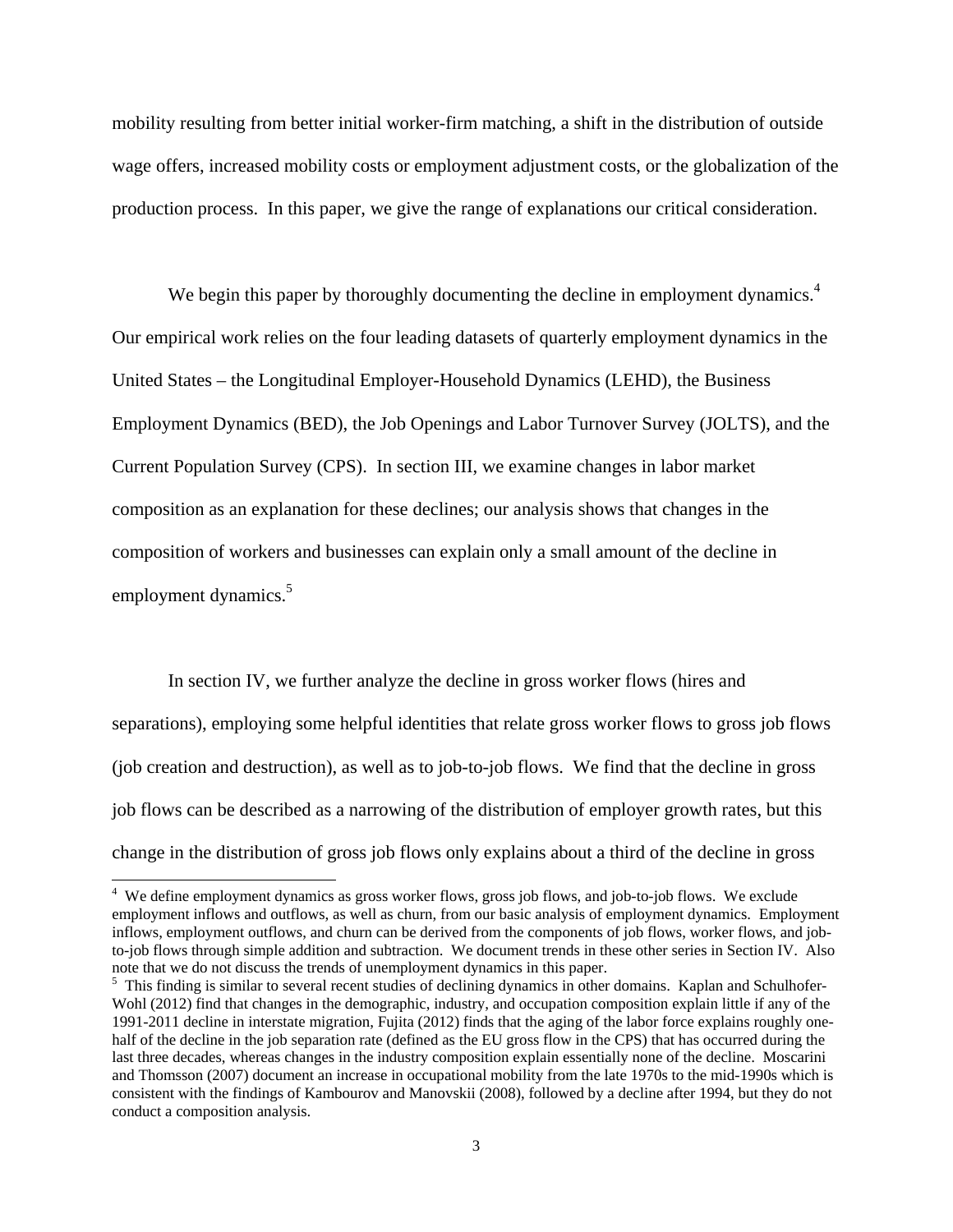mobility resulting from better initial worker-firm matching, a shift in the distribution of outside wage offers, increased mobility costs or employment adjustment costs, or the globalization of the production process. In this paper, we give the range of explanations our critical consideration.

We begin this paper by thoroughly documenting the decline in employment dynamics.[4] Our empirical work relies on the four leading datasets of quarterly employment dynamics in the United States – the Longitudinal Employer-Household Dynamics (LEHD), the Business Employment Dynamics (BED), the Job Openings and Labor Turnover Survey (JOLTS), and the Current Population Survey (CPS). In section III, we examine changes in labor market composition as an explanation for these declines; our analysis shows that changes in the composition of workers and businesses can explain only a small amount of the decline in employment dynamics.[5]

In section IV, we further analyze the decline in gross worker flows (hires and separations), employing some helpful identities that relate gross worker flows to gross job flows (job creation and destruction), as well as to job-to-job flows. We find that the decline in gross job flows can be described as a narrowing of the distribution of employer growth rates, but this change in the distribution of gross job flows only explains about a third of the decline in gross

---

[4] We define employment dynamics as gross worker flows, gross job flows, and job-to-job flows. We exclude employment inflows and outflows, as well as churn, from our basic analysis of employment dynamics. Employment inflows, employment outflows, and churn can be derived from the components of job flows, worker flows, and job-to-job flows through simple addition and subtraction. We document trends in these other series in Section IV. Also note that we do not discuss the trends of unemployment dynamics in this paper.

[5] This finding is similar to several recent studies of declining dynamics in other domains. Kaplan and Schulhofer-Wohl (2012) find that changes in the demographic, industry, and occupation composition explain little if any of the 1991-2011 decline in interstate migration, Fujita (2012) finds that the aging of the labor force explains roughly one-half of the decline in the job separation rate (defined as the EU gross flow in the CPS) that has occurred during the last three decades, whereas changes in the industry composition explain essentially none of the decline. Moscarini and Thomsson (2007) document an increase in occupational mobility from the late 1970s to the mid-1990s which is consistent with the findings of Kambourov and Manovskii (2008), followed by a decline after 1994, but they do not conduct a composition analysis.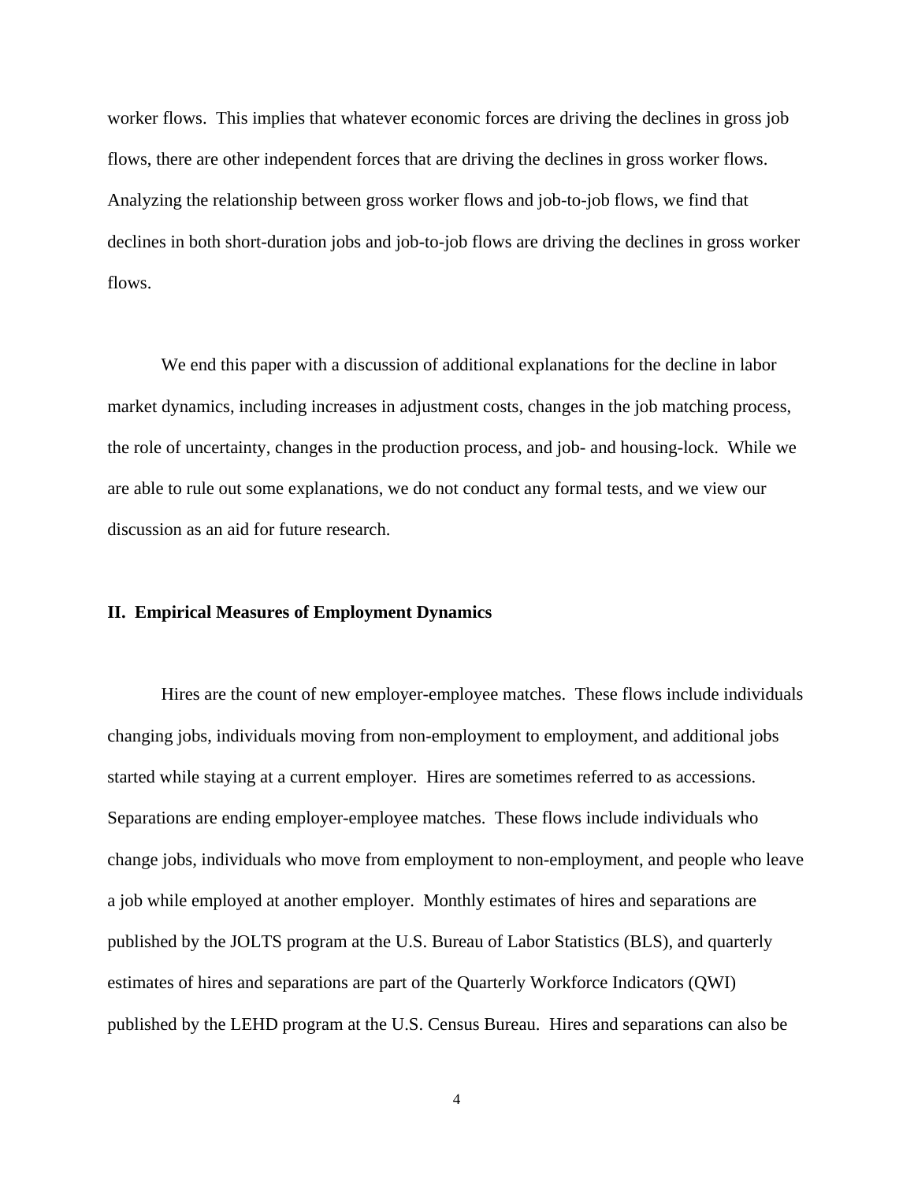worker flows. This implies that whatever economic forces are driving the declines in gross job flows, there are other independent forces that are driving the declines in gross worker flows. Analyzing the relationship between gross worker flows and job-to-job flows, we find that declines in both short-duration jobs and job-to-job flows are driving the declines in gross worker flows.

We end this paper with a discussion of additional explanations for the decline in labor market dynamics, including increases in adjustment costs, changes in the job matching process, the role of uncertainty, changes in the production process, and job- and housing-lock. While we are able to rule out some explanations, we do not conduct any formal tests, and we view our discussion as an aid for future research.

## II. Empirical Measures of Employment Dynamics

Hires are the count of new employer-employee matches. These flows include individuals changing jobs, individuals moving from non-employment to employment, and additional jobs started while staying at a current employer. Hires are sometimes referred to as accessions. Separations are ending employer-employee matches. These flows include individuals who change jobs, individuals who move from employment to non-employment, and people who leave a job while employed at another employer. Monthly estimates of hires and separations are published by the JOLTS program at the U.S. Bureau of Labor Statistics (BLS), and quarterly estimates of hires and separations are part of the Quarterly Workforce Indicators (QWI) published by the LEHD program at the U.S. Census Bureau. Hires and separations can also be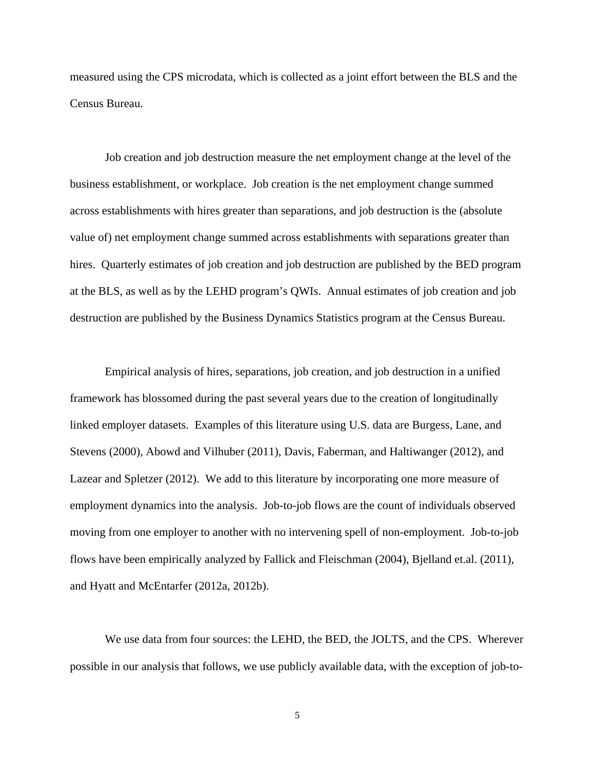measured using the CPS microdata, which is collected as a joint effort between the BLS and the Census Bureau.

Job creation and job destruction measure the net employment change at the level of the business establishment, or workplace. Job creation is the net employment change summed across establishments with hires greater than separations, and job destruction is the (absolute value of) net employment change summed across establishments with separations greater than hires. Quarterly estimates of job creation and job destruction are published by the BED program at the BLS, as well as by the LEHD program's QWIs. Annual estimates of job creation and job destruction are published by the Business Dynamics Statistics program at the Census Bureau.

Empirical analysis of hires, separations, job creation, and job destruction in a unified framework has blossomed during the past several years due to the creation of longitudinally linked employer datasets. Examples of this literature using U.S. data are Burgess, Lane, and Stevens (2000), Abowd and Vilhuber (2011), Davis, Faberman, and Haltiwanger (2012), and Lazear and Spletzer (2012). We add to this literature by incorporating one more measure of employment dynamics into the analysis. Job-to-job flows are the count of individuals observed moving from one employer to another with no intervening spell of non-employment. Job-to-job flows have been empirically analyzed by Fallick and Fleischman (2004), Bjelland et.al. (2011), and Hyatt and McEntarfer (2012a, 2012b).

We use data from four sources: the LEHD, the BED, the JOLTS, and the CPS. Wherever possible in our analysis that follows, we use publicly available data, with the exception of job-to-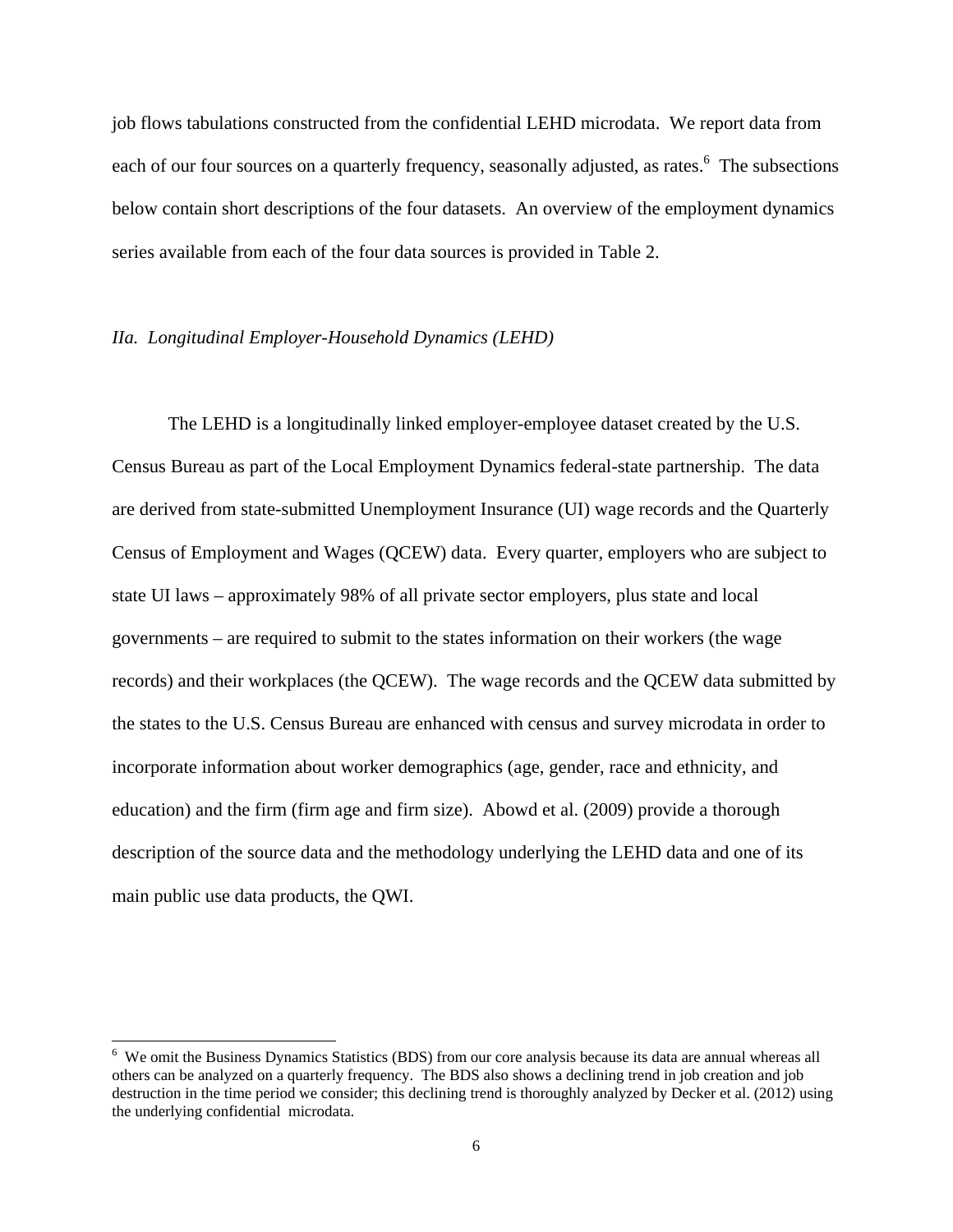job flows tabulations constructed from the confidential LEHD microdata. We report data from each of our four sources on a quarterly frequency, seasonally adjusted, as rates.[6] The subsections below contain short descriptions of the four datasets. An overview of the employment dynamics series available from each of the four data sources is provided in Table 2.

### *IIa. Longitudinal Employer-Household Dynamics (LEHD)*

The LEHD is a longitudinally linked employer-employee dataset created by the U.S. Census Bureau as part of the Local Employment Dynamics federal-state partnership. The data are derived from state-submitted Unemployment Insurance (UI) wage records and the Quarterly Census of Employment and Wages (QCEW) data. Every quarter, employers who are subject to state UI laws – approximately 98% of all private sector employers, plus state and local governments – are required to submit to the states information on their workers (the wage records) and their workplaces (the QCEW). The wage records and the QCEW data submitted by the states to the U.S. Census Bureau are enhanced with census and survey microdata in order to incorporate information about worker demographics (age, gender, race and ethnicity, and education) and the firm (firm age and firm size). Abowd et al. (2009) provide a thorough description of the source data and the methodology underlying the LEHD data and one of its main public use data products, the QWI.

---

[6] We omit the Business Dynamics Statistics (BDS) from our core analysis because its data are annual whereas all others can be analyzed on a quarterly frequency. The BDS also shows a declining trend in job creation and job destruction in the time period we consider; this declining trend is thoroughly analyzed by Decker et al. (2012) using the underlying confidential microdata.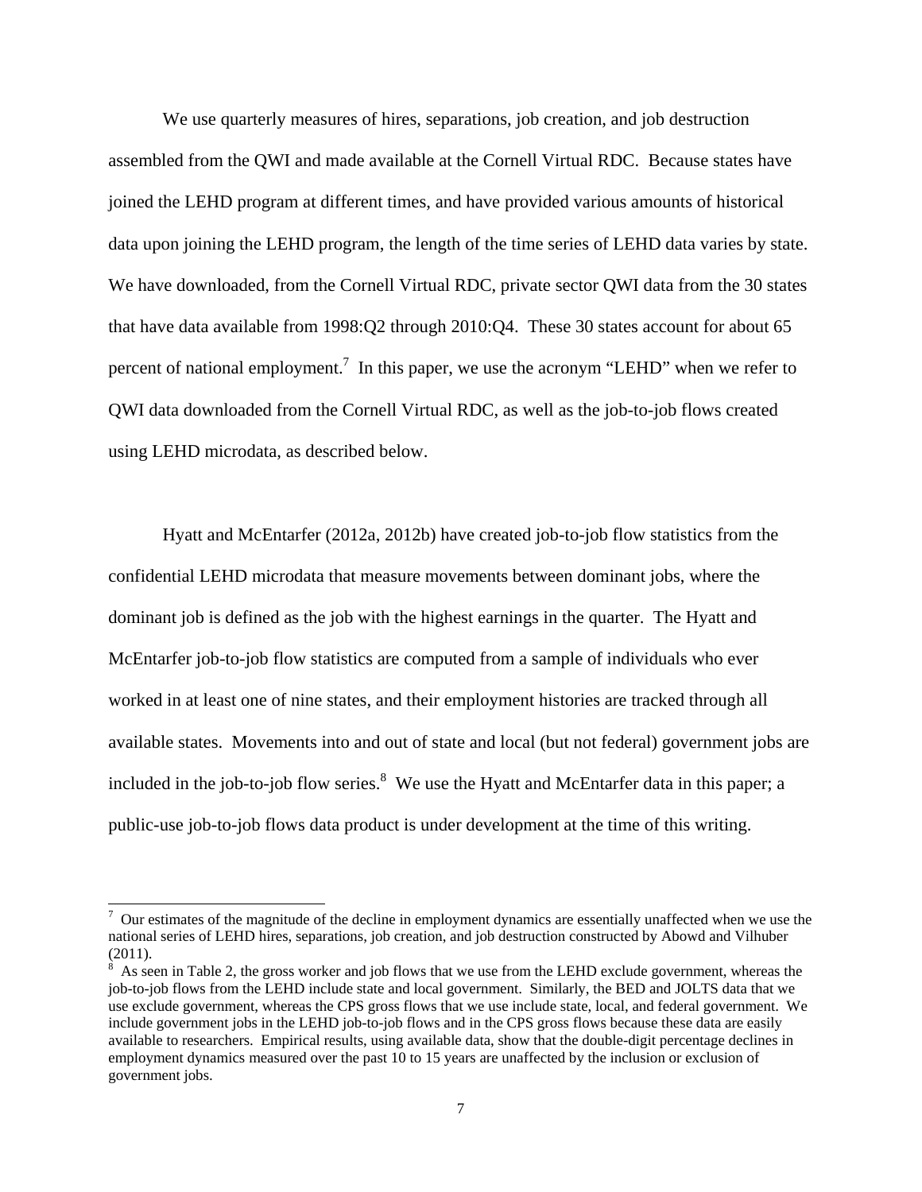We use quarterly measures of hires, separations, job creation, and job destruction assembled from the QWI and made available at the Cornell Virtual RDC. Because states have joined the LEHD program at different times, and have provided various amounts of historical data upon joining the LEHD program, the length of the time series of LEHD data varies by state. We have downloaded, from the Cornell Virtual RDC, private sector QWI data from the 30 states that have data available from 1998:Q2 through 2010:Q4. These 30 states account for about 65 percent of national employment.[7] In this paper, we use the acronym "LEHD" when we refer to QWI data downloaded from the Cornell Virtual RDC, as well as the job-to-job flows created using LEHD microdata, as described below.

Hyatt and McEntarfer (2012a, 2012b) have created job-to-job flow statistics from the confidential LEHD microdata that measure movements between dominant jobs, where the dominant job is defined as the job with the highest earnings in the quarter. The Hyatt and McEntarfer job-to-job flow statistics are computed from a sample of individuals who ever worked in at least one of nine states, and their employment histories are tracked through all available states. Movements into and out of state and local (but not federal) government jobs are included in the job-to-job flow series.[8] We use the Hyatt and McEntarfer data in this paper; a public-use job-to-job flows data product is under development at the time of this writing.

---

[7] Our estimates of the magnitude of the decline in employment dynamics are essentially unaffected when we use the national series of LEHD hires, separations, job creation, and job destruction constructed by Abowd and Vilhuber (2011).

[8] As seen in Table 2, the gross worker and job flows that we use from the LEHD exclude government, whereas the job-to-job flows from the LEHD include state and local government. Similarly, the BED and JOLTS data that we use exclude government, whereas the CPS gross flows that we use include state, local, and federal government. We include government jobs in the LEHD job-to-job flows and in the CPS gross flows because these data are easily available to researchers. Empirical results, using available data, show that the double-digit percentage declines in employment dynamics measured over the past 10 to 15 years are unaffected by the inclusion or exclusion of government jobs.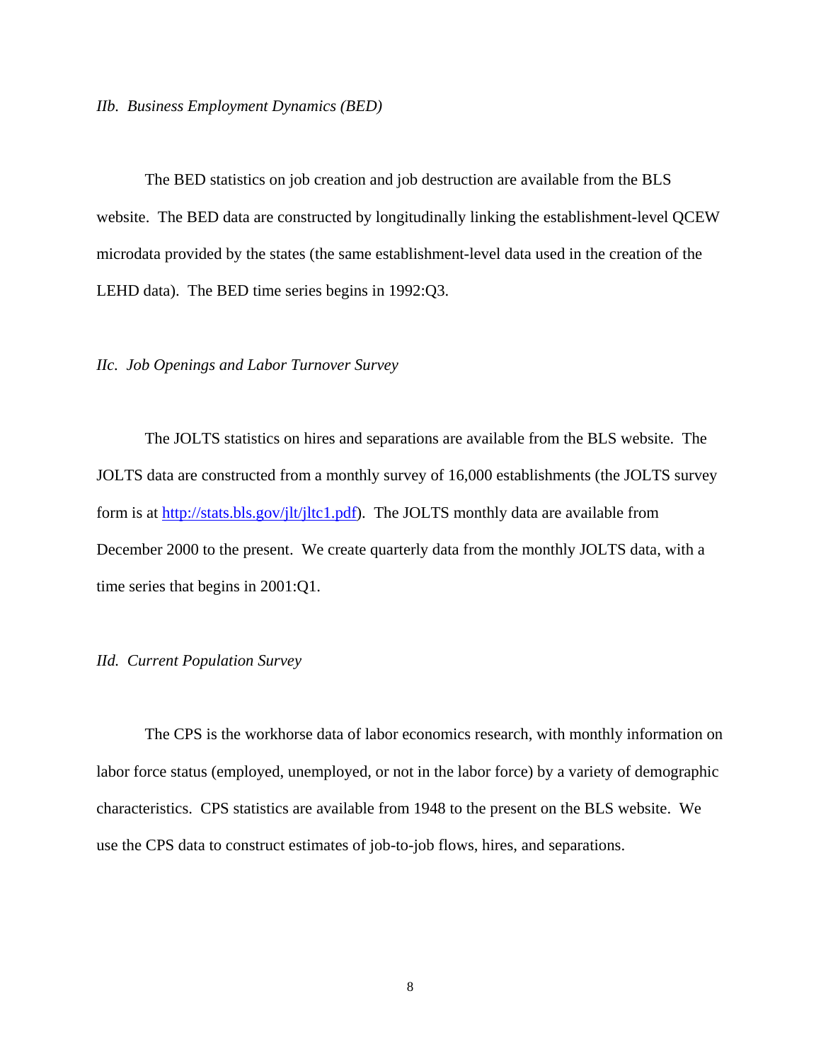### *IIb. Business Employment Dynamics (BED)*

The BED statistics on job creation and job destruction are available from the BLS website. The BED data are constructed by longitudinally linking the establishment-level QCEW microdata provided by the states (the same establishment-level data used in the creation of the LEHD data). The BED time series begins in 1992:Q3.

### *IIc. Job Openings and Labor Turnover Survey*

The JOLTS statistics on hires and separations are available from the BLS website. The JOLTS data are constructed from a monthly survey of 16,000 establishments (the JOLTS survey form is at http://stats.bls.gov/jlt/jltc1.pdf). The JOLTS monthly data are available from December 2000 to the present. We create quarterly data from the monthly JOLTS data, with a time series that begins in 2001:Q1.

### *IId. Current Population Survey*

The CPS is the workhorse data of labor economics research, with monthly information on labor force status (employed, unemployed, or not in the labor force) by a variety of demographic characteristics. CPS statistics are available from 1948 to the present on the BLS website. We use the CPS data to construct estimates of job-to-job flows, hires, and separations.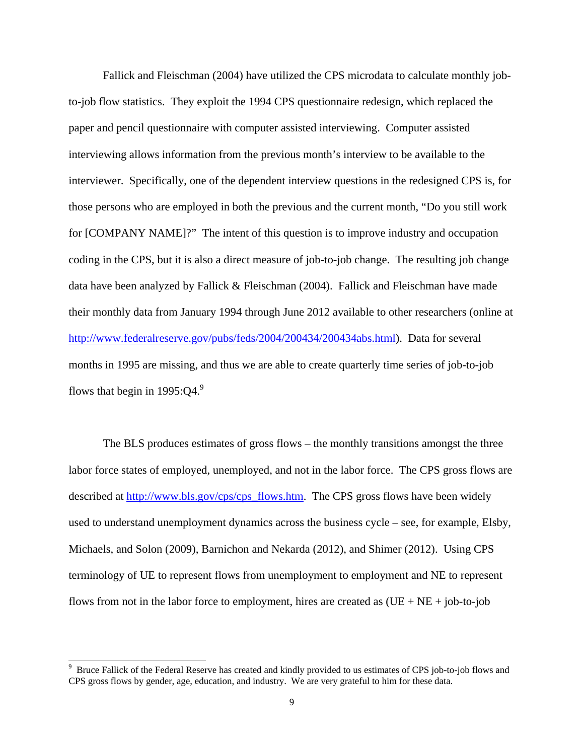Fallick and Fleischman (2004) have utilized the CPS microdata to calculate monthly job-to-job flow statistics. They exploit the 1994 CPS questionnaire redesign, which replaced the paper and pencil questionnaire with computer assisted interviewing. Computer assisted interviewing allows information from the previous month's interview to be available to the interviewer. Specifically, one of the dependent interview questions in the redesigned CPS is, for those persons who are employed in both the previous and the current month, "Do you still work for [COMPANY NAME]?" The intent of this question is to improve industry and occupation coding in the CPS, but it is also a direct measure of job-to-job change. The resulting job change data have been analyzed by Fallick & Fleischman (2004). Fallick and Fleischman have made their monthly data from January 1994 through June 2012 available to other researchers (online at http://www.federalreserve.gov/pubs/feds/2004/200434/200434abs.html). Data for several months in 1995 are missing, and thus we are able to create quarterly time series of job-to-job flows that begin in 1995:Q4.[9]

The BLS produces estimates of gross flows – the monthly transitions amongst the three labor force states of employed, unemployed, and not in the labor force. The CPS gross flows are described at http://www.bls.gov/cps/cps_flows.htm. The CPS gross flows have been widely used to understand unemployment dynamics across the business cycle – see, for example, Elsby, Michaels, and Solon (2009), Barnichon and Nekarda (2012), and Shimer (2012). Using CPS terminology of UE to represent flows from unemployment to employment and NE to represent flows from not in the labor force to employment, hires are created as (UE + NE + job-to-job

---

[9] Bruce Fallick of the Federal Reserve has created and kindly provided to us estimates of CPS job-to-job flows and CPS gross flows by gender, age, education, and industry. We are very grateful to him for these data.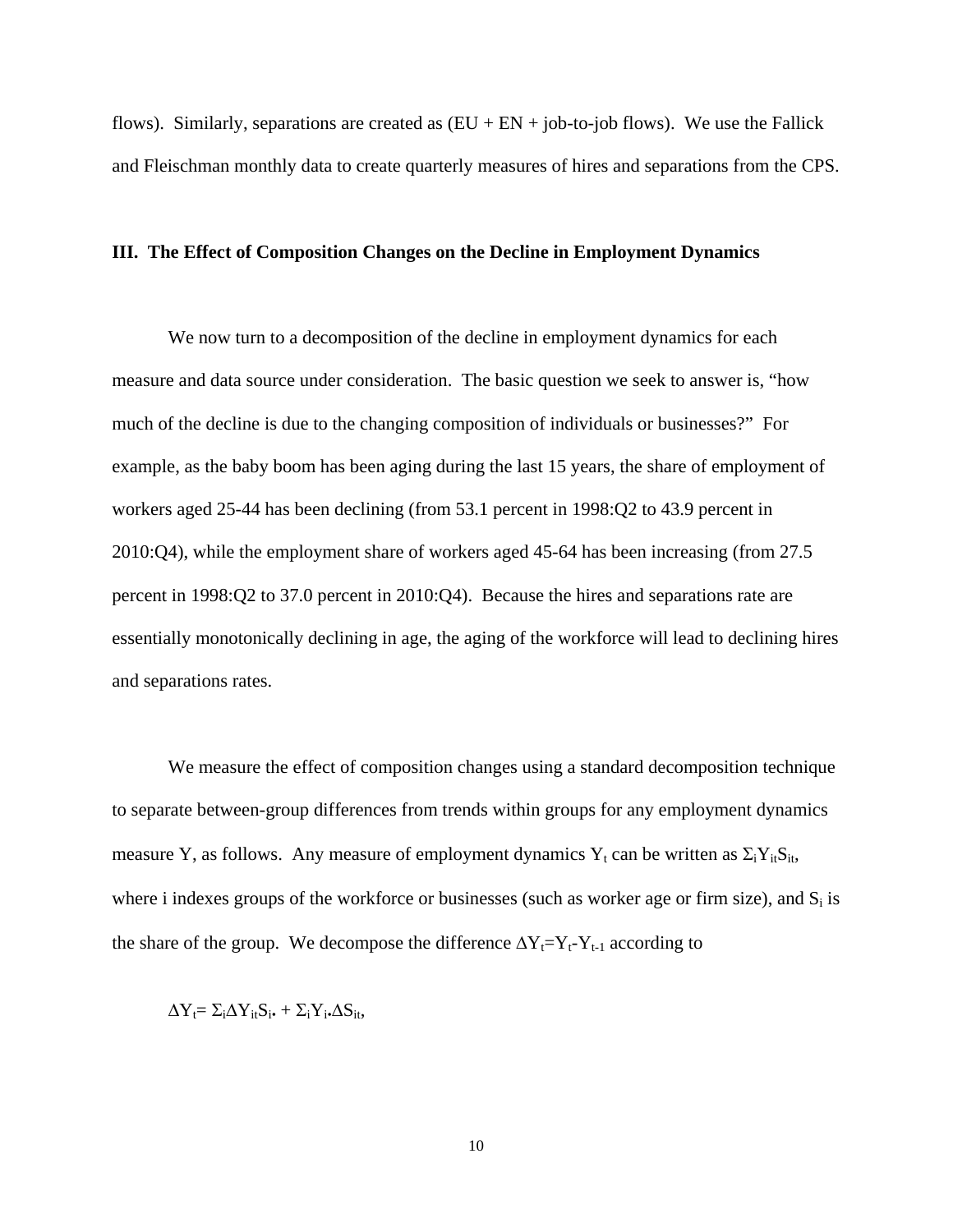flows). Similarly, separations are created as (EU + EN + job-to-job flows). We use the Fallick and Fleischman monthly data to create quarterly measures of hires and separations from the CPS.

## III. The Effect of Composition Changes on the Decline in Employment Dynamics

We now turn to a decomposition of the decline in employment dynamics for each measure and data source under consideration. The basic question we seek to answer is, "how much of the decline is due to the changing composition of individuals or businesses?" For example, as the baby boom has been aging during the last 15 years, the share of employment of workers aged 25-44 has been declining (from 53.1 percent in 1998:Q2 to 43.9 percent in 2010:Q4), while the employment share of workers aged 45-64 has been increasing (from 27.5 percent in 1998:Q2 to 37.0 percent in 2010:Q4). Because the hires and separations rate are essentially monotonically declining in age, the aging of the workforce will lead to declining hires and separations rates.

We measure the effect of composition changes using a standard decomposition technique to separate between-group differences from trends within groups for any employment dynamics measure Y, as follows. Any measure of employment dynamics $Y_t$ can be written as $\Sigma_i Y_{it} S_{it}$, where i indexes groups of the workforce or businesses (such as worker age or firm size), and $S_i$ is the share of the group. We decompose the difference $\Delta Y_t = Y_t - Y_{t-1}$ according to

$$\Delta Y_t = \Sigma_i \Delta Y_{it} S_{i\bullet} + \Sigma_i Y_{i\bullet} \Delta S_{it},$$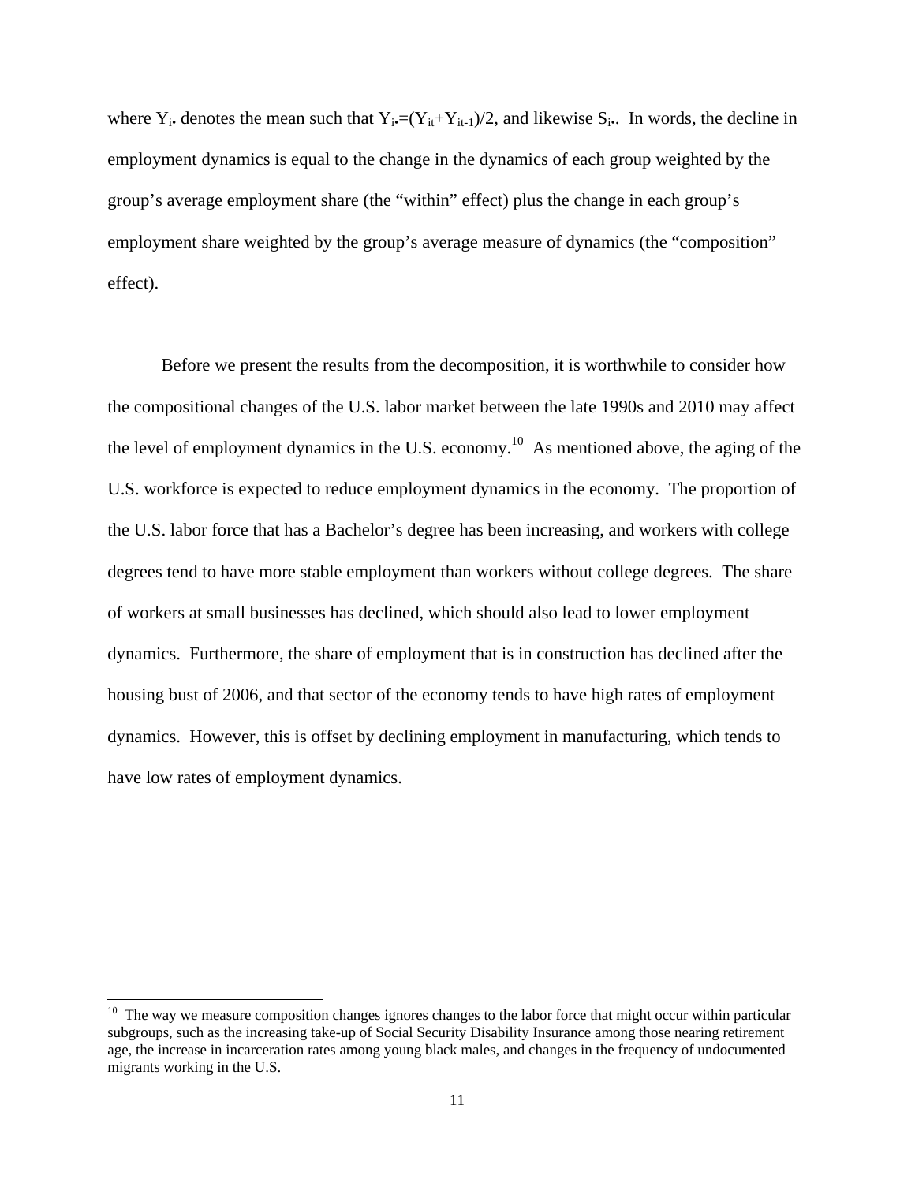where $Y_{i\bullet}$ denotes the mean such that $Y_{i\bullet}=(Y_{it}+Y_{it-1})/2$, and likewise $S_{i\bullet}$. In words, the decline in employment dynamics is equal to the change in the dynamics of each group weighted by the group's average employment share (the "within" effect) plus the change in each group's employment share weighted by the group's average measure of dynamics (the "composition" effect).

Before we present the results from the decomposition, it is worthwhile to consider how the compositional changes of the U.S. labor market between the late 1990s and 2010 may affect the level of employment dynamics in the U.S. economy.[10] As mentioned above, the aging of the U.S. workforce is expected to reduce employment dynamics in the economy. The proportion of the U.S. labor force that has a Bachelor's degree has been increasing, and workers with college degrees tend to have more stable employment than workers without college degrees. The share of workers at small businesses has declined, which should also lead to lower employment dynamics. Furthermore, the share of employment that is in construction has declined after the housing bust of 2006, and that sector of the economy tends to have high rates of employment dynamics. However, this is offset by declining employment in manufacturing, which tends to have low rates of employment dynamics.

[10] The way we measure composition changes ignores changes to the labor force that might occur within particular subgroups, such as the increasing take-up of Social Security Disability Insurance among those nearing retirement age, the increase in incarceration rates among young black males, and changes in the frequency of undocumented migrants working in the U.S.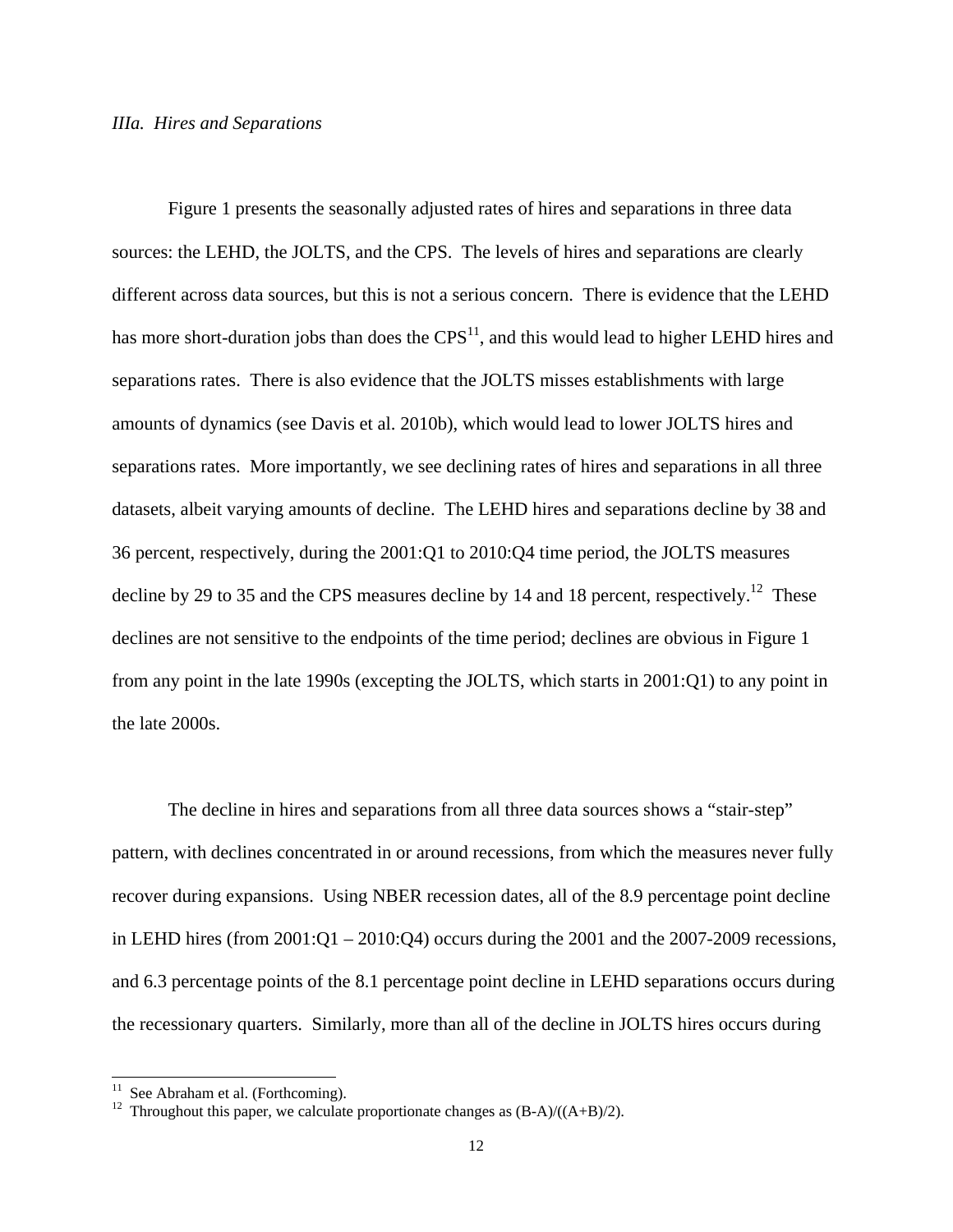### *IIIa. Hires and Separations*

Figure 1 presents the seasonally adjusted rates of hires and separations in three data sources: the LEHD, the JOLTS, and the CPS. The levels of hires and separations are clearly different across data sources, but this is not a serious concern. There is evidence that the LEHD has more short-duration jobs than does the CPS[11], and this would lead to higher LEHD hires and separations rates. There is also evidence that the JOLTS misses establishments with large amounts of dynamics (see Davis et al. 2010b), which would lead to lower JOLTS hires and separations rates. More importantly, we see declining rates of hires and separations in all three datasets, albeit varying amounts of decline. The LEHD hires and separations decline by 38 and 36 percent, respectively, during the 2001:Q1 to 2010:Q4 time period, the JOLTS measures decline by 29 to 35 and the CPS measures decline by 14 and 18 percent, respectively.[12] These declines are not sensitive to the endpoints of the time period; declines are obvious in Figure 1 from any point in the late 1990s (excepting the JOLTS, which starts in 2001:Q1) to any point in the late 2000s.

The decline in hires and separations from all three data sources shows a "stair-step" pattern, with declines concentrated in or around recessions, from which the measures never fully recover during expansions. Using NBER recession dates, all of the 8.9 percentage point decline in LEHD hires (from 2001:Q1 – 2010:Q4) occurs during the 2001 and the 2007-2009 recessions, and 6.3 percentage points of the 8.1 percentage point decline in LEHD separations occurs during the recessionary quarters. Similarly, more than all of the decline in JOLTS hires occurs during

---

[11] See Abraham et al. (Forthcoming).

[12] Throughout this paper, we calculate proportionate changes as $(B-A)/((A+B)/2)$.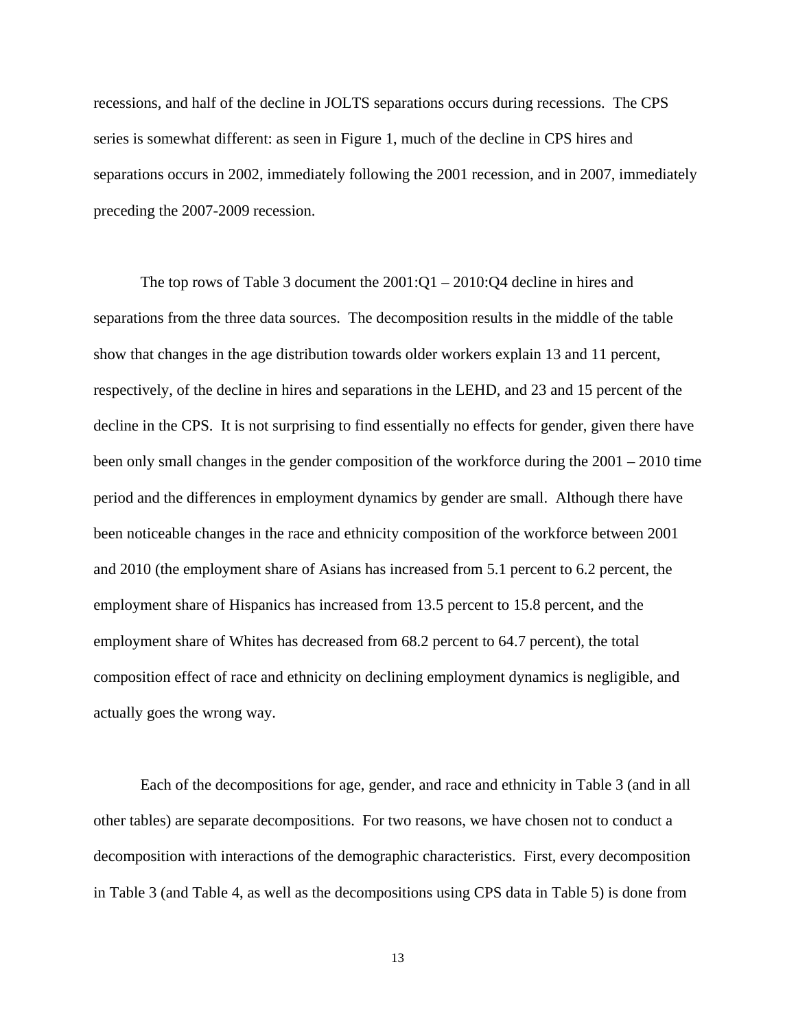recessions, and half of the decline in JOLTS separations occurs during recessions. The CPS series is somewhat different: as seen in Figure 1, much of the decline in CPS hires and separations occurs in 2002, immediately following the 2001 recession, and in 2007, immediately preceding the 2007-2009 recession.

The top rows of Table 3 document the 2001:Q1 – 2010:Q4 decline in hires and separations from the three data sources. The decomposition results in the middle of the table show that changes in the age distribution towards older workers explain 13 and 11 percent, respectively, of the decline in hires and separations in the LEHD, and 23 and 15 percent of the decline in the CPS. It is not surprising to find essentially no effects for gender, given there have been only small changes in the gender composition of the workforce during the 2001 – 2010 time period and the differences in employment dynamics by gender are small. Although there have been noticeable changes in the race and ethnicity composition of the workforce between 2001 and 2010 (the employment share of Asians has increased from 5.1 percent to 6.2 percent, the employment share of Hispanics has increased from 13.5 percent to 15.8 percent, and the employment share of Whites has decreased from 68.2 percent to 64.7 percent), the total composition effect of race and ethnicity on declining employment dynamics is negligible, and actually goes the wrong way.

Each of the decompositions for age, gender, and race and ethnicity in Table 3 (and in all other tables) are separate decompositions. For two reasons, we have chosen not to conduct a decomposition with interactions of the demographic characteristics. First, every decomposition in Table 3 (and Table 4, as well as the decompositions using CPS data in Table 5) is done from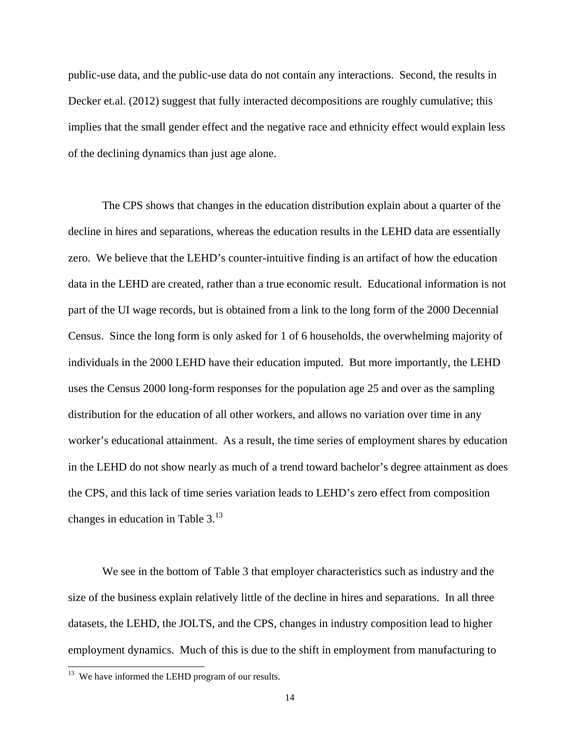public-use data, and the public-use data do not contain any interactions. Second, the results in Decker et.al. (2012) suggest that fully interacted decompositions are roughly cumulative; this implies that the small gender effect and the negative race and ethnicity effect would explain less of the declining dynamics than just age alone.

The CPS shows that changes in the education distribution explain about a quarter of the decline in hires and separations, whereas the education results in the LEHD data are essentially zero. We believe that the LEHD's counter-intuitive finding is an artifact of how the education data in the LEHD are created, rather than a true economic result. Educational information is not part of the UI wage records, but is obtained from a link to the long form of the 2000 Decennial Census. Since the long form is only asked for 1 of 6 households, the overwhelming majority of individuals in the 2000 LEHD have their education imputed. But more importantly, the LEHD uses the Census 2000 long-form responses for the population age 25 and over as the sampling distribution for the education of all other workers, and allows no variation over time in any worker's educational attainment. As a result, the time series of employment shares by education in the LEHD do not show nearly as much of a trend toward bachelor's degree attainment as does the CPS, and this lack of time series variation leads to LEHD's zero effect from composition changes in education in Table 3.[13]

We see in the bottom of Table 3 that employer characteristics such as industry and the size of the business explain relatively little of the decline in hires and separations. In all three datasets, the LEHD, the JOLTS, and the CPS, changes in industry composition lead to higher employment dynamics. Much of this is due to the shift in employment from manufacturing to

[13] We have informed the LEHD program of our results.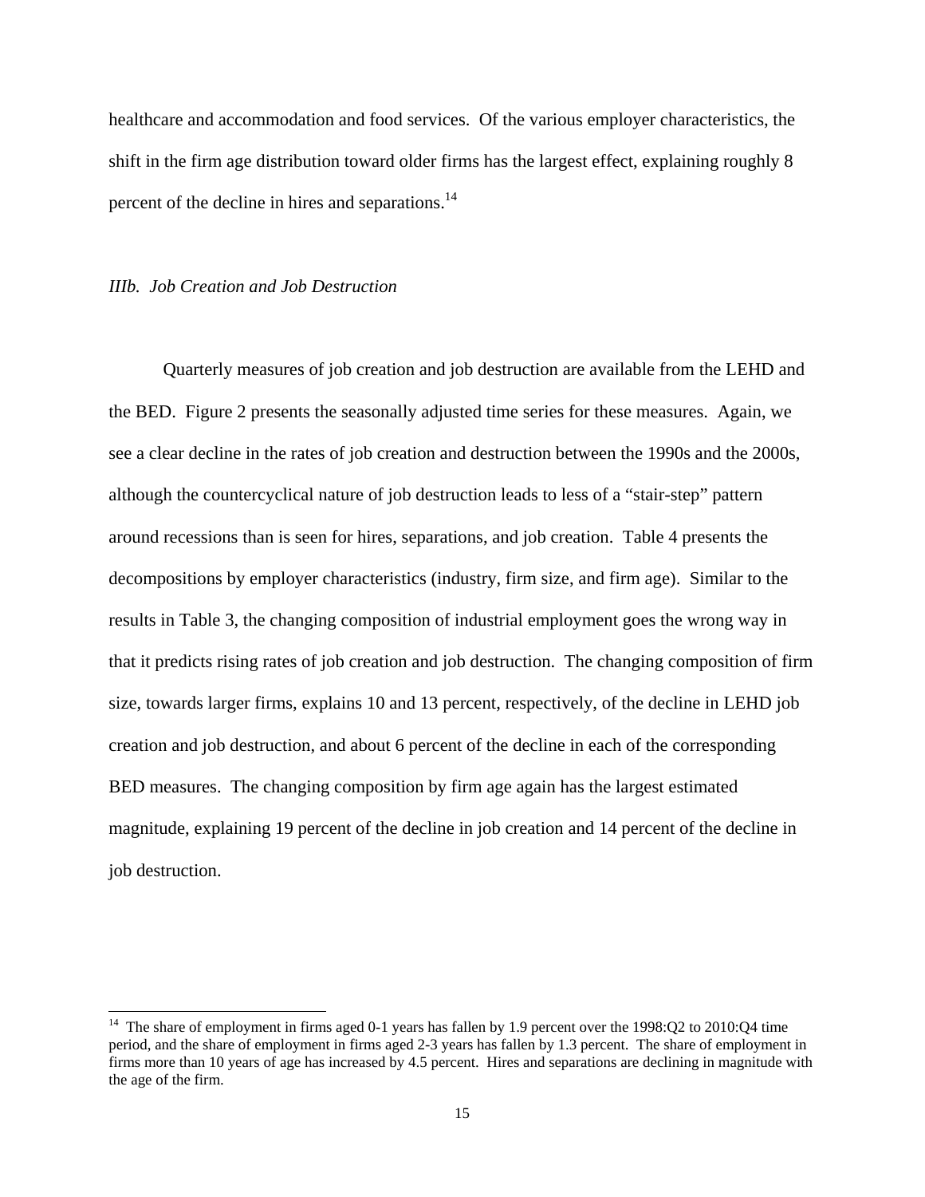healthcare and accommodation and food services. Of the various employer characteristics, the shift in the firm age distribution toward older firms has the largest effect, explaining roughly 8 percent of the decline in hires and separations.[14]

*IIIb. Job Creation and Job Destruction*

Quarterly measures of job creation and job destruction are available from the LEHD and the BED. Figure 2 presents the seasonally adjusted time series for these measures. Again, we see a clear decline in the rates of job creation and destruction between the 1990s and the 2000s, although the countercyclical nature of job destruction leads to less of a "stair-step" pattern around recessions than is seen for hires, separations, and job creation. Table 4 presents the decompositions by employer characteristics (industry, firm size, and firm age). Similar to the results in Table 3, the changing composition of industrial employment goes the wrong way in that it predicts rising rates of job creation and job destruction. The changing composition of firm size, towards larger firms, explains 10 and 13 percent, respectively, of the decline in LEHD job creation and job destruction, and about 6 percent of the decline in each of the corresponding BED measures. The changing composition by firm age again has the largest estimated magnitude, explaining 19 percent of the decline in job creation and 14 percent of the decline in job destruction.

---

[14] The share of employment in firms aged 0-1 years has fallen by 1.9 percent over the 1998:Q2 to 2010:Q4 time period, and the share of employment in firms aged 2-3 years has fallen by 1.3 percent. The share of employment in firms more than 10 years of age has increased by 4.5 percent. Hires and separations are declining in magnitude with the age of the firm.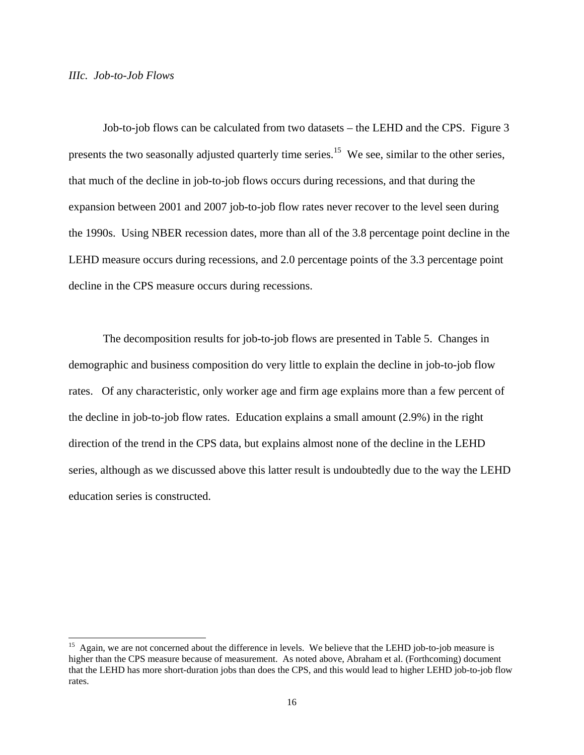*IIIc. Job-to-Job Flows*

Job-to-job flows can be calculated from two datasets – the LEHD and the CPS. Figure 3 presents the two seasonally adjusted quarterly time series.[15] We see, similar to the other series, that much of the decline in job-to-job flows occurs during recessions, and that during the expansion between 2001 and 2007 job-to-job flow rates never recover to the level seen during the 1990s. Using NBER recession dates, more than all of the 3.8 percentage point decline in the LEHD measure occurs during recessions, and 2.0 percentage points of the 3.3 percentage point decline in the CPS measure occurs during recessions.

The decomposition results for job-to-job flows are presented in Table 5. Changes in demographic and business composition do very little to explain the decline in job-to-job flow rates. Of any characteristic, only worker age and firm age explains more than a few percent of the decline in job-to-job flow rates. Education explains a small amount (2.9%) in the right direction of the trend in the CPS data, but explains almost none of the decline in the LEHD series, although as we discussed above this latter result is undoubtedly due to the way the LEHD education series is constructed.

[15] Again, we are not concerned about the difference in levels. We believe that the LEHD job-to-job measure is higher than the CPS measure because of measurement. As noted above, Abraham et al. (Forthcoming) document that the LEHD has more short-duration jobs than does the CPS, and this would lead to higher LEHD job-to-job flow rates.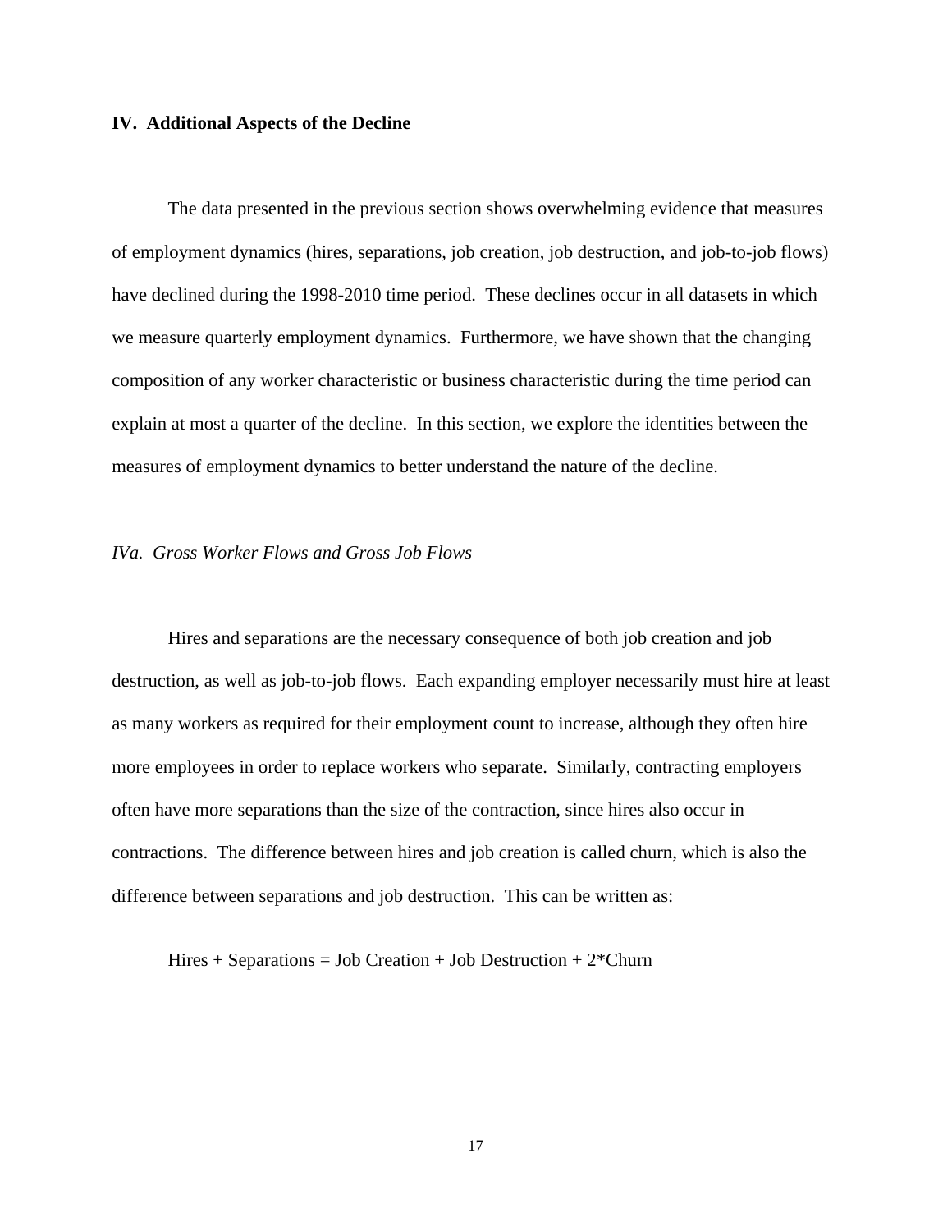## IV. Additional Aspects of the Decline

The data presented in the previous section shows overwhelming evidence that measures of employment dynamics (hires, separations, job creation, job destruction, and job-to-job flows) have declined during the 1998-2010 time period. These declines occur in all datasets in which we measure quarterly employment dynamics. Furthermore, we have shown that the changing composition of any worker characteristic or business characteristic during the time period can explain at most a quarter of the decline. In this section, we explore the identities between the measures of employment dynamics to better understand the nature of the decline.

### *IVa. Gross Worker Flows and Gross Job Flows*

Hires and separations are the necessary consequence of both job creation and job destruction, as well as job-to-job flows. Each expanding employer necessarily must hire at least as many workers as required for their employment count to increase, although they often hire more employees in order to replace workers who separate. Similarly, contracting employers often have more separations than the size of the contraction, since hires also occur in contractions. The difference between hires and job creation is called churn, which is also the difference between separations and job destruction. This can be written as:

Hires + Separations = Job Creation + Job Destruction + 2*Churn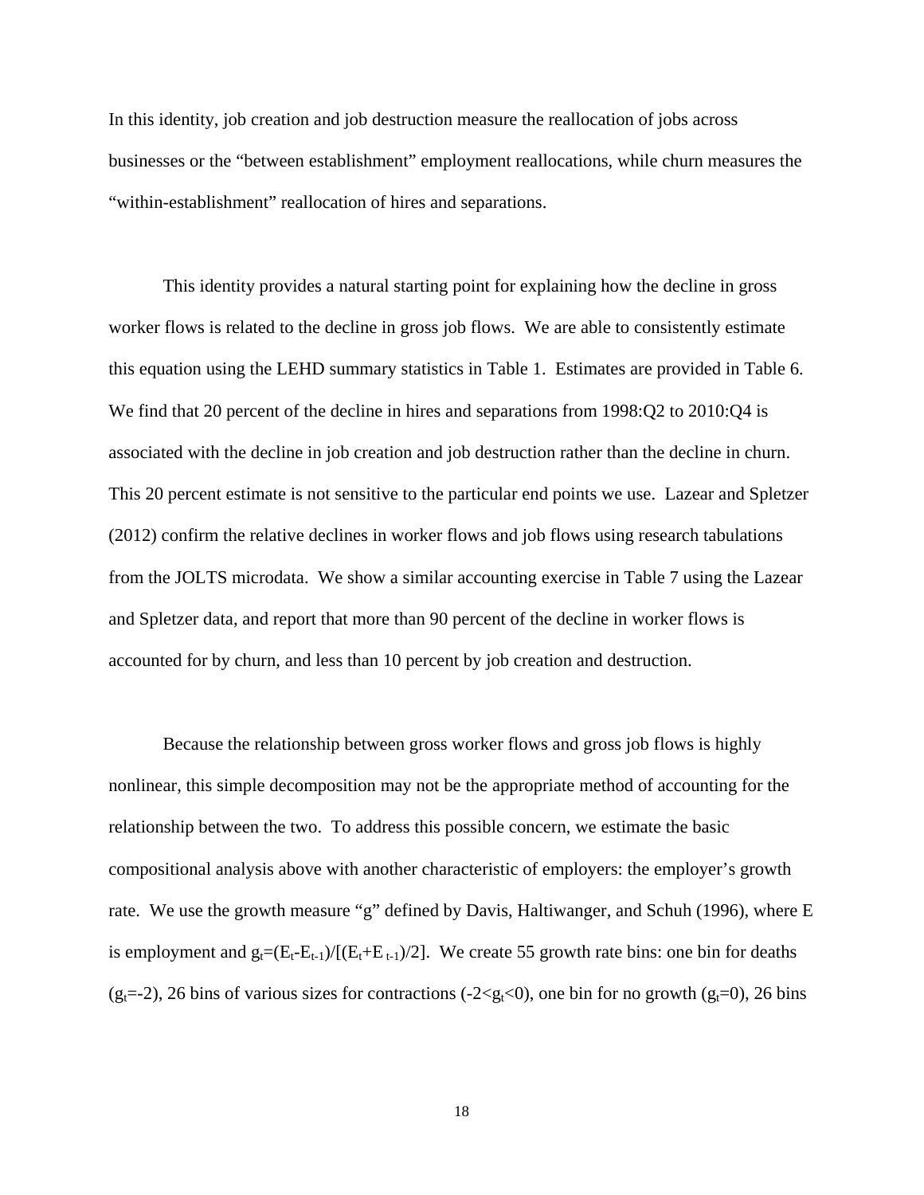In this identity, job creation and job destruction measure the reallocation of jobs across businesses or the "between establishment" employment reallocations, while churn measures the "within-establishment" reallocation of hires and separations.

This identity provides a natural starting point for explaining how the decline in gross worker flows is related to the decline in gross job flows. We are able to consistently estimate this equation using the LEHD summary statistics in Table 1. Estimates are provided in Table 6. We find that 20 percent of the decline in hires and separations from 1998:Q2 to 2010:Q4 is associated with the decline in job creation and job destruction rather than the decline in churn. This 20 percent estimate is not sensitive to the particular end points we use. Lazear and Spletzer (2012) confirm the relative declines in worker flows and job flows using research tabulations from the JOLTS microdata. We show a similar accounting exercise in Table 7 using the Lazear and Spletzer data, and report that more than 90 percent of the decline in worker flows is accounted for by churn, and less than 10 percent by job creation and destruction.

Because the relationship between gross worker flows and gross job flows is highly nonlinear, this simple decomposition may not be the appropriate method of accounting for the relationship between the two. To address this possible concern, we estimate the basic compositional analysis above with another characteristic of employers: the employer's growth rate. We use the growth measure "g" defined by Davis, Haltiwanger, and Schuh (1996), where E is employment and $g_t=(E_t-E_{t-1})/[(E_t+E_{t-1})/2]$. We create 55 growth rate bins: one bin for deaths ($g_t$=-2), 26 bins of various sizes for contractions ($-2<g_t<0$), one bin for no growth ($g_t$=0), 26 bins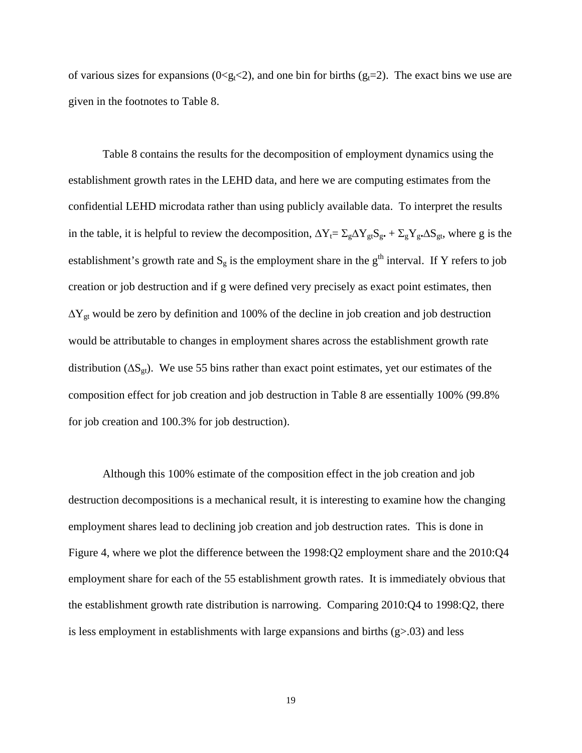of various sizes for expansions ($0<g_t<2$), and one bin for births ($g_t=2$). The exact bins we use are given in the footnotes to Table 8.

Table 8 contains the results for the decomposition of employment dynamics using the establishment growth rates in the LEHD data, and here we are computing estimates from the confidential LEHD microdata rather than using publicly available data. To interpret the results in the table, it is helpful to review the decomposition, $\Delta Y_t = \Sigma_g \Delta Y_{gt} S_{g\bullet} + \Sigma_g Y_{g\bullet} \Delta S_{gt}$, where g is the establishment's growth rate and $S_g$ is the employment share in the $g^{th}$ interval. If Y refers to job creation or job destruction and if g were defined very precisely as exact point estimates, then $\Delta Y_{gt}$ would be zero by definition and 100% of the decline in job creation and job destruction would be attributable to changes in employment shares across the establishment growth rate distribution ($\Delta S_{gt}$). We use 55 bins rather than exact point estimates, yet our estimates of the composition effect for job creation and job destruction in Table 8 are essentially 100% (99.8% for job creation and 100.3% for job destruction).

Although this 100% estimate of the composition effect in the job creation and job destruction decompositions is a mechanical result, it is interesting to examine how the changing employment shares lead to declining job creation and job destruction rates. This is done in Figure 4, where we plot the difference between the 1998:Q2 employment share and the 2010:Q4 employment share for each of the 55 establishment growth rates. It is immediately obvious that the establishment growth rate distribution is narrowing. Comparing 2010:Q4 to 1998:Q2, there is less employment in establishments with large expansions and births ($g>.03$) and less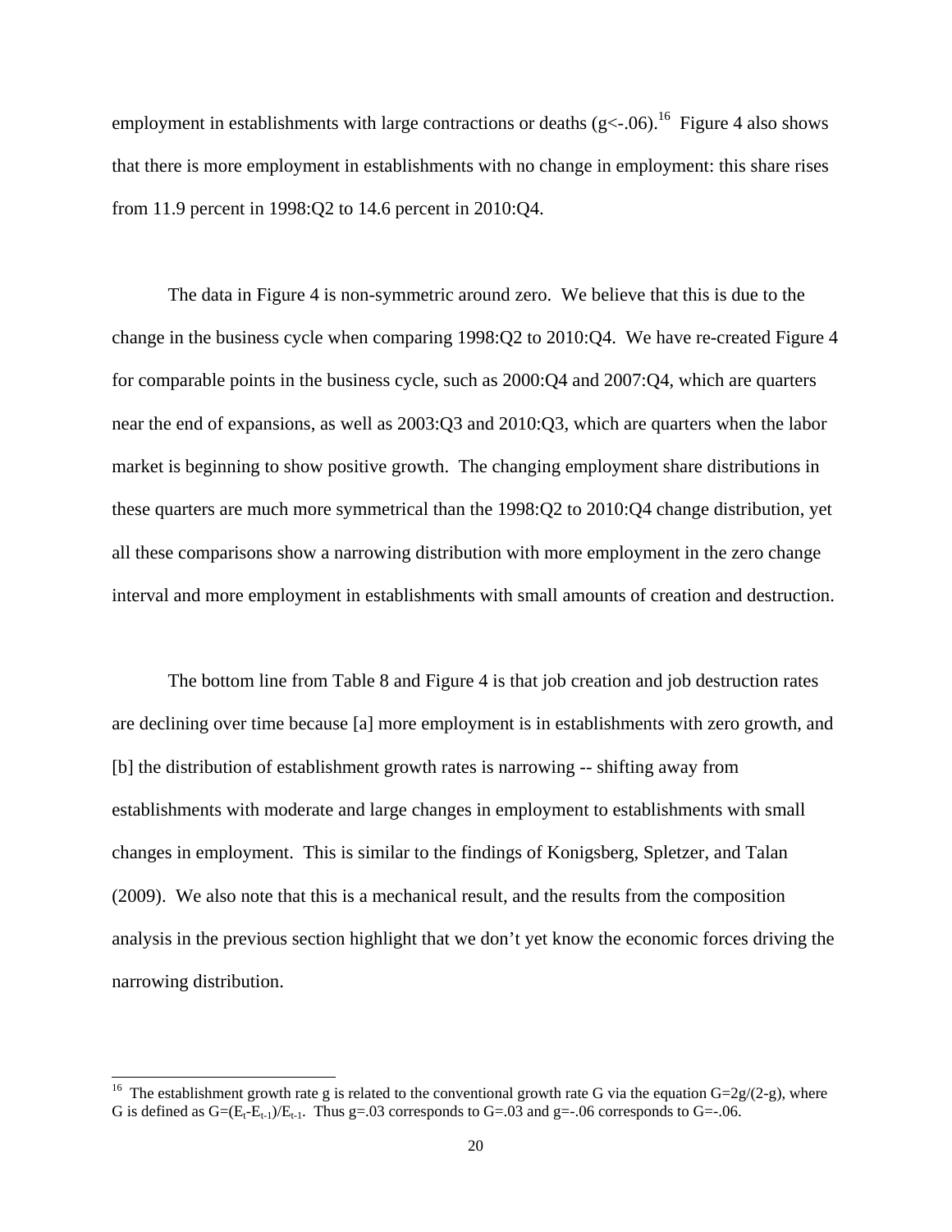employment in establishments with large contractions or deaths ($g<-.06$).[16] Figure 4 also shows that there is more employment in establishments with no change in employment: this share rises from 11.9 percent in 1998:Q2 to 14.6 percent in 2010:Q4.

The data in Figure 4 is non-symmetric around zero. We believe that this is due to the change in the business cycle when comparing 1998:Q2 to 2010:Q4. We have re-created Figure 4 for comparable points in the business cycle, such as 2000:Q4 and 2007:Q4, which are quarters near the end of expansions, as well as 2003:Q3 and 2010:Q3, which are quarters when the labor market is beginning to show positive growth. The changing employment share distributions in these quarters are much more symmetrical than the 1998:Q2 to 2010:Q4 change distribution, yet all these comparisons show a narrowing distribution with more employment in the zero change interval and more employment in establishments with small amounts of creation and destruction.

The bottom line from Table 8 and Figure 4 is that job creation and job destruction rates are declining over time because [a] more employment is in establishments with zero growth, and [b] the distribution of establishment growth rates is narrowing -- shifting away from establishments with moderate and large changes in employment to establishments with small changes in employment. This is similar to the findings of Konigsberg, Spletzer, and Talan (2009). We also note that this is a mechanical result, and the results from the composition analysis in the previous section highlight that we don't yet know the economic forces driving the narrowing distribution.

---

[16] The establishment growth rate g is related to the conventional growth rate G via the equation $G=2g/(2-g)$, where G is defined as $G=(E_t-E_{t-1})/E_{t-1}$. Thus $g=.03$ corresponds to $G=.03$ and $g=-.06$ corresponds to $G=-.06$.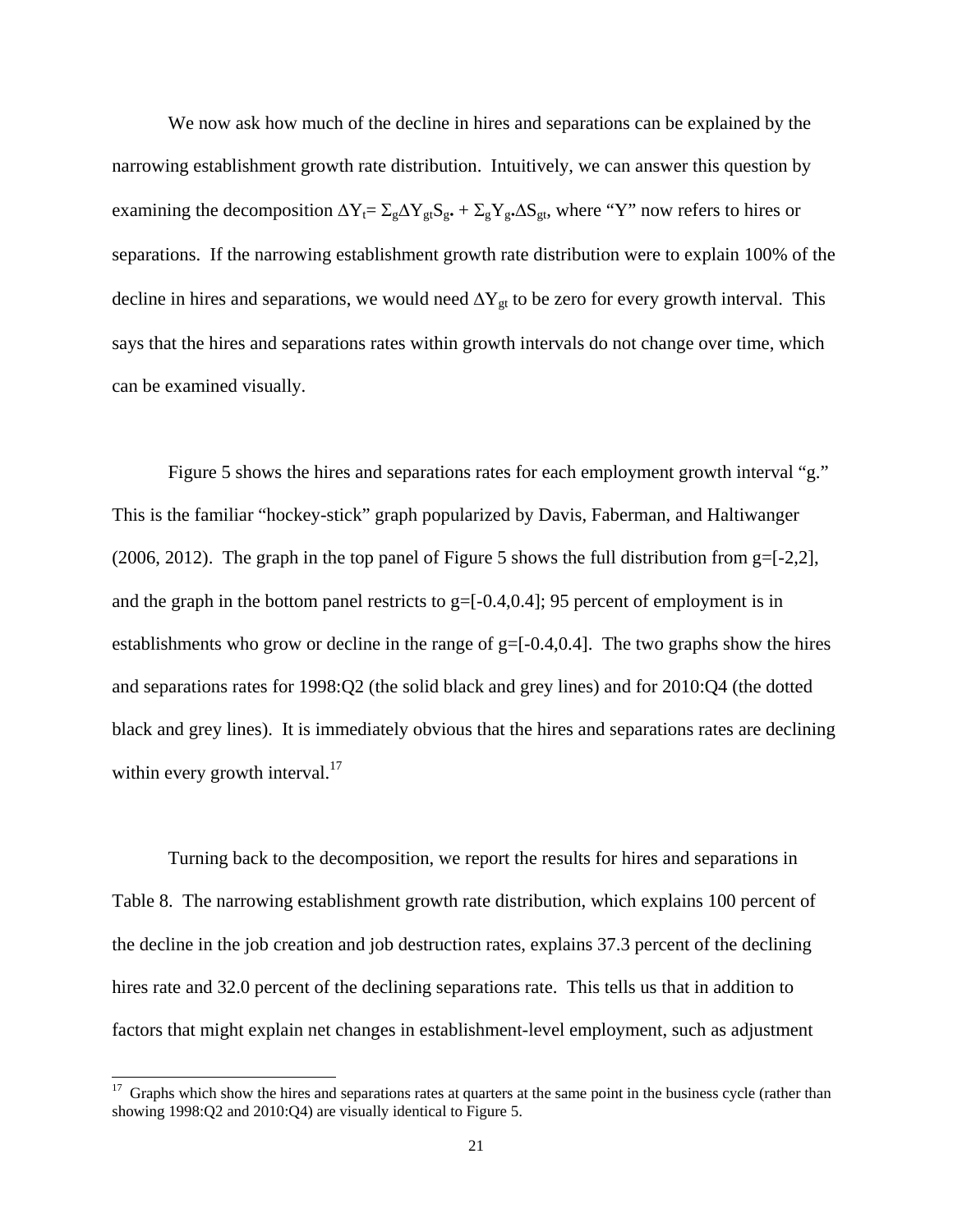We now ask how much of the decline in hires and separations can be explained by the narrowing establishment growth rate distribution. Intuitively, we can answer this question by examining the decomposition $\Delta Y_t = \Sigma_g \Delta Y_{gt} S_{g\bullet} + \Sigma_g Y_{g\bullet} \Delta S_{gt}$, where "Y" now refers to hires or separations. If the narrowing establishment growth rate distribution were to explain 100% of the decline in hires and separations, we would need $\Delta Y_{gt}$ to be zero for every growth interval. This says that the hires and separations rates within growth intervals do not change over time, which can be examined visually.

Figure 5 shows the hires and separations rates for each employment growth interval "g." This is the familiar "hockey-stick" graph popularized by Davis, Faberman, and Haltiwanger (2006, 2012). The graph in the top panel of Figure 5 shows the full distribution from g=[-2,2], and the graph in the bottom panel restricts to g=[-0.4,0.4]; 95 percent of employment is in establishments who grow or decline in the range of g=[-0.4,0.4]. The two graphs show the hires and separations rates for 1998:Q2 (the solid black and grey lines) and for 2010:Q4 (the dotted black and grey lines). It is immediately obvious that the hires and separations rates are declining within every growth interval.[17]

Turning back to the decomposition, we report the results for hires and separations in Table 8. The narrowing establishment growth rate distribution, which explains 100 percent of the decline in the job creation and job destruction rates, explains 37.3 percent of the declining hires rate and 32.0 percent of the declining separations rate. This tells us that in addition to factors that might explain net changes in establishment-level employment, such as adjustment

[17] Graphs which show the hires and separations rates at quarters at the same point in the business cycle (rather than showing 1998:Q2 and 2010:Q4) are visually identical to Figure 5.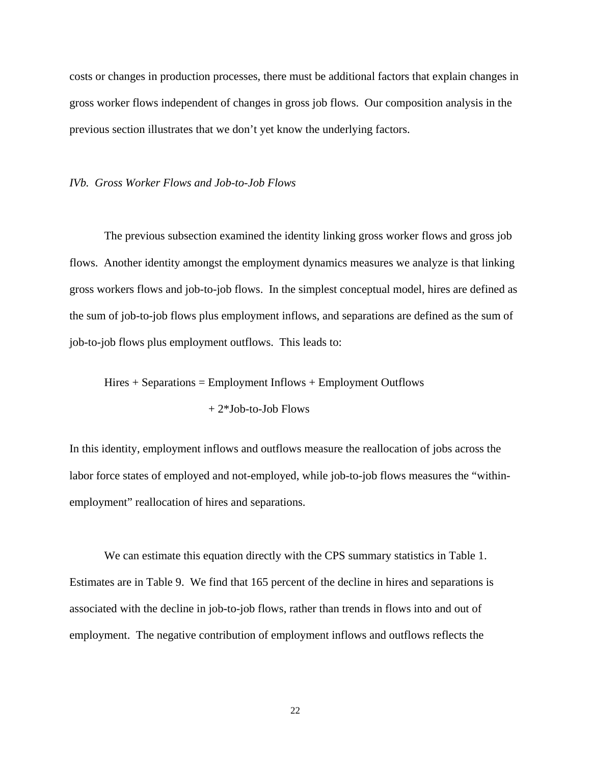costs or changes in production processes, there must be additional factors that explain changes in gross worker flows independent of changes in gross job flows. Our composition analysis in the previous section illustrates that we don't yet know the underlying factors.

### *IVb. Gross Worker Flows and Job-to-Job Flows*

The previous subsection examined the identity linking gross worker flows and gross job flows. Another identity amongst the employment dynamics measures we analyze is that linking gross workers flows and job-to-job flows. In the simplest conceptual model, hires are defined as the sum of job-to-job flows plus employment inflows, and separations are defined as the sum of job-to-job flows plus employment outflows. This leads to:

$$\text{Hires} + \text{Separations} = \text{Employment Inflows} + \text{Employment Outflows} + 2*\text{Job-to-Job Flows}$$

In this identity, employment inflows and outflows measure the reallocation of jobs across the labor force states of employed and not-employed, while job-to-job flows measures the "within-employment" reallocation of hires and separations.

We can estimate this equation directly with the CPS summary statistics in Table 1. Estimates are in Table 9. We find that 165 percent of the decline in hires and separations is associated with the decline in job-to-job flows, rather than trends in flows into and out of employment. The negative contribution of employment inflows and outflows reflects the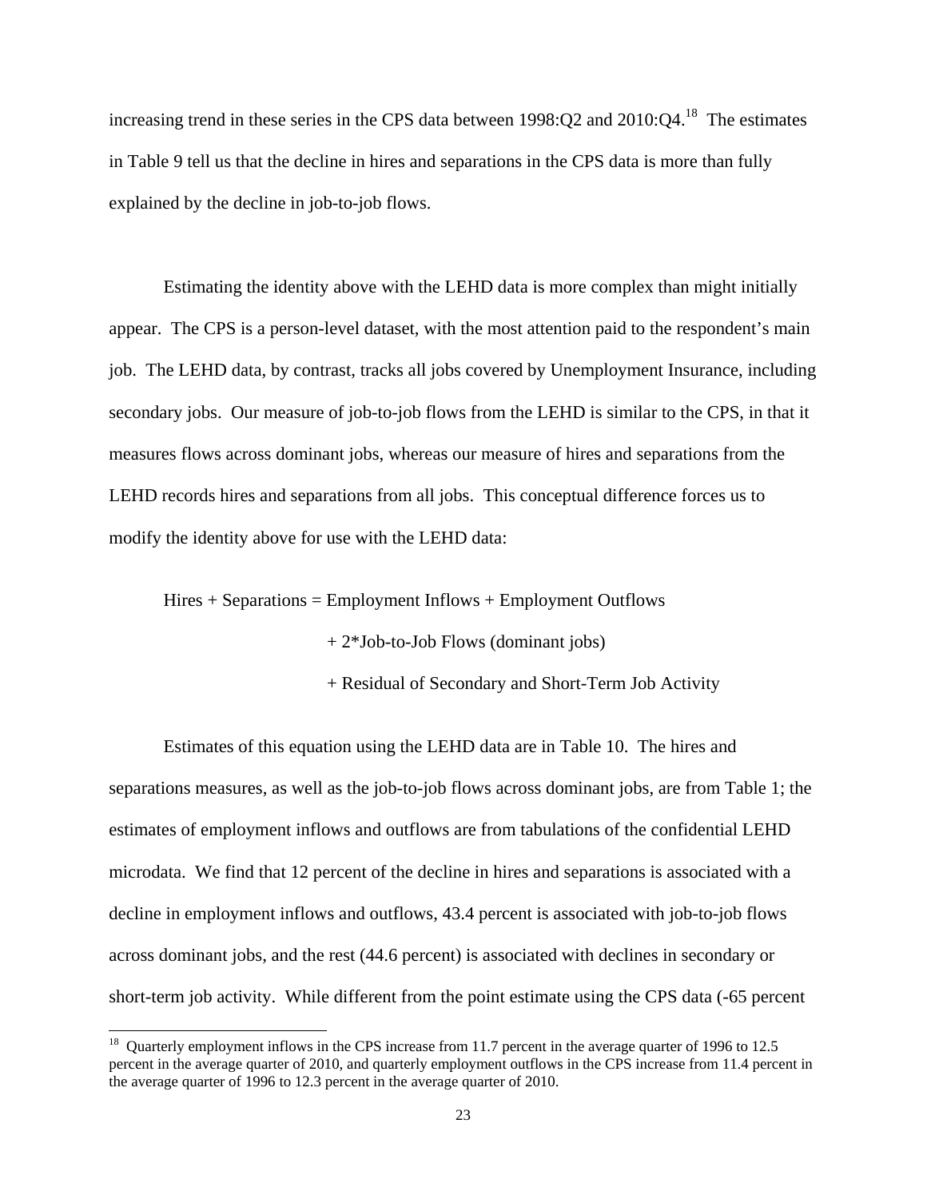increasing trend in these series in the CPS data between 1998:Q2 and 2010:Q4.[18] The estimates in Table 9 tell us that the decline in hires and separations in the CPS data is more than fully explained by the decline in job-to-job flows.

Estimating the identity above with the LEHD data is more complex than might initially appear. The CPS is a person-level dataset, with the most attention paid to the respondent's main job. The LEHD data, by contrast, tracks all jobs covered by Unemployment Insurance, including secondary jobs. Our measure of job-to-job flows from the LEHD is similar to the CPS, in that it measures flows across dominant jobs, whereas our measure of hires and separations from the LEHD records hires and separations from all jobs. This conceptual difference forces us to modify the identity above for use with the LEHD data:

Hires + Separations = Employment Inflows + Employment Outflows
+ 2*Job-to-Job Flows (dominant jobs)
+ Residual of Secondary and Short-Term Job Activity

Estimates of this equation using the LEHD data are in Table 10. The hires and separations measures, as well as the job-to-job flows across dominant jobs, are from Table 1; the estimates of employment inflows and outflows are from tabulations of the confidential LEHD microdata. We find that 12 percent of the decline in hires and separations is associated with a decline in employment inflows and outflows, 43.4 percent is associated with job-to-job flows across dominant jobs, and the rest (44.6 percent) is associated with declines in secondary or short-term job activity. While different from the point estimate using the CPS data (-65 percent

[18] Quarterly employment inflows in the CPS increase from 11.7 percent in the average quarter of 1996 to 12.5 percent in the average quarter of 2010, and quarterly employment outflows in the CPS increase from 11.4 percent in the average quarter of 1996 to 12.3 percent in the average quarter of 2010.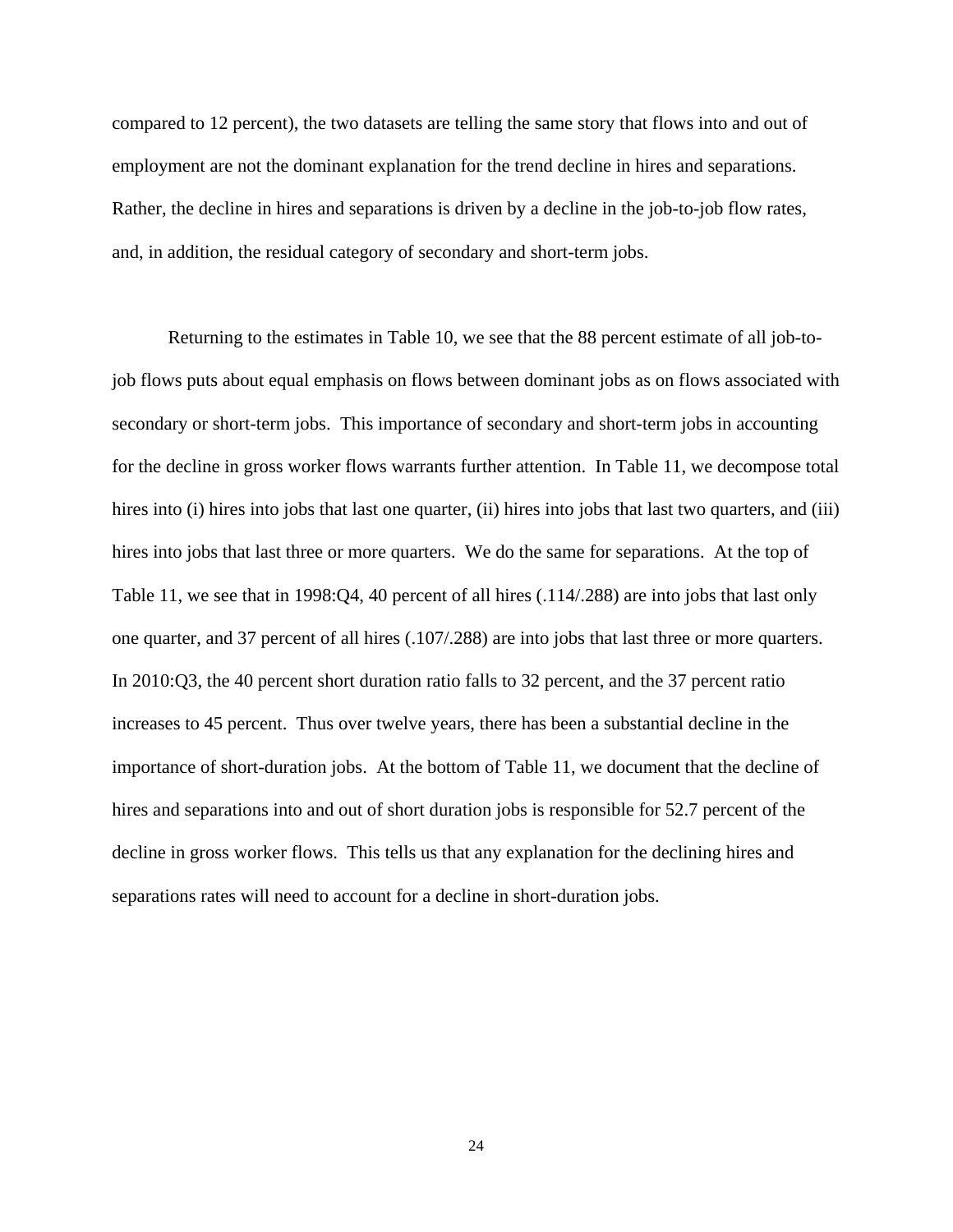compared to 12 percent), the two datasets are telling the same story that flows into and out of employment are not the dominant explanation for the trend decline in hires and separations. Rather, the decline in hires and separations is driven by a decline in the job-to-job flow rates, and, in addition, the residual category of secondary and short-term jobs.

Returning to the estimates in Table 10, we see that the 88 percent estimate of all job-to-job flows puts about equal emphasis on flows between dominant jobs as on flows associated with secondary or short-term jobs. This importance of secondary and short-term jobs in accounting for the decline in gross worker flows warrants further attention. In Table 11, we decompose total hires into (i) hires into jobs that last one quarter, (ii) hires into jobs that last two quarters, and (iii) hires into jobs that last three or more quarters. We do the same for separations. At the top of Table 11, we see that in 1998:Q4, 40 percent of all hires (.114/.288) are into jobs that last only one quarter, and 37 percent of all hires (.107/.288) are into jobs that last three or more quarters. In 2010:Q3, the 40 percent short duration ratio falls to 32 percent, and the 37 percent ratio increases to 45 percent. Thus over twelve years, there has been a substantial decline in the importance of short-duration jobs. At the bottom of Table 11, we document that the decline of hires and separations into and out of short duration jobs is responsible for 52.7 percent of the decline in gross worker flows. This tells us that any explanation for the declining hires and separations rates will need to account for a decline in short-duration jobs.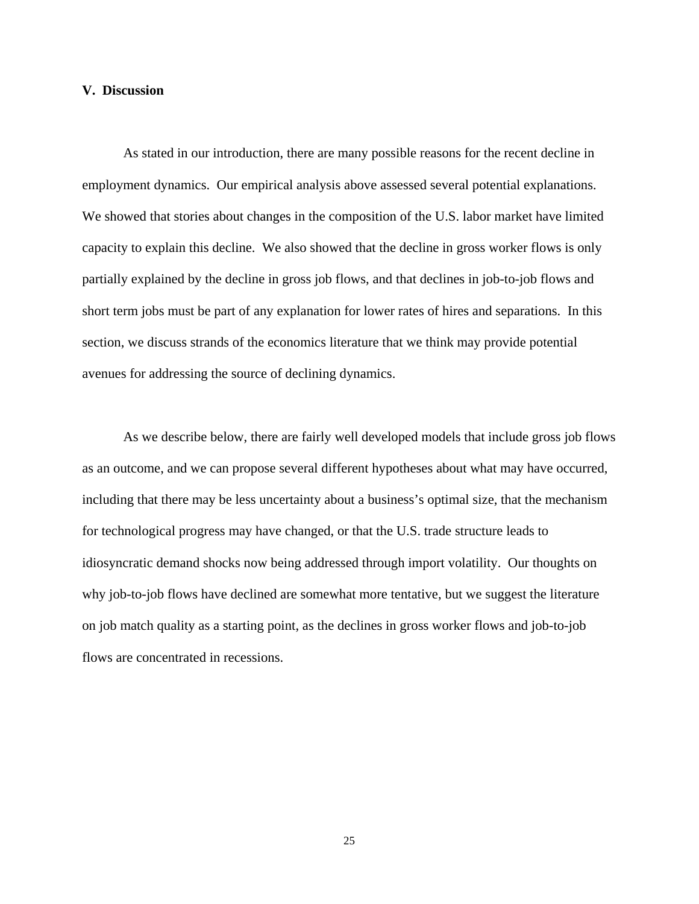## V. Discussion

As stated in our introduction, there are many possible reasons for the recent decline in employment dynamics. Our empirical analysis above assessed several potential explanations. We showed that stories about changes in the composition of the U.S. labor market have limited capacity to explain this decline. We also showed that the decline in gross worker flows is only partially explained by the decline in gross job flows, and that declines in job-to-job flows and short term jobs must be part of any explanation for lower rates of hires and separations. In this section, we discuss strands of the economics literature that we think may provide potential avenues for addressing the source of declining dynamics.

As we describe below, there are fairly well developed models that include gross job flows as an outcome, and we can propose several different hypotheses about what may have occurred, including that there may be less uncertainty about a business's optimal size, that the mechanism for technological progress may have changed, or that the U.S. trade structure leads to idiosyncratic demand shocks now being addressed through import volatility. Our thoughts on why job-to-job flows have declined are somewhat more tentative, but we suggest the literature on job match quality as a starting point, as the declines in gross worker flows and job-to-job flows are concentrated in recessions.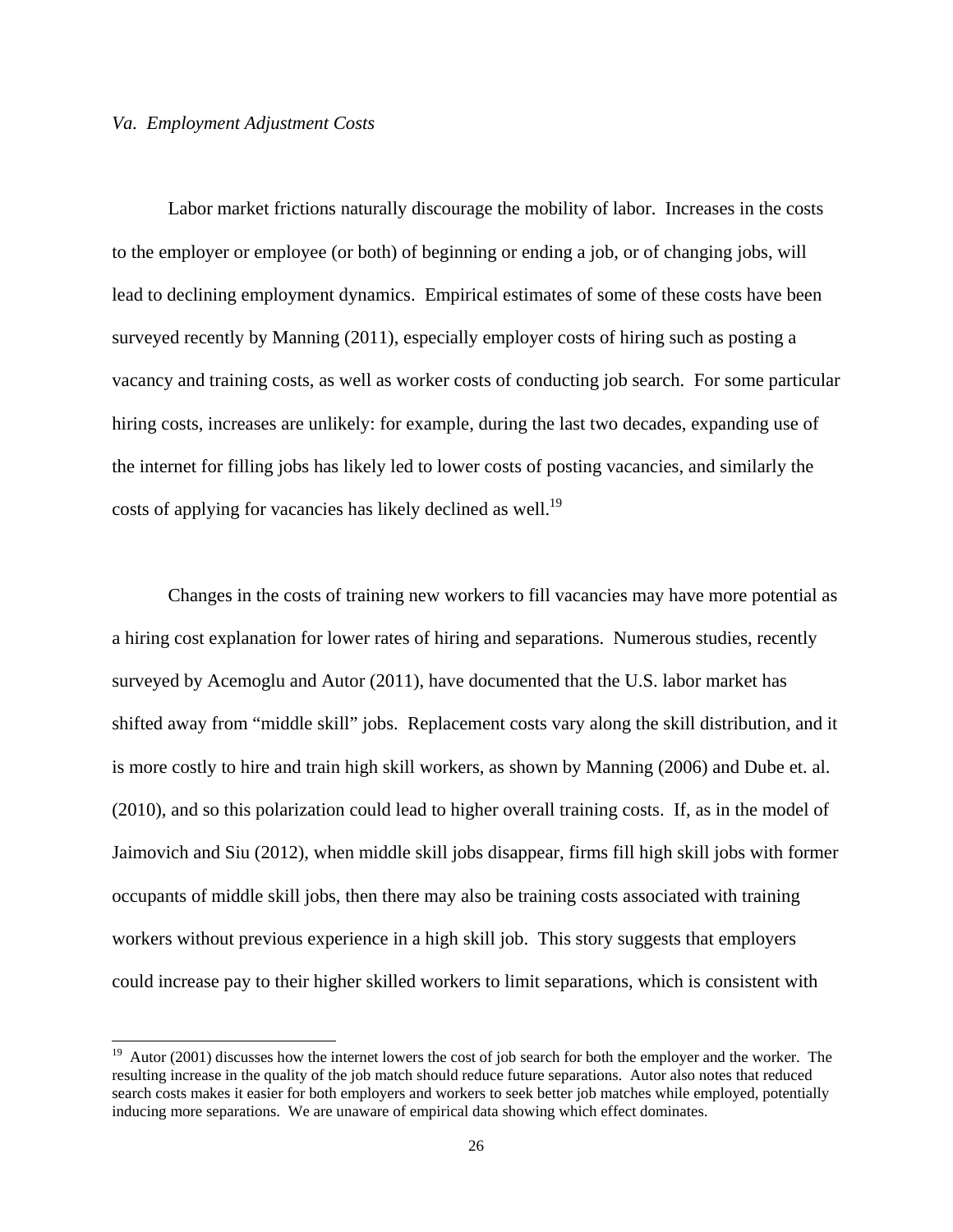*Va. Employment Adjustment Costs*

Labor market frictions naturally discourage the mobility of labor. Increases in the costs to the employer or employee (or both) of beginning or ending a job, or of changing jobs, will lead to declining employment dynamics. Empirical estimates of some of these costs have been surveyed recently by Manning (2011), especially employer costs of hiring such as posting a vacancy and training costs, as well as worker costs of conducting job search. For some particular hiring costs, increases are unlikely: for example, during the last two decades, expanding use of the internet for filling jobs has likely led to lower costs of posting vacancies, and similarly the costs of applying for vacancies has likely declined as well.[19]

Changes in the costs of training new workers to fill vacancies may have more potential as a hiring cost explanation for lower rates of hiring and separations. Numerous studies, recently surveyed by Acemoglu and Autor (2011), have documented that the U.S. labor market has shifted away from "middle skill" jobs. Replacement costs vary along the skill distribution, and it is more costly to hire and train high skill workers, as shown by Manning (2006) and Dube et. al. (2010), and so this polarization could lead to higher overall training costs. If, as in the model of Jaimovich and Siu (2012), when middle skill jobs disappear, firms fill high skill jobs with former occupants of middle skill jobs, then there may also be training costs associated with training workers without previous experience in a high skill job. This story suggests that employers could increase pay to their higher skilled workers to limit separations, which is consistent with

[19] Autor (2001) discusses how the internet lowers the cost of job search for both the employer and the worker. The resulting increase in the quality of the job match should reduce future separations. Autor also notes that reduced search costs makes it easier for both employers and workers to seek better job matches while employed, potentially inducing more separations. We are unaware of empirical data showing which effect dominates.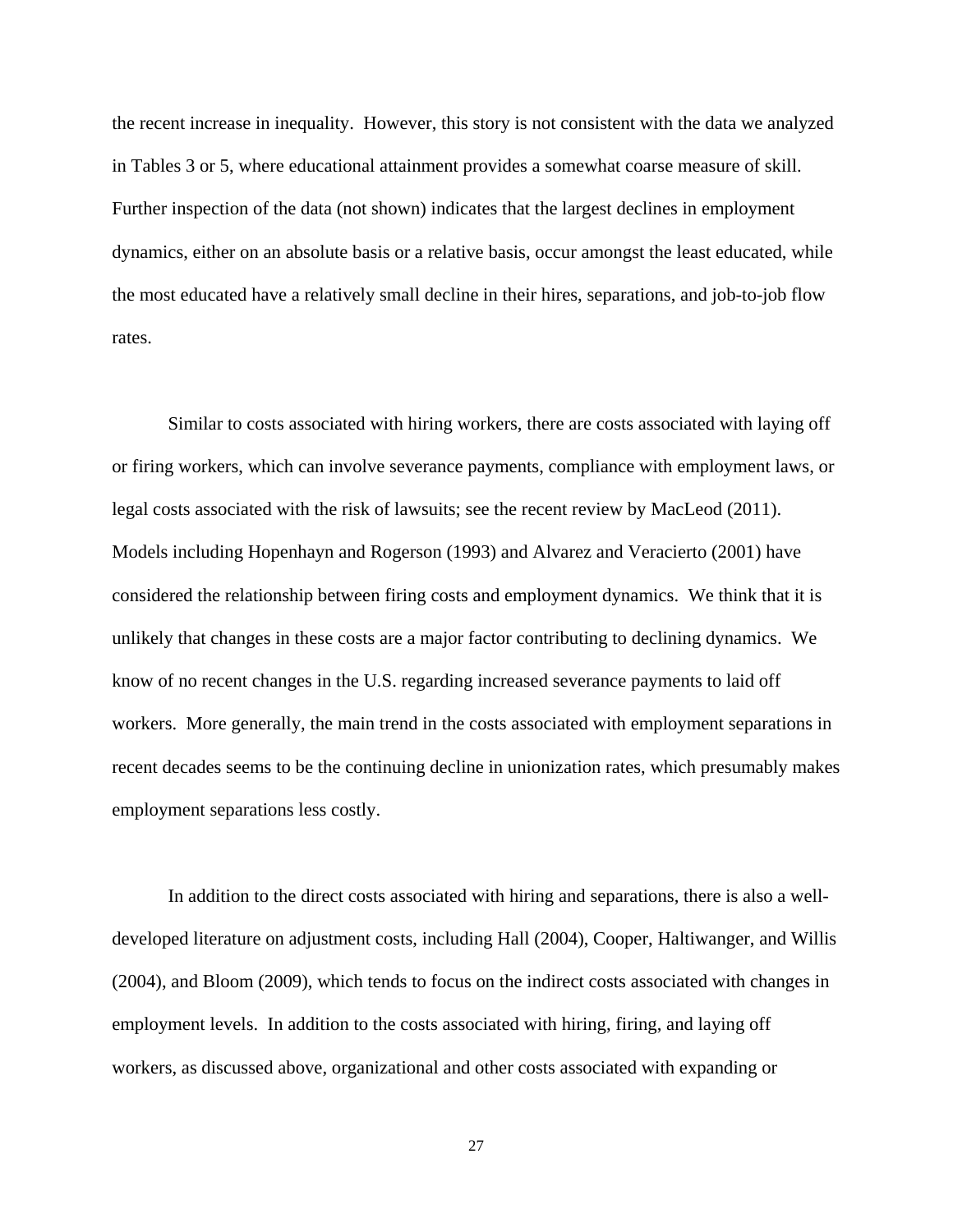the recent increase in inequality. However, this story is not consistent with the data we analyzed in Tables 3 or 5, where educational attainment provides a somewhat coarse measure of skill. Further inspection of the data (not shown) indicates that the largest declines in employment dynamics, either on an absolute basis or a relative basis, occur amongst the least educated, while the most educated have a relatively small decline in their hires, separations, and job-to-job flow rates.

Similar to costs associated with hiring workers, there are costs associated with laying off or firing workers, which can involve severance payments, compliance with employment laws, or legal costs associated with the risk of lawsuits; see the recent review by MacLeod (2011). Models including Hopenhayn and Rogerson (1993) and Alvarez and Veracierto (2001) have considered the relationship between firing costs and employment dynamics. We think that it is unlikely that changes in these costs are a major factor contributing to declining dynamics. We know of no recent changes in the U.S. regarding increased severance payments to laid off workers. More generally, the main trend in the costs associated with employment separations in recent decades seems to be the continuing decline in unionization rates, which presumably makes employment separations less costly.

In addition to the direct costs associated with hiring and separations, there is also a well-developed literature on adjustment costs, including Hall (2004), Cooper, Haltiwanger, and Willis (2004), and Bloom (2009), which tends to focus on the indirect costs associated with changes in employment levels. In addition to the costs associated with hiring, firing, and laying off workers, as discussed above, organizational and other costs associated with expanding or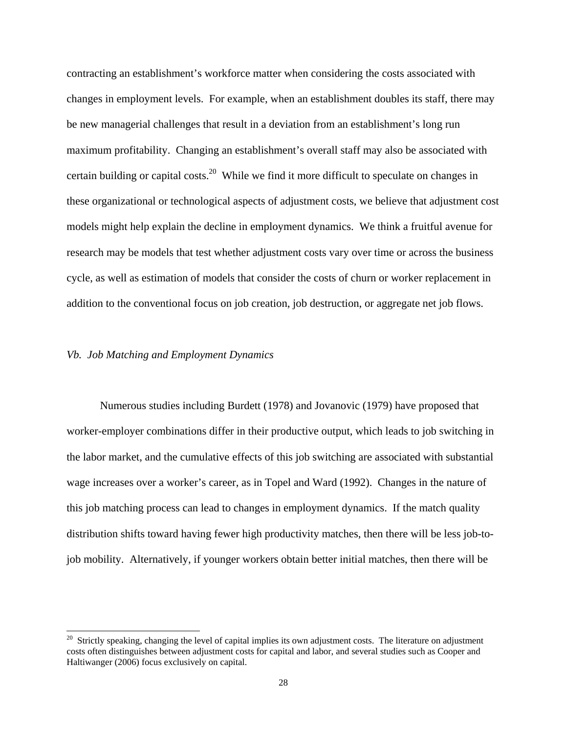contracting an establishment's workforce matter when considering the costs associated with changes in employment levels. For example, when an establishment doubles its staff, there may be new managerial challenges that result in a deviation from an establishment's long run maximum profitability. Changing an establishment's overall staff may also be associated with certain building or capital costs.[20] While we find it more difficult to speculate on changes in these organizational or technological aspects of adjustment costs, we believe that adjustment cost models might help explain the decline in employment dynamics. We think a fruitful avenue for research may be models that test whether adjustment costs vary over time or across the business cycle, as well as estimation of models that consider the costs of churn or worker replacement in addition to the conventional focus on job creation, job destruction, or aggregate net job flows.

### *Vb. Job Matching and Employment Dynamics*

Numerous studies including Burdett (1978) and Jovanovic (1979) have proposed that worker-employer combinations differ in their productive output, which leads to job switching in the labor market, and the cumulative effects of this job switching are associated with substantial wage increases over a worker's career, as in Topel and Ward (1992). Changes in the nature of this job matching process can lead to changes in employment dynamics. If the match quality distribution shifts toward having fewer high productivity matches, then there will be less job-to-job mobility. Alternatively, if younger workers obtain better initial matches, then there will be

---

[20] Strictly speaking, changing the level of capital implies its own adjustment costs. The literature on adjustment costs often distinguishes between adjustment costs for capital and labor, and several studies such as Cooper and Haltiwanger (2006) focus exclusively on capital.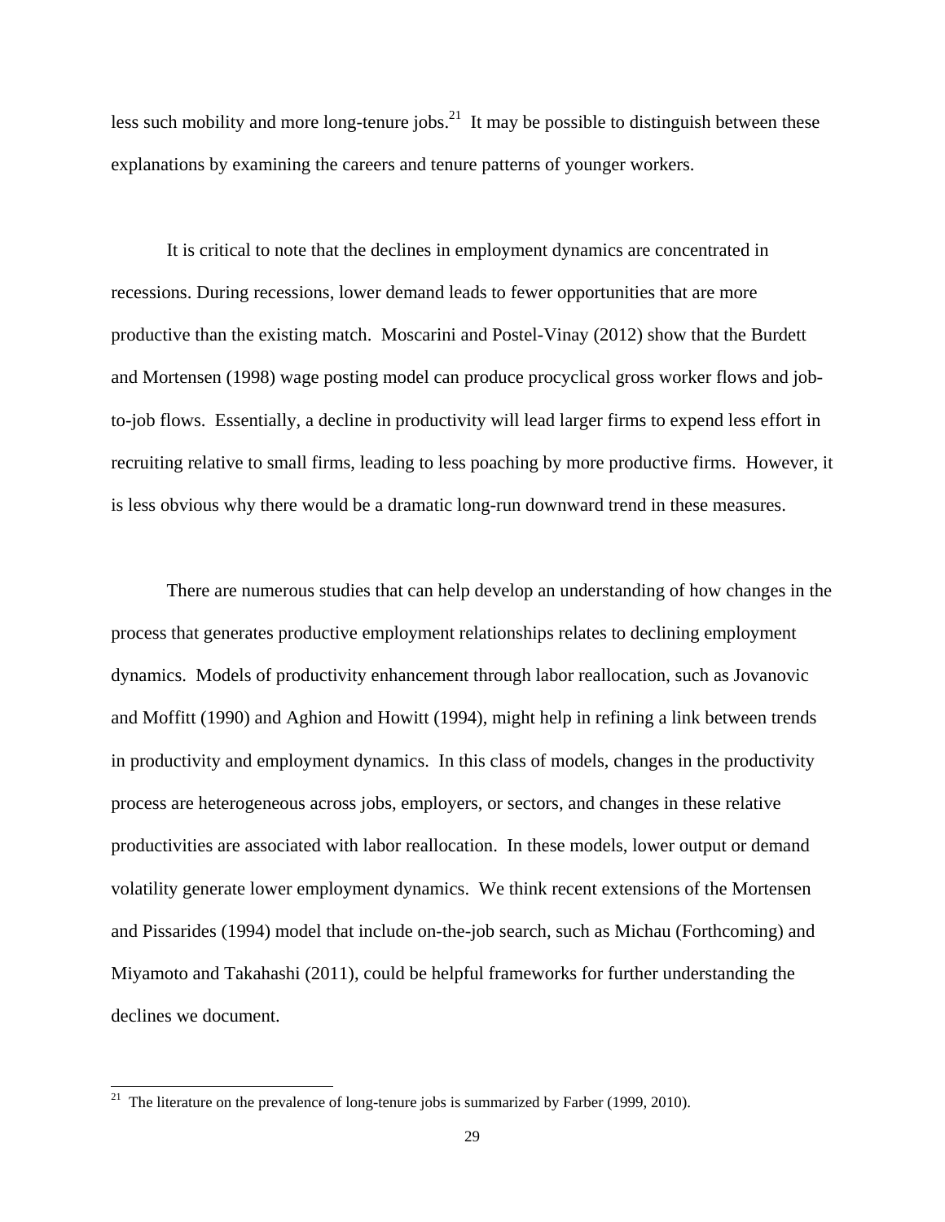less such mobility and more long-tenure jobs.[21] It may be possible to distinguish between these explanations by examining the careers and tenure patterns of younger workers.

It is critical to note that the declines in employment dynamics are concentrated in recessions. During recessions, lower demand leads to fewer opportunities that are more productive than the existing match. Moscarini and Postel-Vinay (2012) show that the Burdett and Mortensen (1998) wage posting model can produce procyclical gross worker flows and job-to-job flows. Essentially, a decline in productivity will lead larger firms to expend less effort in recruiting relative to small firms, leading to less poaching by more productive firms. However, it is less obvious why there would be a dramatic long-run downward trend in these measures.

There are numerous studies that can help develop an understanding of how changes in the process that generates productive employment relationships relates to declining employment dynamics. Models of productivity enhancement through labor reallocation, such as Jovanovic and Moffitt (1990) and Aghion and Howitt (1994), might help in refining a link between trends in productivity and employment dynamics. In this class of models, changes in the productivity process are heterogeneous across jobs, employers, or sectors, and changes in these relative productivities are associated with labor reallocation. In these models, lower output or demand volatility generate lower employment dynamics. We think recent extensions of the Mortensen and Pissarides (1994) model that include on-the-job search, such as Michau (Forthcoming) and Miyamoto and Takahashi (2011), could be helpful frameworks for further understanding the declines we document.

[21] The literature on the prevalence of long-tenure jobs is summarized by Farber (1999, 2010).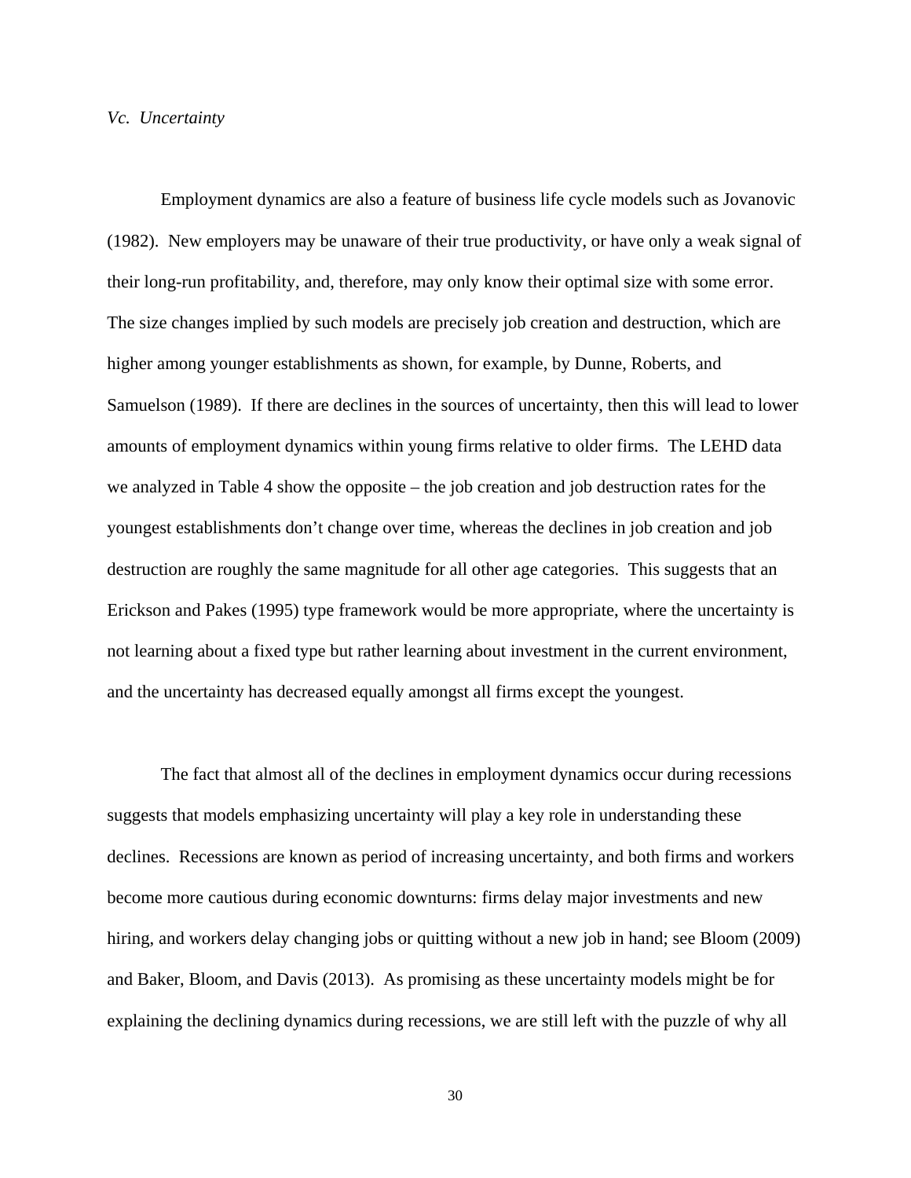### *Vc. Uncertainty*

Employment dynamics are also a feature of business life cycle models such as Jovanovic (1982). New employers may be unaware of their true productivity, or have only a weak signal of their long-run profitability, and, therefore, may only know their optimal size with some error. The size changes implied by such models are precisely job creation and destruction, which are higher among younger establishments as shown, for example, by Dunne, Roberts, and Samuelson (1989). If there are declines in the sources of uncertainty, then this will lead to lower amounts of employment dynamics within young firms relative to older firms. The LEHD data we analyzed in Table 4 show the opposite – the job creation and job destruction rates for the youngest establishments don't change over time, whereas the declines in job creation and job destruction are roughly the same magnitude for all other age categories. This suggests that an Erickson and Pakes (1995) type framework would be more appropriate, where the uncertainty is not learning about a fixed type but rather learning about investment in the current environment, and the uncertainty has decreased equally amongst all firms except the youngest.

The fact that almost all of the declines in employment dynamics occur during recessions suggests that models emphasizing uncertainty will play a key role in understanding these declines. Recessions are known as period of increasing uncertainty, and both firms and workers become more cautious during economic downturns: firms delay major investments and new hiring, and workers delay changing jobs or quitting without a new job in hand; see Bloom (2009) and Baker, Bloom, and Davis (2013). As promising as these uncertainty models might be for explaining the declining dynamics during recessions, we are still left with the puzzle of why all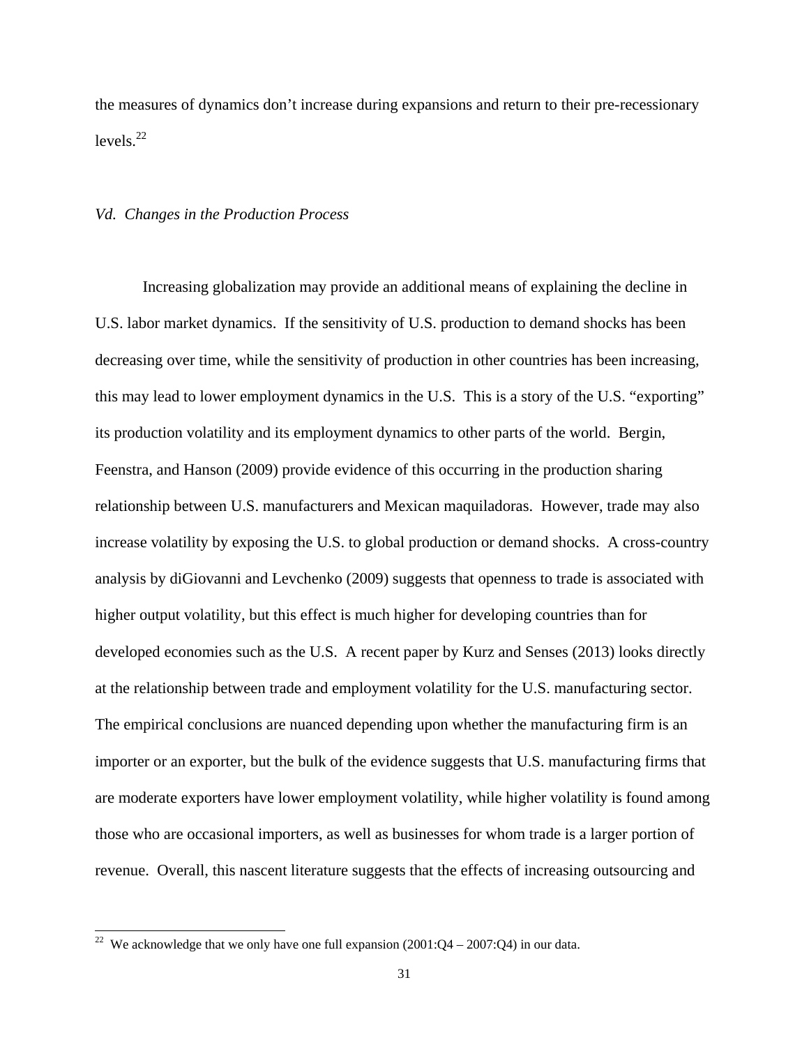the measures of dynamics don't increase during expansions and return to their pre-recessionary levels.[22]

*Vd. Changes in the Production Process*

Increasing globalization may provide an additional means of explaining the decline in U.S. labor market dynamics. If the sensitivity of U.S. production to demand shocks has been decreasing over time, while the sensitivity of production in other countries has been increasing, this may lead to lower employment dynamics in the U.S. This is a story of the U.S. "exporting" its production volatility and its employment dynamics to other parts of the world. Bergin, Feenstra, and Hanson (2009) provide evidence of this occurring in the production sharing relationship between U.S. manufacturers and Mexican maquiladoras. However, trade may also increase volatility by exposing the U.S. to global production or demand shocks. A cross-country analysis by diGiovanni and Levchenko (2009) suggests that openness to trade is associated with higher output volatility, but this effect is much higher for developing countries than for developed economies such as the U.S. A recent paper by Kurz and Senses (2013) looks directly at the relationship between trade and employment volatility for the U.S. manufacturing sector. The empirical conclusions are nuanced depending upon whether the manufacturing firm is an importer or an exporter, but the bulk of the evidence suggests that U.S. manufacturing firms that are moderate exporters have lower employment volatility, while higher volatility is found among those who are occasional importers, as well as businesses for whom trade is a larger portion of revenue. Overall, this nascent literature suggests that the effects of increasing outsourcing and

[22] We acknowledge that we only have one full expansion (2001:Q4 – 2007:Q4) in our data.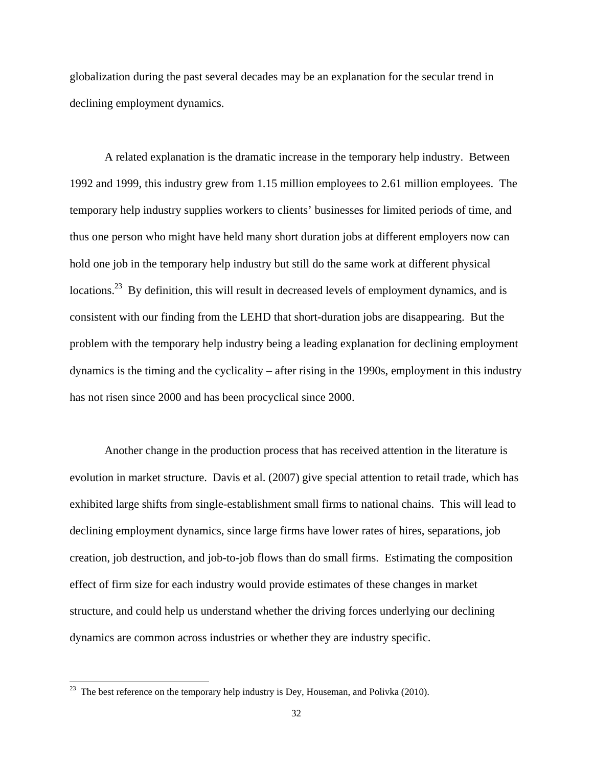globalization during the past several decades may be an explanation for the secular trend in declining employment dynamics.

A related explanation is the dramatic increase in the temporary help industry. Between 1992 and 1999, this industry grew from 1.15 million employees to 2.61 million employees. The temporary help industry supplies workers to clients' businesses for limited periods of time, and thus one person who might have held many short duration jobs at different employers now can hold one job in the temporary help industry but still do the same work at different physical locations.[23] By definition, this will result in decreased levels of employment dynamics, and is consistent with our finding from the LEHD that short-duration jobs are disappearing. But the problem with the temporary help industry being a leading explanation for declining employment dynamics is the timing and the cyclicality – after rising in the 1990s, employment in this industry has not risen since 2000 and has been procyclical since 2000.

Another change in the production process that has received attention in the literature is evolution in market structure. Davis et al. (2007) give special attention to retail trade, which has exhibited large shifts from single-establishment small firms to national chains. This will lead to declining employment dynamics, since large firms have lower rates of hires, separations, job creation, job destruction, and job-to-job flows than do small firms. Estimating the composition effect of firm size for each industry would provide estimates of these changes in market structure, and could help us understand whether the driving forces underlying our declining dynamics are common across industries or whether they are industry specific.

[23] The best reference on the temporary help industry is Dey, Houseman, and Polivka (2010).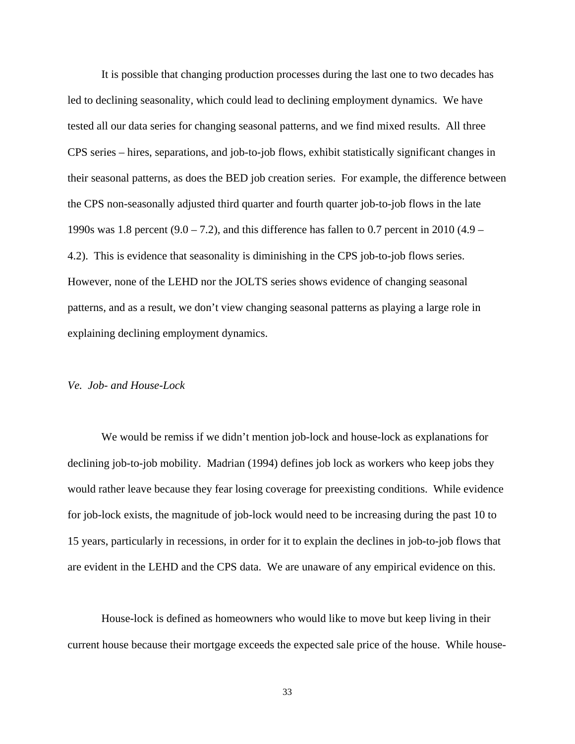It is possible that changing production processes during the last one to two decades has led to declining seasonality, which could lead to declining employment dynamics. We have tested all our data series for changing seasonal patterns, and we find mixed results. All three CPS series – hires, separations, and job-to-job flows, exhibit statistically significant changes in their seasonal patterns, as does the BED job creation series. For example, the difference between the CPS non-seasonally adjusted third quarter and fourth quarter job-to-job flows in the late 1990s was 1.8 percent (9.0 – 7.2), and this difference has fallen to 0.7 percent in 2010 (4.9 – 4.2). This is evidence that seasonality is diminishing in the CPS job-to-job flows series. However, none of the LEHD nor the JOLTS series shows evidence of changing seasonal patterns, and as a result, we don't view changing seasonal patterns as playing a large role in explaining declining employment dynamics.

### *Ve. Job- and House-Lock*

We would be remiss if we didn't mention job-lock and house-lock as explanations for declining job-to-job mobility. Madrian (1994) defines job lock as workers who keep jobs they would rather leave because they fear losing coverage for preexisting conditions. While evidence for job-lock exists, the magnitude of job-lock would need to be increasing during the past 10 to 15 years, particularly in recessions, in order for it to explain the declines in job-to-job flows that are evident in the LEHD and the CPS data. We are unaware of any empirical evidence on this.

House-lock is defined as homeowners who would like to move but keep living in their current house because their mortgage exceeds the expected sale price of the house. While house-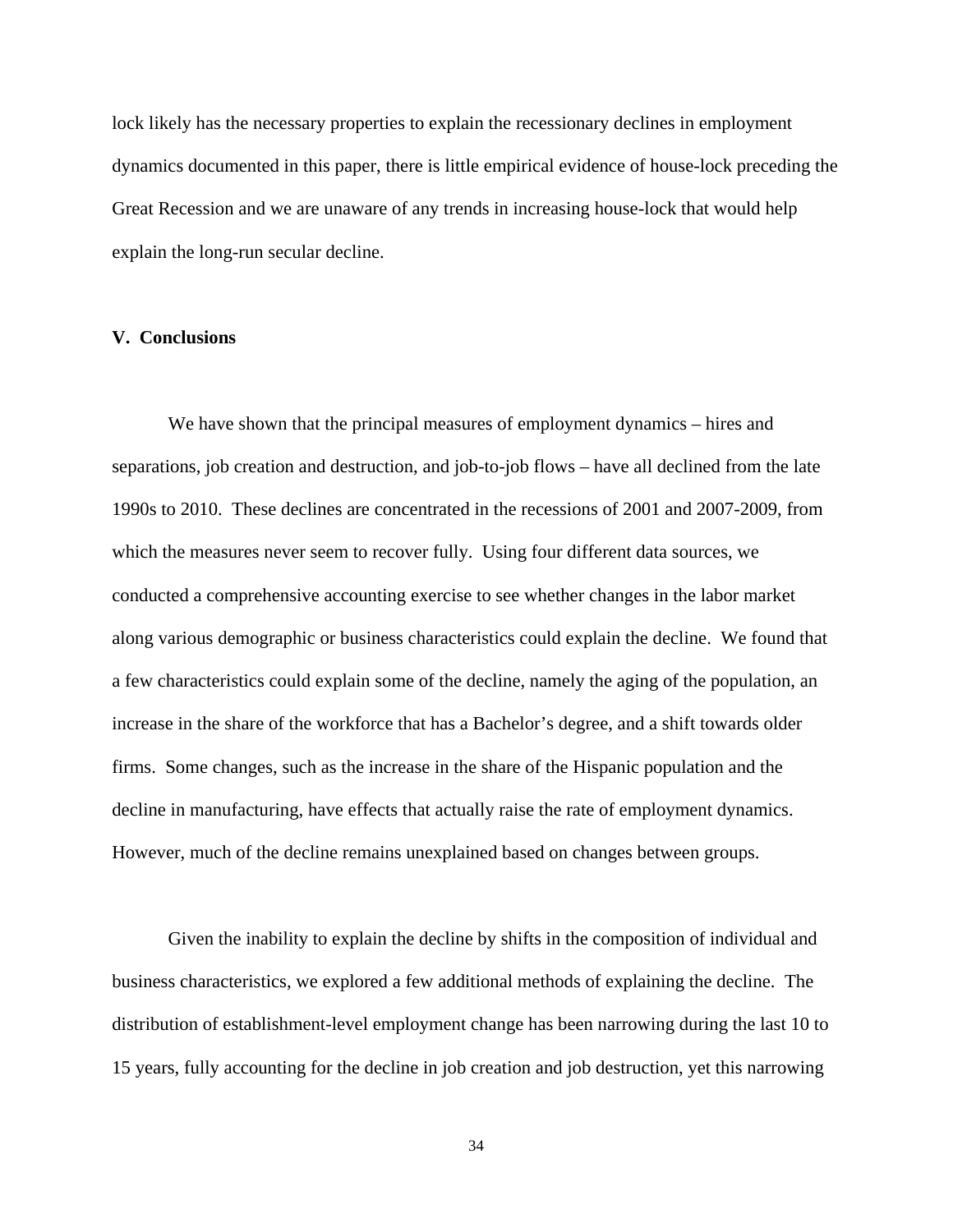lock likely has the necessary properties to explain the recessionary declines in employment dynamics documented in this paper, there is little empirical evidence of house-lock preceding the Great Recession and we are unaware of any trends in increasing house-lock that would help explain the long-run secular decline.

## V. Conclusions

We have shown that the principal measures of employment dynamics – hires and separations, job creation and destruction, and job-to-job flows – have all declined from the late 1990s to 2010. These declines are concentrated in the recessions of 2001 and 2007-2009, from which the measures never seem to recover fully. Using four different data sources, we conducted a comprehensive accounting exercise to see whether changes in the labor market along various demographic or business characteristics could explain the decline. We found that a few characteristics could explain some of the decline, namely the aging of the population, an increase in the share of the workforce that has a Bachelor's degree, and a shift towards older firms. Some changes, such as the increase in the share of the Hispanic population and the decline in manufacturing, have effects that actually raise the rate of employment dynamics. However, much of the decline remains unexplained based on changes between groups.

Given the inability to explain the decline by shifts in the composition of individual and business characteristics, we explored a few additional methods of explaining the decline. The distribution of establishment-level employment change has been narrowing during the last 10 to 15 years, fully accounting for the decline in job creation and job destruction, yet this narrowing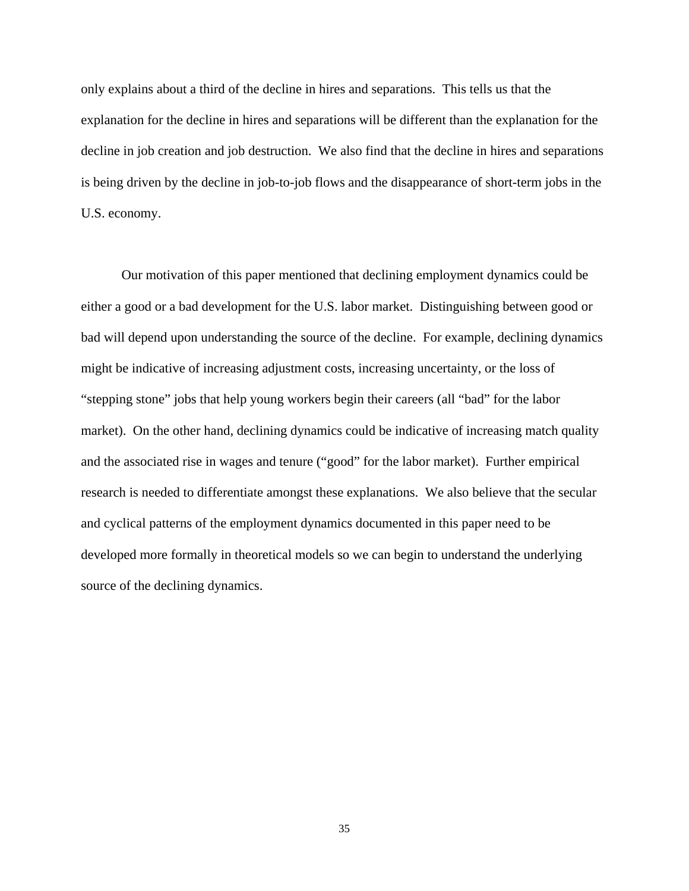only explains about a third of the decline in hires and separations. This tells us that the explanation for the decline in hires and separations will be different than the explanation for the decline in job creation and job destruction. We also find that the decline in hires and separations is being driven by the decline in job-to-job flows and the disappearance of short-term jobs in the U.S. economy.

Our motivation of this paper mentioned that declining employment dynamics could be either a good or a bad development for the U.S. labor market. Distinguishing between good or bad will depend upon understanding the source of the decline. For example, declining dynamics might be indicative of increasing adjustment costs, increasing uncertainty, or the loss of "stepping stone" jobs that help young workers begin their careers (all "bad" for the labor market). On the other hand, declining dynamics could be indicative of increasing match quality and the associated rise in wages and tenure ("good" for the labor market). Further empirical research is needed to differentiate amongst these explanations. We also believe that the secular and cyclical patterns of the employment dynamics documented in this paper need to be developed more formally in theoretical models so we can begin to understand the underlying source of the declining dynamics.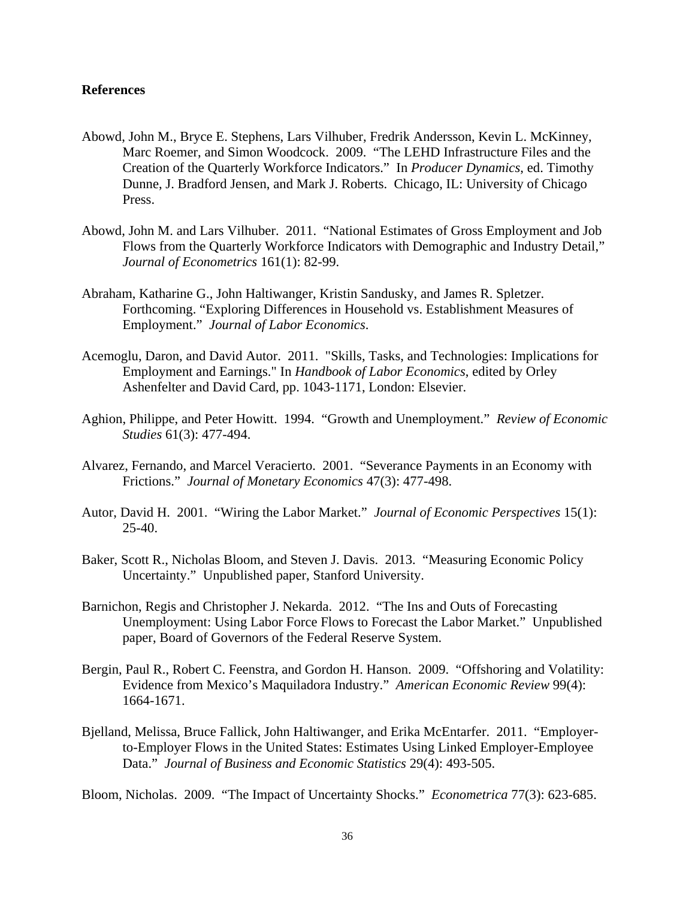**References**

Abowd, John M., Bryce E. Stephens, Lars Vilhuber, Fredrik Andersson, Kevin L. McKinney, Marc Roemer, and Simon Woodcock. 2009. "The LEHD Infrastructure Files and the Creation of the Quarterly Workforce Indicators." In *Producer Dynamics*, ed. Timothy Dunne, J. Bradford Jensen, and Mark J. Roberts. Chicago, IL: University of Chicago Press.

Abowd, John M. and Lars Vilhuber. 2011. "National Estimates of Gross Employment and Job Flows from the Quarterly Workforce Indicators with Demographic and Industry Detail," *Journal of Econometrics* 161(1): 82-99.

Abraham, Katharine G., John Haltiwanger, Kristin Sandusky, and James R. Spletzer. Forthcoming. "Exploring Differences in Household vs. Establishment Measures of Employment." *Journal of Labor Economics*.

Acemoglu, Daron, and David Autor. 2011. "Skills, Tasks, and Technologies: Implications for Employment and Earnings." In *Handbook of Labor Economics*, edited by Orley Ashenfelter and David Card, pp. 1043-1171, London: Elsevier.

Aghion, Philippe, and Peter Howitt. 1994. "Growth and Unemployment." *Review of Economic Studies* 61(3): 477-494.

Alvarez, Fernando, and Marcel Veracierto. 2001. "Severance Payments in an Economy with Frictions." *Journal of Monetary Economics* 47(3): 477-498.

Autor, David H. 2001. "Wiring the Labor Market." *Journal of Economic Perspectives* 15(1): 25-40.

Baker, Scott R., Nicholas Bloom, and Steven J. Davis. 2013. "Measuring Economic Policy Uncertainty." Unpublished paper, Stanford University.

Barnichon, Regis and Christopher J. Nekarda. 2012. "The Ins and Outs of Forecasting Unemployment: Using Labor Force Flows to Forecast the Labor Market." Unpublished paper, Board of Governors of the Federal Reserve System.

Bergin, Paul R., Robert C. Feenstra, and Gordon H. Hanson. 2009. "Offshoring and Volatility: Evidence from Mexico's Maquiladora Industry." *American Economic Review* 99(4): 1664-1671.

Bjelland, Melissa, Bruce Fallick, John Haltiwanger, and Erika McEntarfer. 2011. "Employer-to-Employer Flows in the United States: Estimates Using Linked Employer-Employee Data." *Journal of Business and Economic Statistics* 29(4): 493-505.

Bloom, Nicholas. 2009. "The Impact of Uncertainty Shocks." *Econometrica* 77(3): 623-685.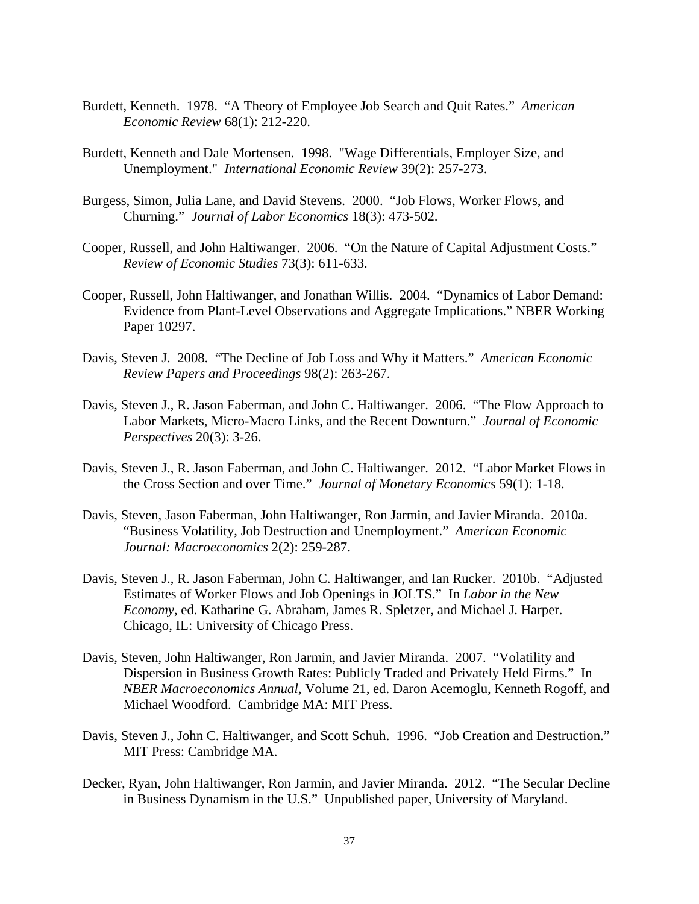Burdett, Kenneth. 1978. "A Theory of Employee Job Search and Quit Rates." *American Economic Review* 68(1): 212-220.

Burdett, Kenneth and Dale Mortensen. 1998. "Wage Differentials, Employer Size, and Unemployment." *International Economic Review* 39(2): 257-273.

Burgess, Simon, Julia Lane, and David Stevens. 2000. "Job Flows, Worker Flows, and Churning." *Journal of Labor Economics* 18(3): 473-502.

Cooper, Russell, and John Haltiwanger. 2006. "On the Nature of Capital Adjustment Costs." *Review of Economic Studies* 73(3): 611-633.

Cooper, Russell, John Haltiwanger, and Jonathan Willis. 2004. "Dynamics of Labor Demand: Evidence from Plant-Level Observations and Aggregate Implications." NBER Working Paper 10297.

Davis, Steven J. 2008. "The Decline of Job Loss and Why it Matters." *American Economic Review Papers and Proceedings* 98(2): 263-267.

Davis, Steven J., R. Jason Faberman, and John C. Haltiwanger. 2006. "The Flow Approach to Labor Markets, Micro-Macro Links, and the Recent Downturn." *Journal of Economic Perspectives* 20(3): 3-26.

Davis, Steven J., R. Jason Faberman, and John C. Haltiwanger. 2012. "Labor Market Flows in the Cross Section and over Time." *Journal of Monetary Economics* 59(1): 1-18.

Davis, Steven, Jason Faberman, John Haltiwanger, Ron Jarmin, and Javier Miranda. 2010a. "Business Volatility, Job Destruction and Unemployment." *American Economic Journal: Macroeconomics* 2(2): 259-287.

Davis, Steven J., R. Jason Faberman, John C. Haltiwanger, and Ian Rucker. 2010b. "Adjusted Estimates of Worker Flows and Job Openings in JOLTS." In *Labor in the New Economy*, ed. Katharine G. Abraham, James R. Spletzer, and Michael J. Harper. Chicago, IL: University of Chicago Press.

Davis, Steven, John Haltiwanger, Ron Jarmin, and Javier Miranda. 2007. "Volatility and Dispersion in Business Growth Rates: Publicly Traded and Privately Held Firms." In *NBER Macroeconomics Annual*, Volume 21, ed. Daron Acemoglu, Kenneth Rogoff, and Michael Woodford. Cambridge MA: MIT Press.

Davis, Steven J., John C. Haltiwanger, and Scott Schuh. 1996. "Job Creation and Destruction." MIT Press: Cambridge MA.

Decker, Ryan, John Haltiwanger, Ron Jarmin, and Javier Miranda. 2012. "The Secular Decline in Business Dynamism in the U.S." Unpublished paper, University of Maryland.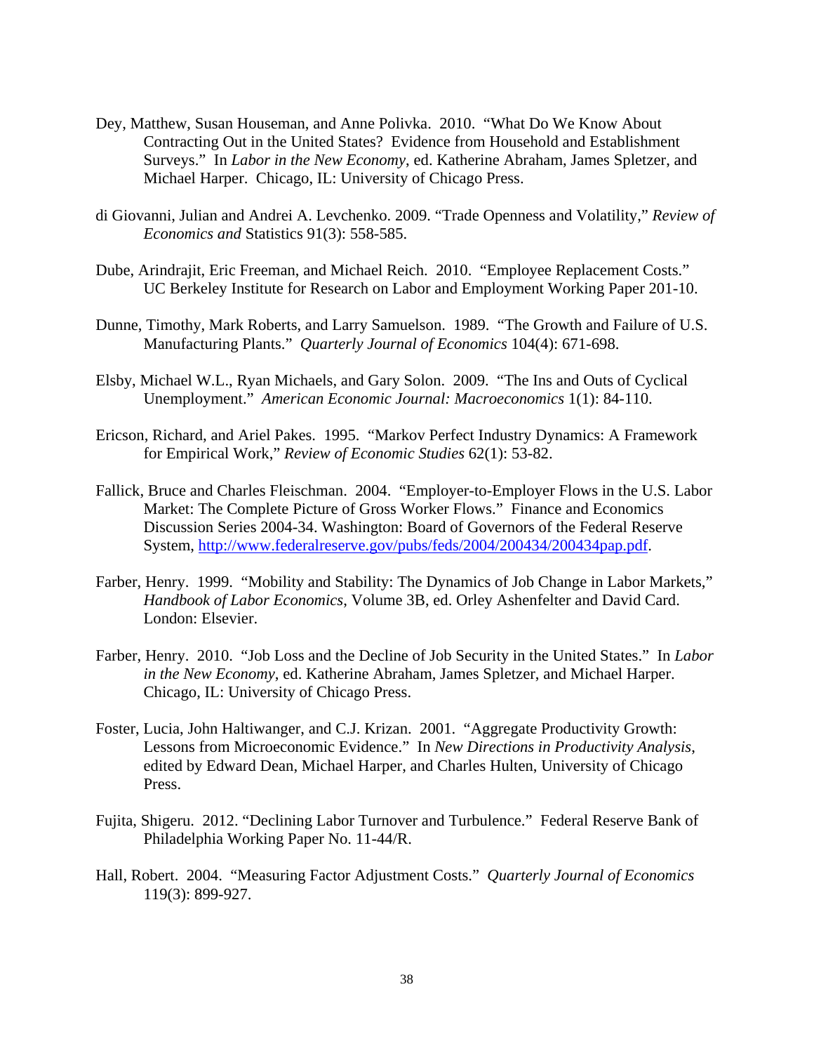Dey, Matthew, Susan Houseman, and Anne Polivka. 2010. "What Do We Know About Contracting Out in the United States? Evidence from Household and Establishment Surveys." In *Labor in the New Economy*, ed. Katherine Abraham, James Spletzer, and Michael Harper. Chicago, IL: University of Chicago Press.

di Giovanni, Julian and Andrei A. Levchenko. 2009. "Trade Openness and Volatility," *Review of Economics and* Statistics 91(3): 558-585.

Dube, Arindrajit, Eric Freeman, and Michael Reich. 2010. "Employee Replacement Costs." UC Berkeley Institute for Research on Labor and Employment Working Paper 201-10.

Dunne, Timothy, Mark Roberts, and Larry Samuelson. 1989. "The Growth and Failure of U.S. Manufacturing Plants." *Quarterly Journal of Economics* 104(4): 671-698.

Elsby, Michael W.L., Ryan Michaels, and Gary Solon. 2009. "The Ins and Outs of Cyclical Unemployment." *American Economic Journal: Macroeconomics* 1(1): 84-110.

Ericson, Richard, and Ariel Pakes. 1995. "Markov Perfect Industry Dynamics: A Framework for Empirical Work," *Review of Economic Studies* 62(1): 53-82.

Fallick, Bruce and Charles Fleischman. 2004. "Employer-to-Employer Flows in the U.S. Labor Market: The Complete Picture of Gross Worker Flows." Finance and Economics Discussion Series 2004-34. Washington: Board of Governors of the Federal Reserve System, http://www.federalreserve.gov/pubs/feds/2004/200434/200434pap.pdf.

Farber, Henry. 1999. "Mobility and Stability: The Dynamics of Job Change in Labor Markets," *Handbook of Labor Economics*, Volume 3B, ed. Orley Ashenfelter and David Card. London: Elsevier.

Farber, Henry. 2010. "Job Loss and the Decline of Job Security in the United States." In *Labor in the New Economy*, ed. Katherine Abraham, James Spletzer, and Michael Harper. Chicago, IL: University of Chicago Press.

Foster, Lucia, John Haltiwanger, and C.J. Krizan. 2001. "Aggregate Productivity Growth: Lessons from Microeconomic Evidence." In *New Directions in Productivity Analysis*, edited by Edward Dean, Michael Harper, and Charles Hulten, University of Chicago Press.

Fujita, Shigeru. 2012. "Declining Labor Turnover and Turbulence." Federal Reserve Bank of Philadelphia Working Paper No. 11-44/R.

Hall, Robert. 2004. "Measuring Factor Adjustment Costs." *Quarterly Journal of Economics* 119(3): 899-927.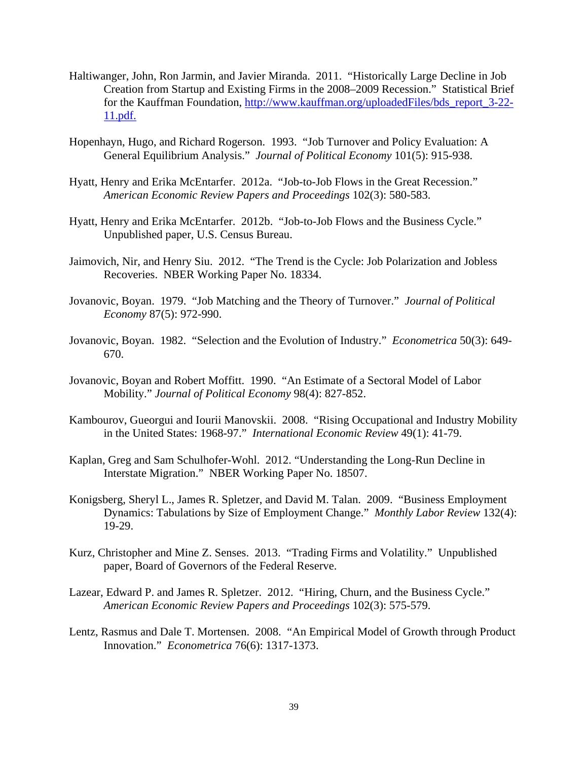Haltiwanger, John, Ron Jarmin, and Javier Miranda. 2011. "Historically Large Decline in Job Creation from Startup and Existing Firms in the 2008–2009 Recession." Statistical Brief for the Kauffman Foundation, http://www.kauffman.org/uploadedFiles/bds_report_3-22-11.pdf.

Hopenhayn, Hugo, and Richard Rogerson. 1993. "Job Turnover and Policy Evaluation: A General Equilibrium Analysis." *Journal of Political Economy* 101(5): 915-938.

Hyatt, Henry and Erika McEntarfer. 2012a. "Job-to-Job Flows in the Great Recession." *American Economic Review Papers and Proceedings* 102(3): 580-583.

Hyatt, Henry and Erika McEntarfer. 2012b. "Job-to-Job Flows and the Business Cycle." Unpublished paper, U.S. Census Bureau.

Jaimovich, Nir, and Henry Siu. 2012. "The Trend is the Cycle: Job Polarization and Jobless Recoveries. NBER Working Paper No. 18334.

Jovanovic, Boyan. 1979. "Job Matching and the Theory of Turnover." *Journal of Political Economy* 87(5): 972-990.

Jovanovic, Boyan. 1982. "Selection and the Evolution of Industry." *Econometrica* 50(3): 649-670.

Jovanovic, Boyan and Robert Moffitt. 1990. "An Estimate of a Sectoral Model of Labor Mobility." *Journal of Political Economy* 98(4): 827-852.

Kambourov, Gueorgui and Iourii Manovskii. 2008. "Rising Occupational and Industry Mobility in the United States: 1968-97." *International Economic Review* 49(1): 41-79.

Kaplan, Greg and Sam Schulhofer-Wohl. 2012. "Understanding the Long-Run Decline in Interstate Migration." NBER Working Paper No. 18507.

Konigsberg, Sheryl L., James R. Spletzer, and David M. Talan. 2009. "Business Employment Dynamics: Tabulations by Size of Employment Change." *Monthly Labor Review* 132(4): 19-29.

Kurz, Christopher and Mine Z. Senses. 2013. "Trading Firms and Volatility." Unpublished paper, Board of Governors of the Federal Reserve.

Lazear, Edward P. and James R. Spletzer. 2012. "Hiring, Churn, and the Business Cycle." *American Economic Review Papers and Proceedings* 102(3): 575-579.

Lentz, Rasmus and Dale T. Mortensen. 2008. "An Empirical Model of Growth through Product Innovation." *Econometrica* 76(6): 1317-1373.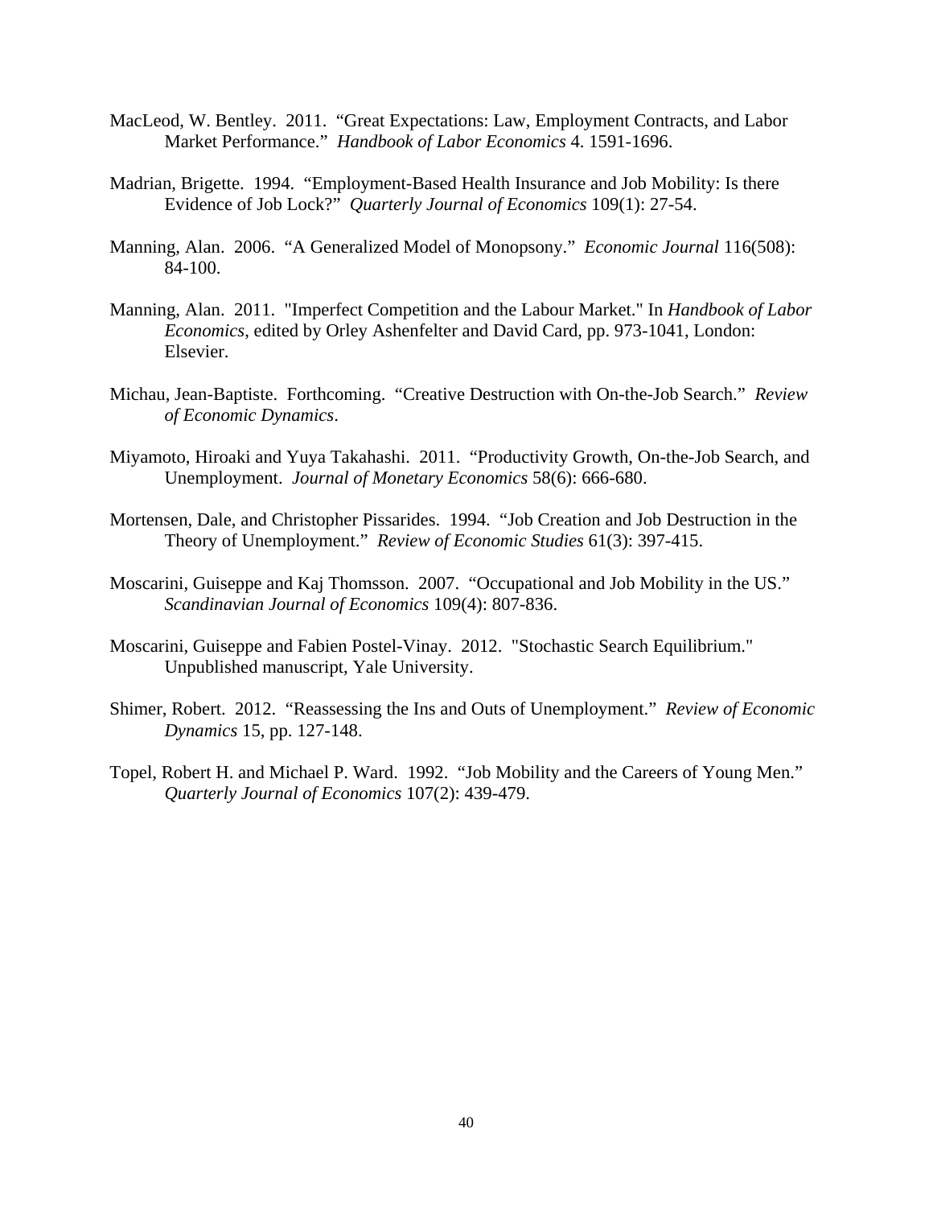MacLeod, W. Bentley. 2011. "Great Expectations: Law, Employment Contracts, and Labor Market Performance." *Handbook of Labor Economics* 4. 1591-1696.

Madrian, Brigette. 1994. "Employment-Based Health Insurance and Job Mobility: Is there Evidence of Job Lock?" *Quarterly Journal of Economics* 109(1): 27-54.

Manning, Alan. 2006. "A Generalized Model of Monopsony." *Economic Journal* 116(508): 84-100.

Manning, Alan. 2011. "Imperfect Competition and the Labour Market." In *Handbook of Labor Economics*, edited by Orley Ashenfelter and David Card, pp. 973-1041, London: Elsevier.

Michau, Jean-Baptiste. Forthcoming. "Creative Destruction with On-the-Job Search." *Review of Economic Dynamics*.

Miyamoto, Hiroaki and Yuya Takahashi. 2011. "Productivity Growth, On-the-Job Search, and Unemployment. *Journal of Monetary Economics* 58(6): 666-680.

Mortensen, Dale, and Christopher Pissarides. 1994. "Job Creation and Job Destruction in the Theory of Unemployment." *Review of Economic Studies* 61(3): 397-415.

Moscarini, Guiseppe and Kaj Thomsson. 2007. "Occupational and Job Mobility in the US." *Scandinavian Journal of Economics* 109(4): 807-836.

Moscarini, Guiseppe and Fabien Postel-Vinay. 2012. "Stochastic Search Equilibrium." Unpublished manuscript, Yale University.

Shimer, Robert. 2012. "Reassessing the Ins and Outs of Unemployment." *Review of Economic Dynamics* 15, pp. 127-148.

Topel, Robert H. and Michael P. Ward. 1992. "Job Mobility and the Careers of Young Men." *Quarterly Journal of Economics* 107(2): 439-479.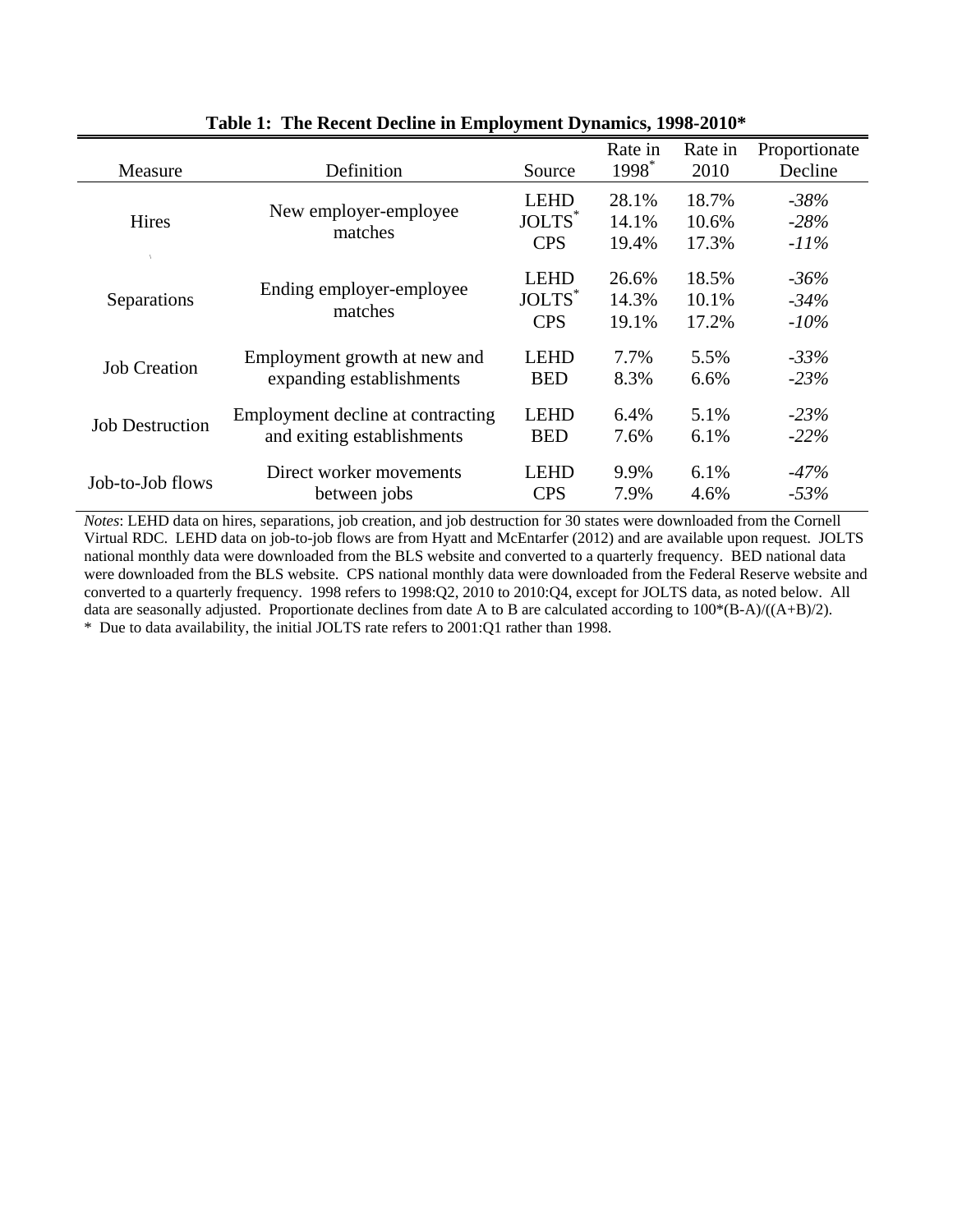**Table 1: The Recent Decline in Employment Dynamics, 1998-2010***

| Measure | Definition | Source | Rate in 1998* | Rate in 2010 | Proportionate Decline |
|---|---|---|---|---|---|
| Hires | New employer-employee matches | LEHD | 28.1% | 18.7% | *-38%* |
| | | JOLTS* | 14.1% | 10.6% | *-28%* |
| | | CPS | 19.4% | 17.3% | *-11%* |
| Separations | Ending employer-employee matches | LEHD | 26.6% | 18.5% | *-36%* |
| | | JOLTS* | 14.3% | 10.1% | *-34%* |
| | | CPS | 19.1% | 17.2% | *-10%* |
| Job Creation | Employment growth at new and expanding establishments | LEHD | 7.7% | 5.5% | *-33%* |
| | | BED | 8.3% | 6.6% | *-23%* |
| Job Destruction | Employment decline at contracting and exiting establishments | LEHD | 6.4% | 5.1% | *-23%* |
| | | BED | 7.6% | 6.1% | *-22%* |
| Job-to-Job flows | Direct worker movements between jobs | LEHD | 9.9% | 6.1% | *-47%* |
| | | CPS | 7.9% | 4.6% | *-53%* |

*Notes*: LEHD data on hires, separations, job creation, and job destruction for 30 states were downloaded from the Cornell Virtual RDC. LEHD data on job-to-job flows are from Hyatt and McEntarfer (2012) and are available upon request. JOLTS national monthly data were downloaded from the BLS website and converted to a quarterly frequency. BED national data were downloaded from the BLS website. CPS national monthly data were downloaded from the Federal Reserve website and converted to a quarterly frequency. 1998 refers to 1998:Q2, 2010 to 2010:Q4, except for JOLTS data, as noted below. All data are seasonally adjusted. Proportionate declines from date A to B are calculated according to 100*(B-A)/((A+B)/2).

\* Due to data availability, the initial JOLTS rate refers to 2001:Q1 rather than 1998.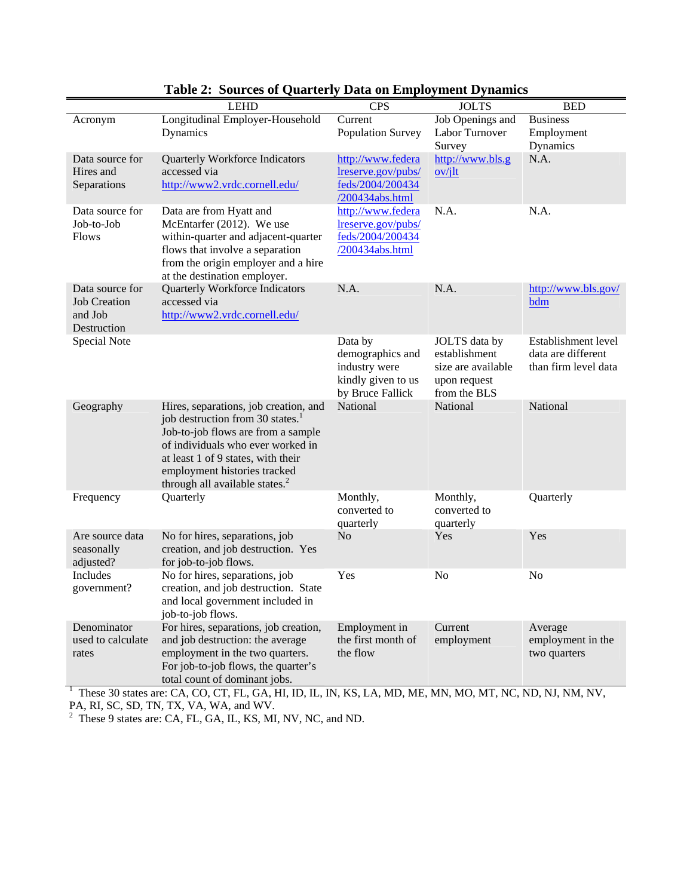**Table 2: Sources of Quarterly Data on Employment Dynamics**

| | LEHD | CPS | JOLTS | BED |
|---|---|---|---|---|
| Acronym | Longitudinal Employer-Household Dynamics | Current Population Survey | Job Openings and Labor Turnover Survey | Business Employment Dynamics |
| Data source for Hires and Separations | Quarterly Workforce Indicators accessed via http://www2.vrdc.cornell.edu/ | http://www.federalreserve.gov/pubs/feds/2004/200434/200434abs.html | http://www.bls.gov/jlt | N.A. |
| Data source for Job-to-Job Flows | Data are from Hyatt and McEntarfer (2012). We use within-quarter and adjacent-quarter flows that involve a separation from the origin employer and a hire at the destination employer. | http://www.federalreserve.gov/pubs/feds/2004/200434/200434abs.html | N.A. | N.A. |
| Data source for Job Creation and Job Destruction | Quarterly Workforce Indicators accessed via http://www2.vrdc.cornell.edu/ | N.A. | N.A. | http://www.bls.gov/bdm |
| Special Note | | Data by demographics and industry were kindly given to us by Bruce Fallick | JOLTS data by establishment size are available upon request from the BLS | Establishment level data are different than firm level data |
| Geography | Hires, separations, job creation, and job destruction from 30 states.[1] Job-to-job flows are from a sample of individuals who ever worked in at least 1 of 9 states, with their employment histories tracked through all available states.[2] | National | National | National |
| Frequency | Quarterly | Monthly, converted to quarterly | Monthly, converted to quarterly | Quarterly |
| Are source data seasonally adjusted? | No for hires, separations, job creation, and job destruction. Yes for job-to-job flows. | No | Yes | Yes |
| Includes government? | No for hires, separations, job creation, and job destruction. State and local government included in job-to-job flows. | Yes | No | No |
| Denominator used to calculate rates | For hires, separations, job creation, and job destruction: the average employment in the two quarters. For job-to-job flows, the quarter's total count of dominant jobs. | Employment in the first month of the flow | Current employment | Average employment in the two quarters |

[1] These 30 states are: CA, CO, CT, FL, GA, HI, ID, IL, IN, KS, LA, MD, ME, MN, MO, MT, NC, ND, NJ, NM, NV, PA, RI, SC, SD, TN, TX, VA, WA, and WV.

[2] These 9 states are: CA, FL, GA, IL, KS, MI, NV, NC, and ND.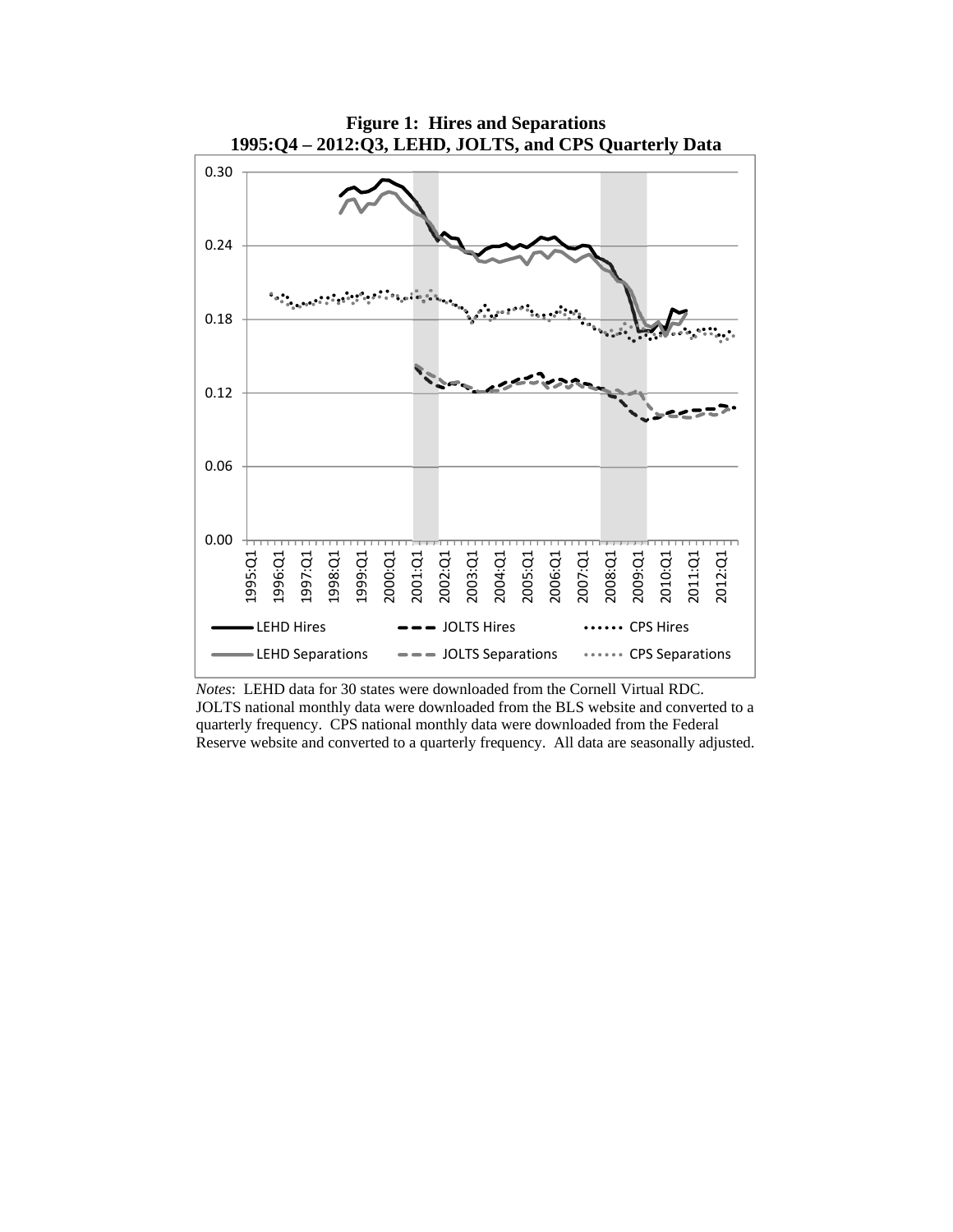**Figure 1: Hires and Separations**
**1995:Q4 – 2012:Q3, LEHD, JOLTS, and CPS Quarterly Data**

*Notes*: LEHD data for 30 states were downloaded from the Cornell Virtual RDC. JOLTS national monthly data were downloaded from the BLS website and converted to a quarterly frequency. CPS national monthly data were downloaded from the Federal Reserve website and converted to a quarterly frequency. All data are seasonally adjusted.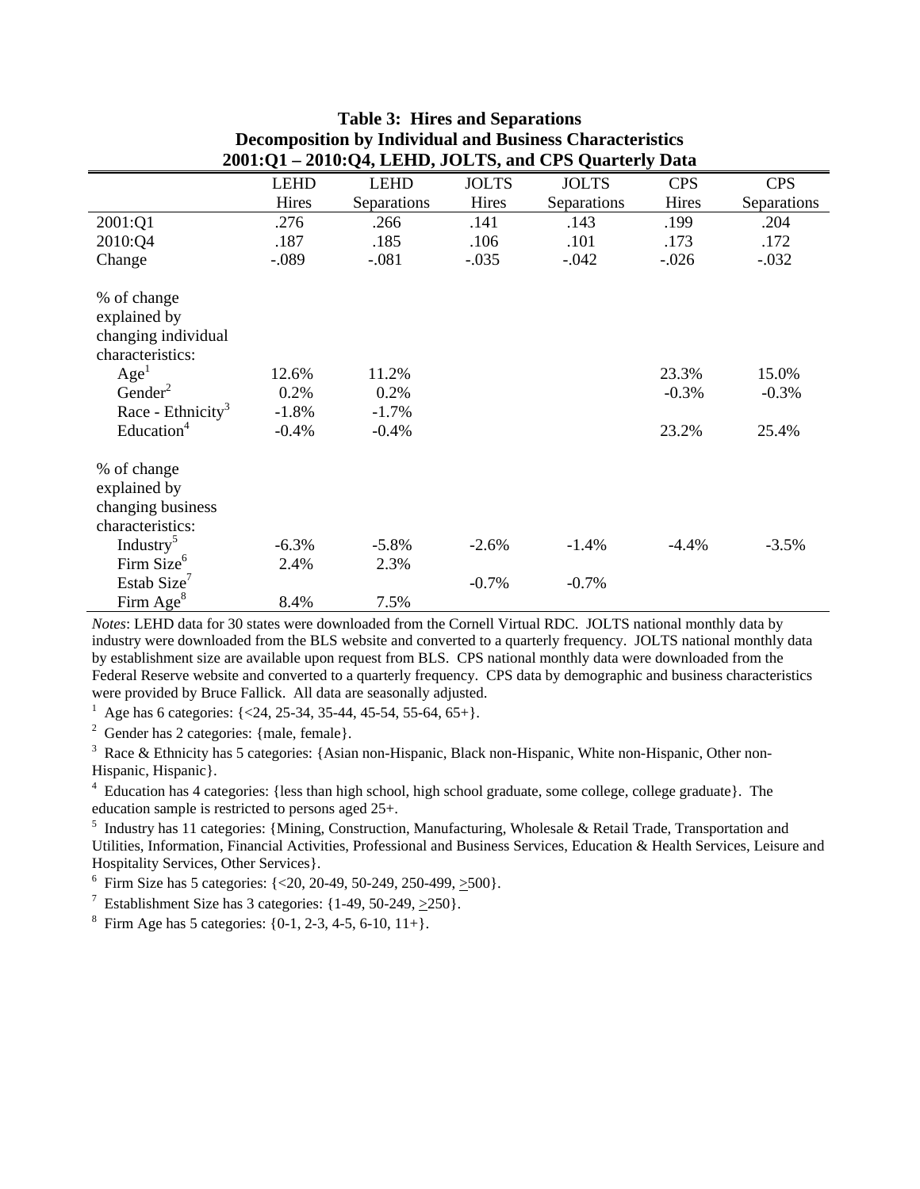**Table 3: Hires and Separations**
**Decomposition by Individual and Business Characteristics**
**2001:Q1 – 2010:Q4, LEHD, JOLTS, and CPS Quarterly Data**

| | LEHD Hires | LEHD Separations | JOLTS Hires | JOLTS Separations | CPS Hires | CPS Separations |
|---|---|---|---|---|---|---|
| 2001:Q1 | .276 | .266 | .141 | .143 | .199 | .204 |
| 2010:Q4 | .187 | .185 | .106 | .101 | .173 | .172 |
| Change | -.089 | -.081 | -.035 | -.042 | -.026 | -.032 |
| % of change explained by changing individual characteristics: | | | | | | |
| Age[1] | 12.6% | 11.2% | | | 23.3% | 15.0% |
| Gender[2] | 0.2% | 0.2% | | | -0.3% | -0.3% |
| Race - Ethnicity[3] | -1.8% | -1.7% | | | | |
| Education[4] | -0.4% | -0.4% | | | 23.2% | 25.4% |
| % of change explained by changing business characteristics: | | | | | | |
| Industry[5] | -6.3% | -5.8% | -2.6% | -1.4% | -4.4% | -3.5% |
| Firm Size[6] | 2.4% | 2.3% | | | | |
| Estab Size[7] | | | -0.7% | -0.7% | | |
| Firm Age[8] | 8.4% | 7.5% | | | | |

*Notes*: LEHD data for 30 states were downloaded from the Cornell Virtual RDC. JOLTS national monthly data by industry were downloaded from the BLS website and converted to a quarterly frequency. JOLTS national monthly data by establishment size are available upon request from BLS. CPS national monthly data were downloaded from the Federal Reserve website and converted to a quarterly frequency. CPS data by demographic and business characteristics were provided by Bruce Fallick. All data are seasonally adjusted.

[1] Age has 6 categories: {<24, 25-34, 35-44, 45-54, 55-64, 65+}.

[2] Gender has 2 categories: {male, female}.

[3] Race & Ethnicity has 5 categories: {Asian non-Hispanic, Black non-Hispanic, White non-Hispanic, Other non-Hispanic, Hispanic}.

[4] Education has 4 categories: {less than high school, high school graduate, some college, college graduate}. The education sample is restricted to persons aged 25+.

[5] Industry has 11 categories: {Mining, Construction, Manufacturing, Wholesale & Retail Trade, Transportation and Utilities, Information, Financial Activities, Professional and Business Services, Education & Health Services, Leisure and Hospitality Services, Other Services}.

[6] Firm Size has 5 categories: {<20, 20-49, 50-249, 250-499, ≥500}.

[7] Establishment Size has 3 categories: {1-49, 50-249, ≥250}.

[8] Firm Age has 5 categories: {0-1, 2-3, 4-5, 6-10, 11+}.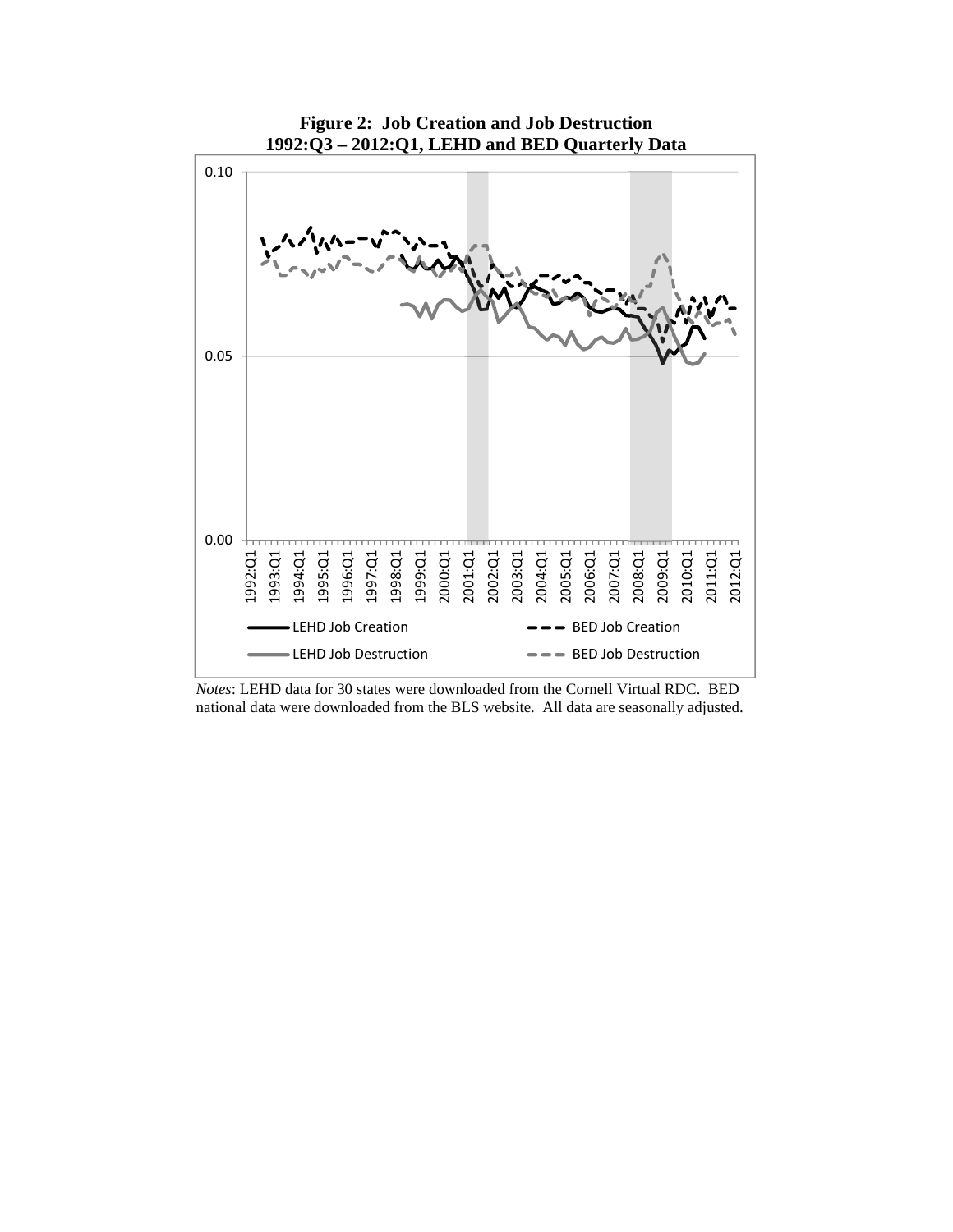**Figure 2: Job Creation and Job Destruction**
**1992:Q3 – 2012:Q1, LEHD and BED Quarterly Data**

*Notes*: LEHD data for 30 states were downloaded from the Cornell Virtual RDC. BED national data were downloaded from the BLS website. All data are seasonally adjusted.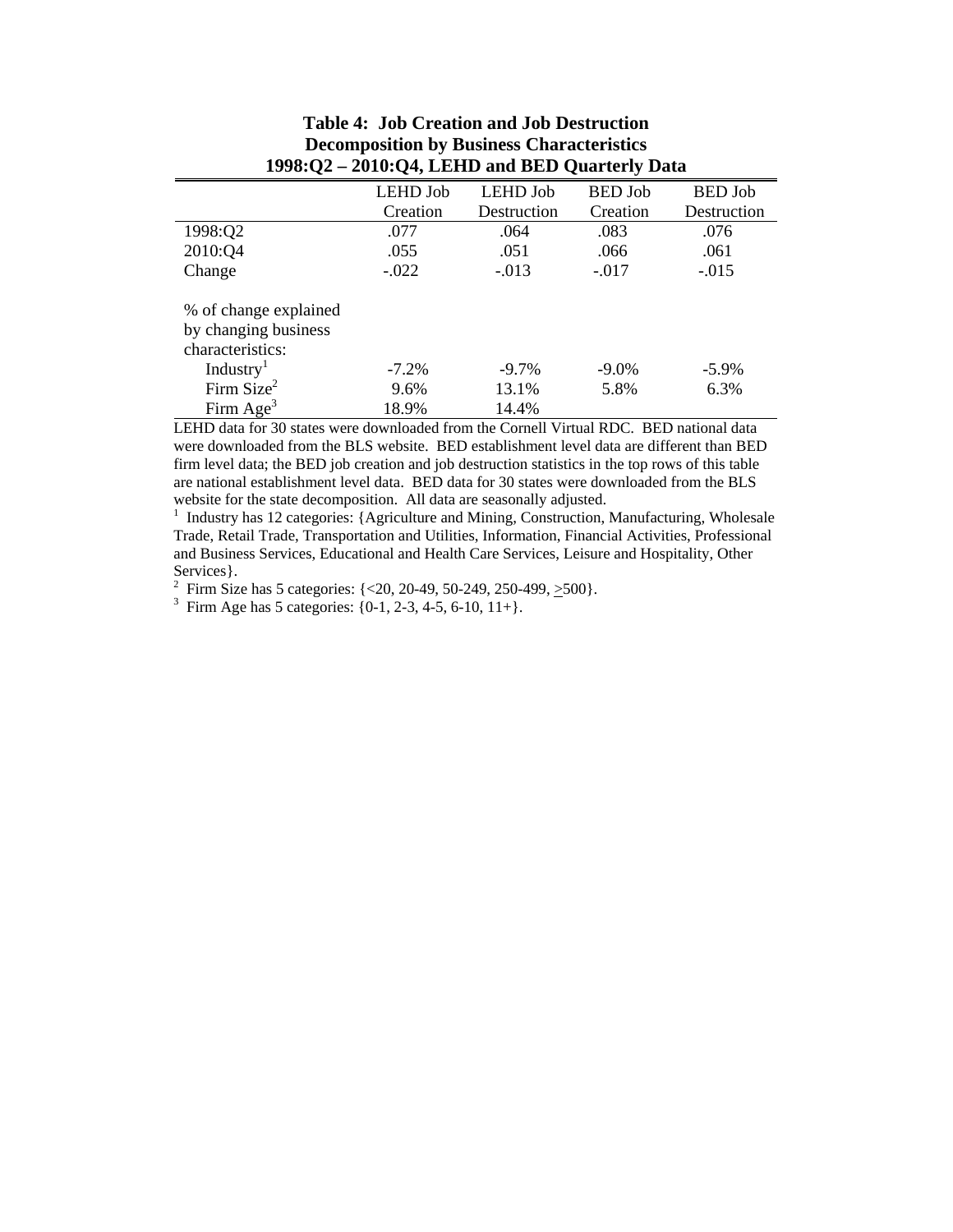**Table 4: Job Creation and Job Destruction Decomposition by Business Characteristics 1998:Q2 – 2010:Q4, LEHD and BED Quarterly Data**

| | LEHD Job Creation | LEHD Job Destruction | BED Job Creation | BED Job Destruction |
|---|---|---|---|---|
| 1998:Q2 | .077 | .064 | .083 | .076 |
| 2010:Q4 | .055 | .051 | .066 | .061 |
| Change | -.022 | -.013 | -.017 | -.015 |
| % of change explained by changing business characteristics: | | | | |
| Industry[1] | -7.2% | -9.7% | -9.0% | -5.9% |
| Firm Size[2] | 9.6% | 13.1% | 5.8% | 6.3% |
| Firm Age[3] | 18.9% | 14.4% | | |

LEHD data for 30 states were downloaded from the Cornell Virtual RDC. BED national data were downloaded from the BLS website. BED establishment level data are different than BED firm level data; the BED job creation and job destruction statistics in the top rows of this table are national establishment level data. BED data for 30 states were downloaded from the BLS website for the state decomposition. All data are seasonally adjusted.

[1] Industry has 12 categories: {Agriculture and Mining, Construction, Manufacturing, Wholesale Trade, Retail Trade, Transportation and Utilities, Information, Financial Activities, Professional and Business Services, Educational and Health Care Services, Leisure and Hospitality, Other Services}.

[2] Firm Size has 5 categories: {<20, 20-49, 50-249, 250-499, ≥500}.

[3] Firm Age has 5 categories: {0-1, 2-3, 4-5, 6-10, 11+}.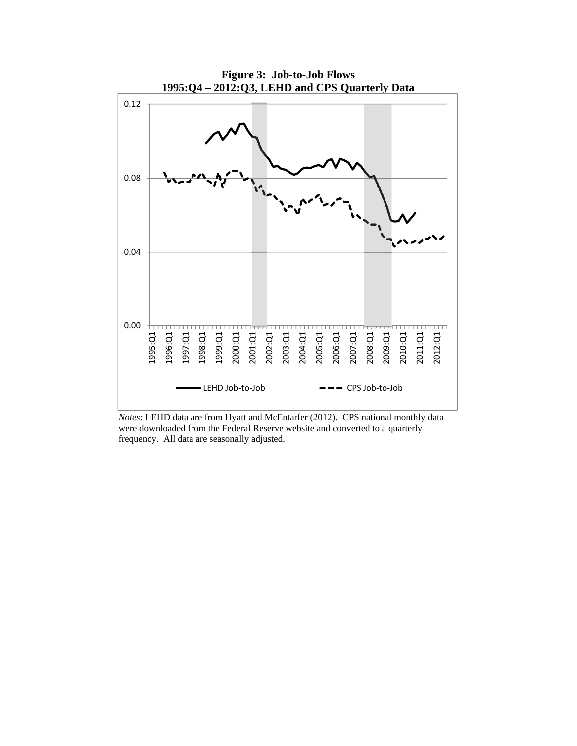**Figure 3: Job-to-Job Flows**
**1995:Q4 – 2012:Q3, LEHD and CPS Quarterly Data**

*Notes*: LEHD data are from Hyatt and McEntarfer (2012). CPS national monthly data were downloaded from the Federal Reserve website and converted to a quarterly frequency. All data are seasonally adjusted.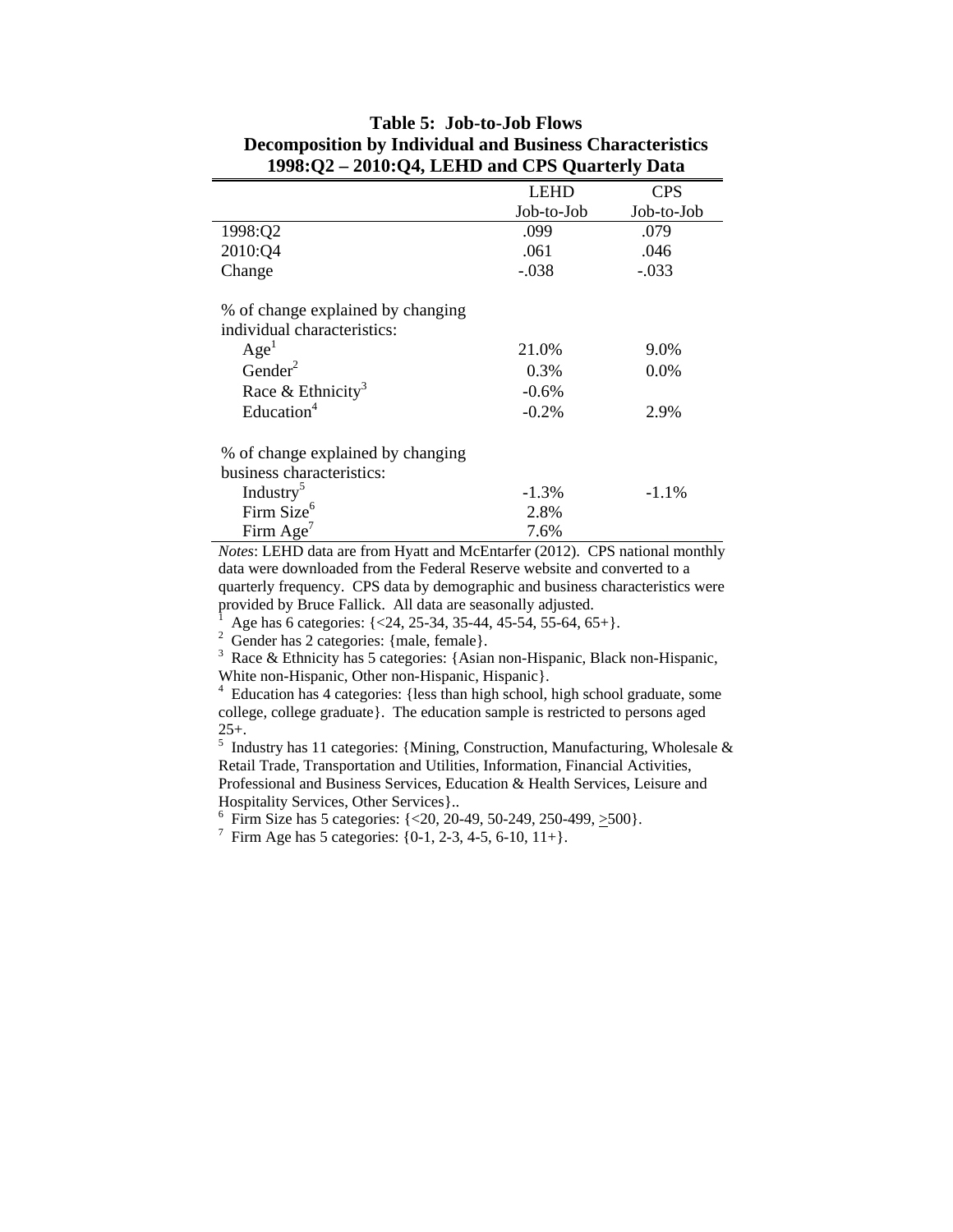**Table 5: Job-to-Job Flows**
**Decomposition by Individual and Business Characteristics**
**1998:Q2 – 2010:Q4, LEHD and CPS Quarterly Data**

| | LEHD Job-to-Job | CPS Job-to-Job |
|---|---|---|
| 1998:Q2 | .099 | .079 |
| 2010:Q4 | .061 | .046 |
| Change | -.038 | -.033 |
| | | |
| % of change explained by changing individual characteristics: | | |
| Age[1] | 21.0% | 9.0% |
| Gender[2] | 0.3% | 0.0% |
| Race & Ethnicity[3] | -0.6% | |
| Education[4] | -0.2% | 2.9% |
| | | |
| % of change explained by changing business characteristics: | | |
| Industry[5] | -1.3% | -1.1% |
| Firm Size[6] | 2.8% | |
| Firm Age[7] | 7.6% | |

*Notes*: LEHD data are from Hyatt and McEntarfer (2012). CPS national monthly data were downloaded from the Federal Reserve website and converted to a quarterly frequency. CPS data by demographic and business characteristics were provided by Bruce Fallick. All data are seasonally adjusted.

[1] Age has 6 categories: {<24, 25-34, 35-44, 45-54, 55-64, 65+}.

[2] Gender has 2 categories: {male, female}.

[3] Race & Ethnicity has 5 categories: {Asian non-Hispanic, Black non-Hispanic, White non-Hispanic, Other non-Hispanic, Hispanic}.

[4] Education has 4 categories: {less than high school, high school graduate, some college, college graduate}. The education sample is restricted to persons aged 25+.

[5] Industry has 11 categories: {Mining, Construction, Manufacturing, Wholesale & Retail Trade, Transportation and Utilities, Information, Financial Activities, Professional and Business Services, Education & Health Services, Leisure and Hospitality Services, Other Services}..

[6] Firm Size has 5 categories: {<20, 20-49, 50-249, 250-499, ≥500}.

[7] Firm Age has 5 categories: {0-1, 2-3, 4-5, 6-10, 11+}.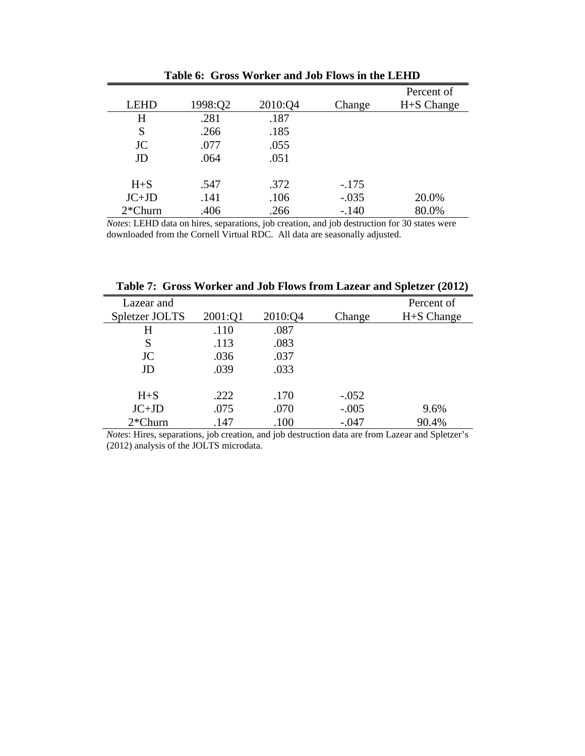**Table 6: Gross Worker and Job Flows in the LEHD**

| LEHD | 1998:Q2 | 2010:Q4 | Change | Percent of H+S Change |
|---|---|---|---|---|
| H | .281 | .187 | | |
| S | .266 | .185 | | |
| JC | .077 | .055 | | |
| JD | .064 | .051 | | |
| | | | | |
| H+S | .547 | .372 | -.175 | |
| JC+JD | .141 | .106 | -.035 | 20.0% |
| 2*Churn | .406 | .266 | -.140 | 80.0% |

*Notes*: LEHD data on hires, separations, job creation, and job destruction for 30 states were downloaded from the Cornell Virtual RDC. All data are seasonally adjusted.

**Table 7: Gross Worker and Job Flows from Lazear and Spletzer (2012)**

| Lazear and Spletzer JOLTS | 2001:Q1 | 2010:Q4 | Change | Percent of H+S Change |
|---|---|---|---|---|
| H | .110 | .087 | | |
| S | .113 | .083 | | |
| JC | .036 | .037 | | |
| JD | .039 | .033 | | |
| | | | | |
| H+S | .222 | .170 | -.052 | |
| JC+JD | .075 | .070 | -.005 | 9.6% |
| 2*Churn | .147 | .100 | -.047 | 90.4% |

*Notes*: Hires, separations, job creation, and job destruction data are from Lazear and Spletzer's (2012) analysis of the JOLTS microdata.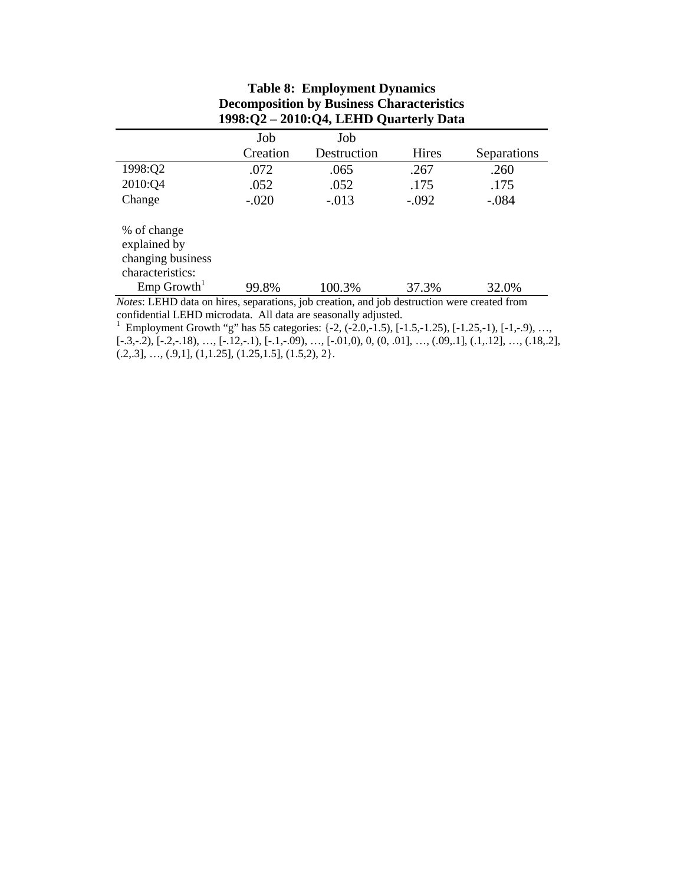**Table 8: Employment Dynamics**
**Decomposition by Business Characteristics**
**1998:Q2 – 2010:Q4, LEHD Quarterly Data**

| | Job Creation | Job Destruction | Hires | Separations |
|---|---|---|---|---|
| 1998:Q2 | .072 | .065 | .267 | .260 |
| 2010:Q4 | .052 | .052 | .175 | .175 |
| Change | -.020 | -.013 | -.092 | -.084 |
| % of change explained by changing business characteristics: | | | | |
| Emp Growth[1] | 99.8% | 100.3% | 37.3% | 32.0% |

*Notes*: LEHD data on hires, separations, job creation, and job destruction were created from confidential LEHD microdata. All data are seasonally adjusted.

[1] Employment Growth "g" has 55 categories: {-2, (-2.0,-1.5), [-1.5,-1.25), [-1.25,-1), [-1,-.9), …, [-.3,-.2), [-.2,-.18), …, [-.12,-.1), [-.1,-.09), …, [-.01,0), 0, (0, .01], …, (.09,.1], (.1,.12], …, (.18,.2], (.2,.3], …, (.9,1], (1,1.25], (1.25,1.5], (1.5,2), 2}.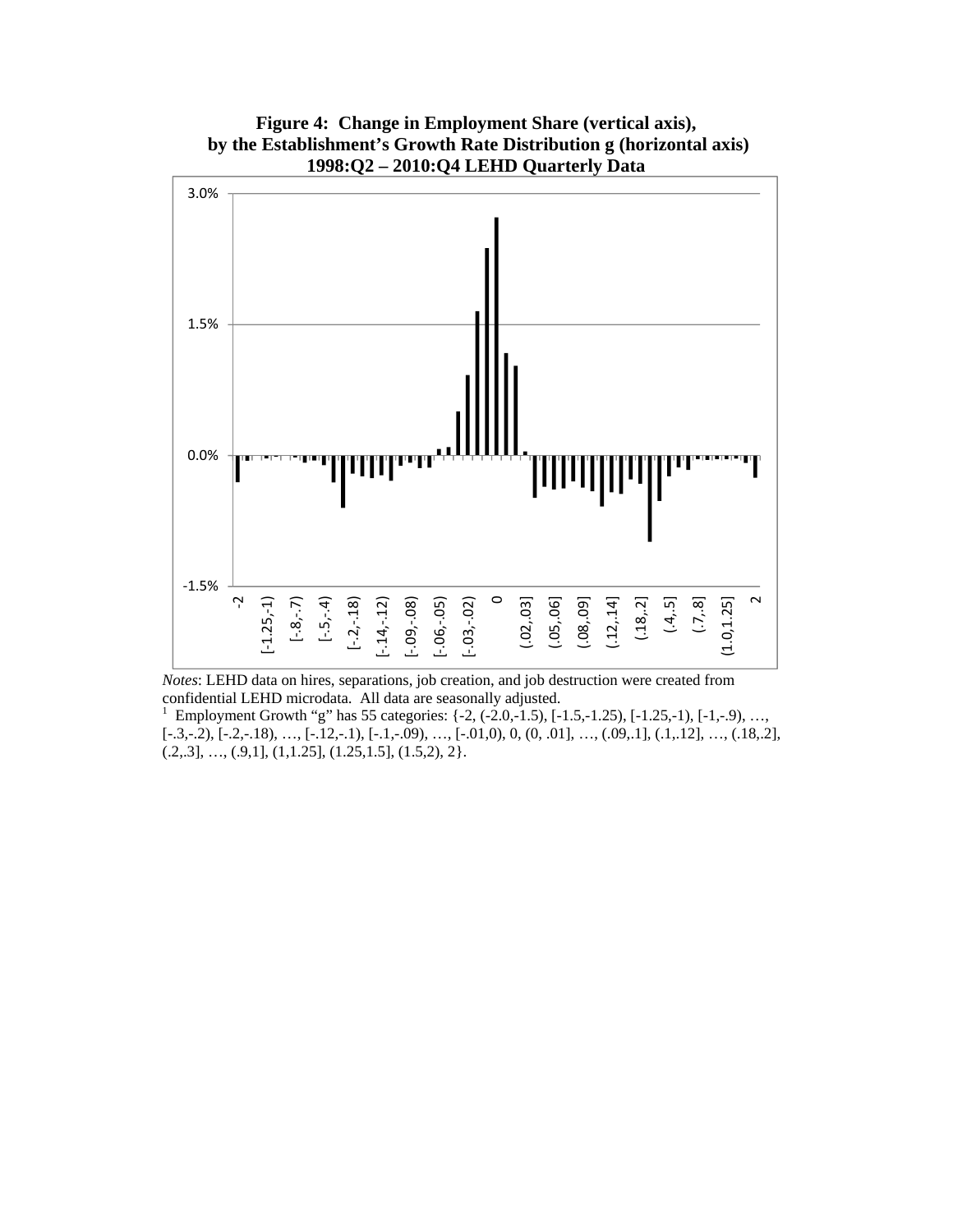**Figure 4: Change in Employment Share (vertical axis), by the Establishment's Growth Rate Distribution g (horizontal axis) 1998:Q2 – 2010:Q4 LEHD Quarterly Data**

*Notes*: LEHD data on hires, separations, job creation, and job destruction were created from confidential LEHD microdata. All data are seasonally adjusted.

[1] Employment Growth "g" has 55 categories: {-2, (-2.0,-1.5), [-1.5,-1.25), [-1.25,-1), [-1,-.9), …, [-.3,-.2), [-.2,-.18), …, [-.12,-.1), [-.1,-.09), …, [-.01,0), 0, (0, .01], …, (.09,.1], (.1,.12], …, (.18,.2], (.2,.3], …, (.9,1], (1,1.25], (1.25,1.5], (1.5,2), 2}.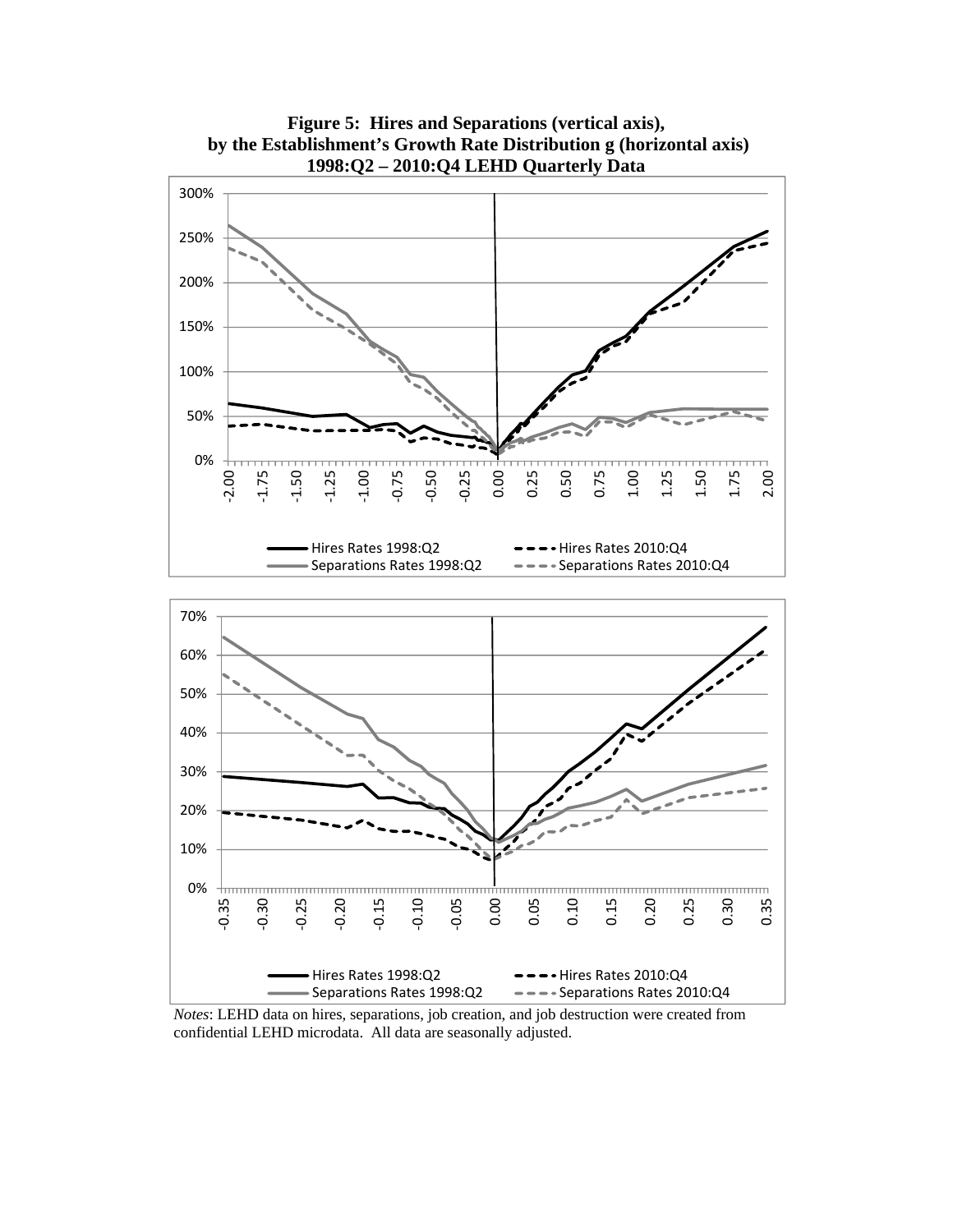**Figure 5: Hires and Separations (vertical axis), by the Establishment's Growth Rate Distribution g (horizontal axis) 1998:Q2 – 2010:Q4 LEHD Quarterly Data**

*Notes*: LEHD data on hires, separations, job creation, and job destruction were created from confidential LEHD microdata. All data are seasonally adjusted.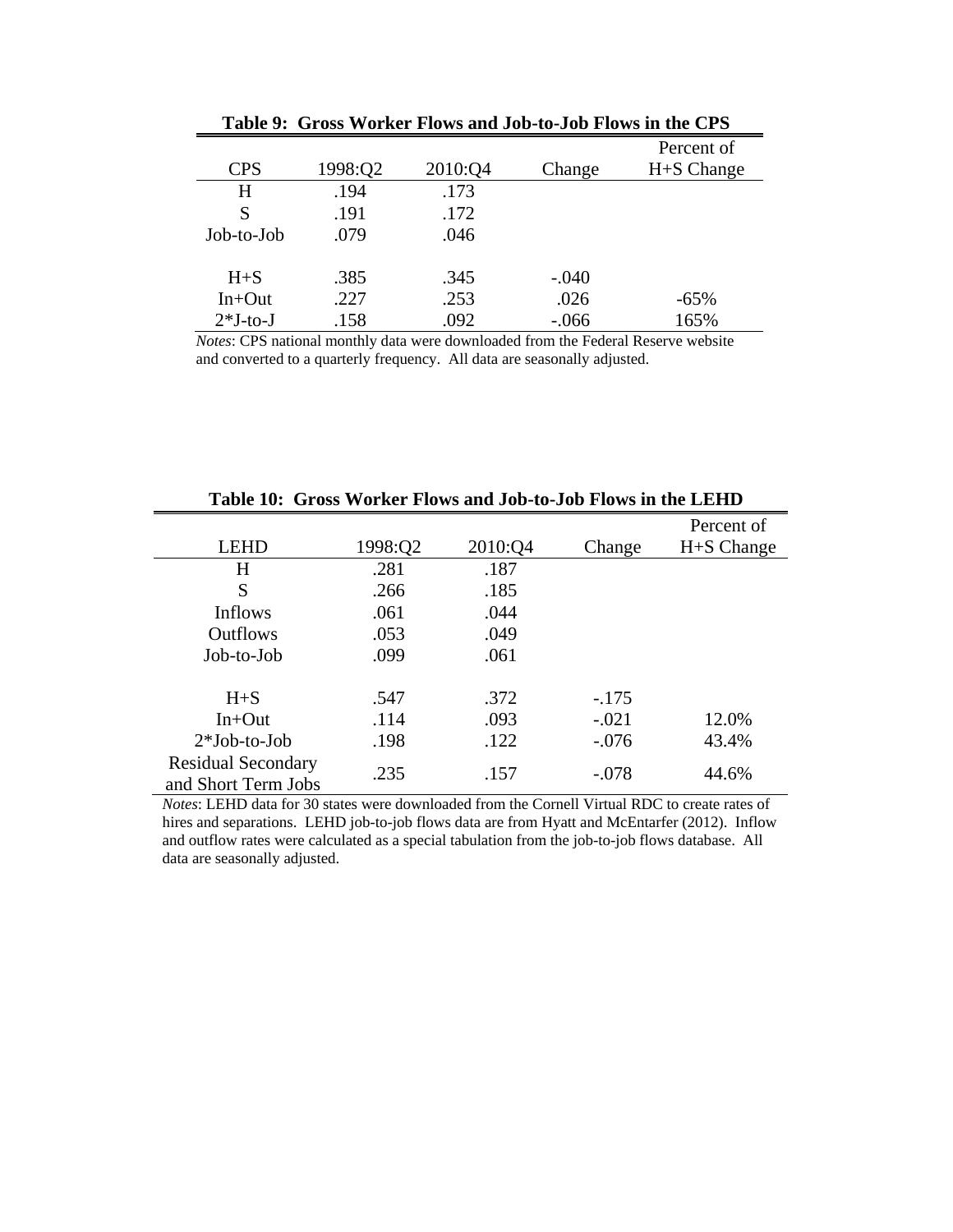**Table 9: Gross Worker Flows and Job-to-Job Flows in the CPS**

| CPS | 1998:Q2 | 2010:Q4 | Change | Percent of H+S Change |
|---|---|---|---|---|
| H | .194 | .173 | | |
| S | .191 | .172 | | |
| Job-to-Job | .079 | .046 | | |
| | | | | |
| H+S | .385 | .345 | -.040 | |
| In+Out | .227 | .253 | .026 | -65% |
| 2*J-to-J | .158 | .092 | -.066 | 165% |

*Notes*: CPS national monthly data were downloaded from the Federal Reserve website and converted to a quarterly frequency. All data are seasonally adjusted.

**Table 10: Gross Worker Flows and Job-to-Job Flows in the LEHD**

| LEHD | 1998:Q2 | 2010:Q4 | Change | Percent of H+S Change |
|---|---|---|---|---|
| H | .281 | .187 | | |
| S | .266 | .185 | | |
| Inflows | .061 | .044 | | |
| Outflows | .053 | .049 | | |
| Job-to-Job | .099 | .061 | | |
| | | | | |
| H+S | .547 | .372 | -.175 | |
| In+Out | .114 | .093 | -.021 | 12.0% |
| 2*Job-to-Job | .198 | .122 | -.076 | 43.4% |
| Residual Secondary and Short Term Jobs | .235 | .157 | -.078 | 44.6% |

*Notes*: LEHD data for 30 states were downloaded from the Cornell Virtual RDC to create rates of hires and separations. LEHD job-to-job flows data are from Hyatt and McEntarfer (2012). Inflow and outflow rates were calculated as a special tabulation from the job-to-job flows database. All data are seasonally adjusted.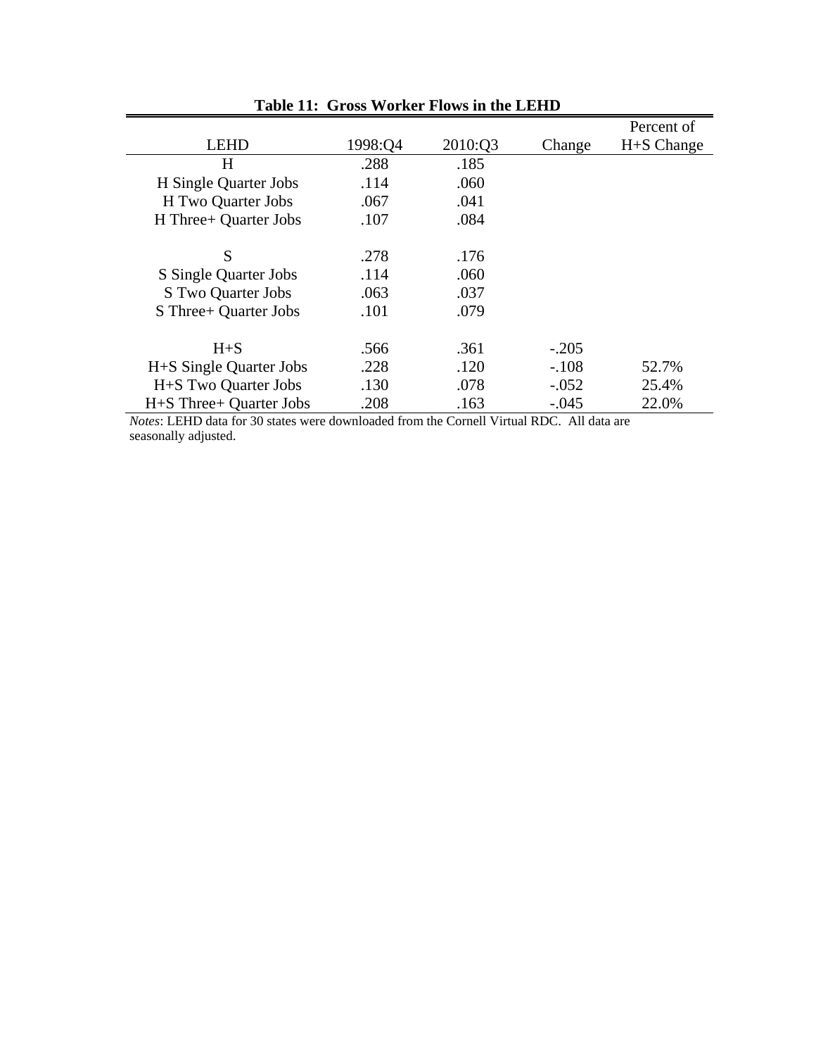**Table 11: Gross Worker Flows in the LEHD**

| LEHD | 1998:Q4 | 2010:Q3 | Change | Percent of H+S Change |
|---|---|---|---|---|
| H | .288 | .185 | | |
| H Single Quarter Jobs | .114 | .060 | | |
| H Two Quarter Jobs | .067 | .041 | | |
| H Three+ Quarter Jobs | .107 | .084 | | |
| | | | | |
| S | .278 | .176 | | |
| S Single Quarter Jobs | .114 | .060 | | |
| S Two Quarter Jobs | .063 | .037 | | |
| S Three+ Quarter Jobs | .101 | .079 | | |
| | | | | |
| H+S | .566 | .361 | -.205 | |
| H+S Single Quarter Jobs | .228 | .120 | -.108 | 52.7% |
| H+S Two Quarter Jobs | .130 | .078 | -.052 | 25.4% |
| H+S Three+ Quarter Jobs | .208 | .163 | -.045 | 22.0% |

*Notes*: LEHD data for 30 states were downloaded from the Cornell Virtual RDC. All data are seasonally adjusted.